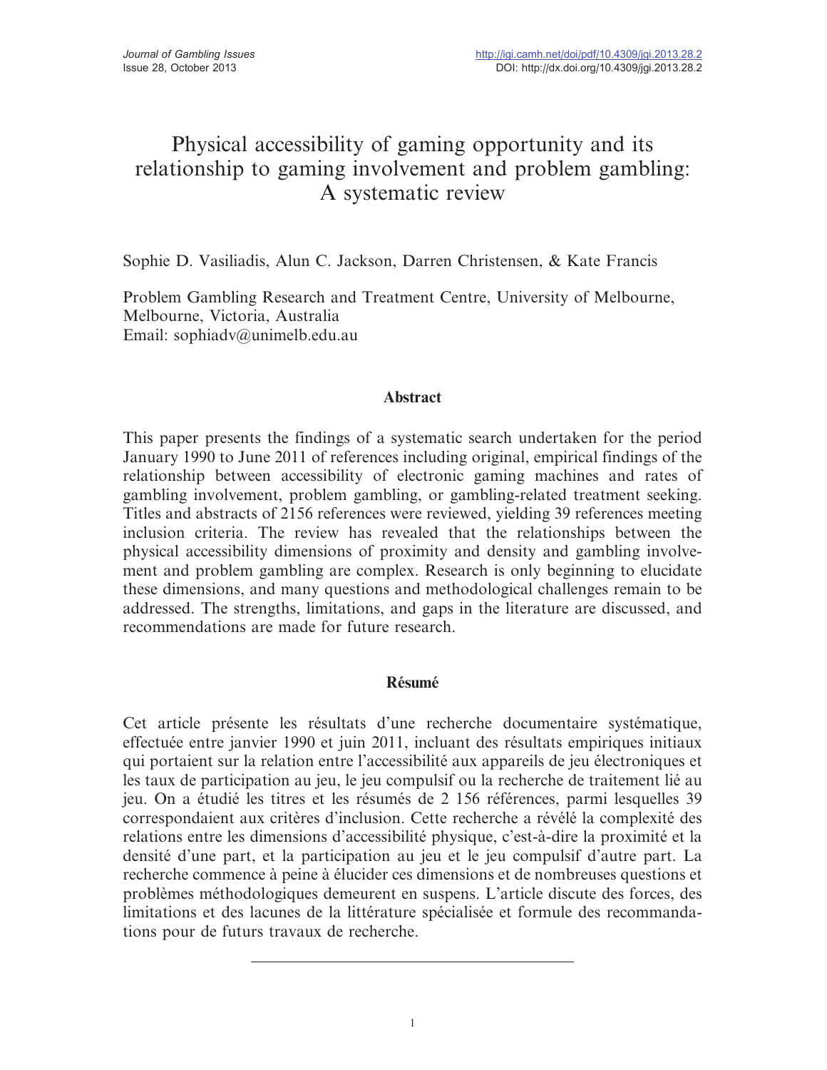# Physical accessibility of gaming opportunity and its relationship to gaming involvement and problem gambling: A systematic review

Sophie D. Vasiliadis, Alun C. Jackson, Darren Christensen, & Kate Francis

Problem Gambling Research and Treatment Centre, University of Melbourne, Melbourne, Victoria, Australia
Email: sophiadv@unimelb.edu.au

## Abstract

This paper presents the findings of a systematic search undertaken for the period January 1990 to June 2011 of references including original, empirical findings of the relationship between accessibility of electronic gaming machines and rates of gambling involvement, problem gambling, or gambling-related treatment seeking. Titles and abstracts of 2156 references were reviewed, yielding 39 references meeting inclusion criteria. The review has revealed that the relationships between the physical accessibility dimensions of proximity and density and gambling involvement and problem gambling are complex. Research is only beginning to elucidate these dimensions, and many questions and methodological challenges remain to be addressed. The strengths, limitations, and gaps in the literature are discussed, and recommendations are made for future research.

## Résumé

Cet article présente les résultats d'une recherche documentaire systématique, effectuée entre janvier 1990 et juin 2011, incluant des résultats empiriques initiaux qui portaient sur la relation entre l'accessibilité aux appareils de jeu électroniques et les taux de participation au jeu, le jeu compulsif ou la recherche de traitement lié au jeu. On a étudié les titres et les résumés de 2 156 références, parmi lesquelles 39 correspondaient aux critères d'inclusion. Cette recherche a révélé la complexité des relations entre les dimensions d'accessibilité physique, c'est-à-dire la proximité et la densité d'une part, et la participation au jeu et le jeu compulsif d'autre part. La recherche commence à peine à élucider ces dimensions et de nombreuses questions et problèmes méthodologiques demeurent en suspens. L'article discute des forces, des limitations et des lacunes de la littérature spécialisée et formule des recommandations pour de futurs travaux de recherche.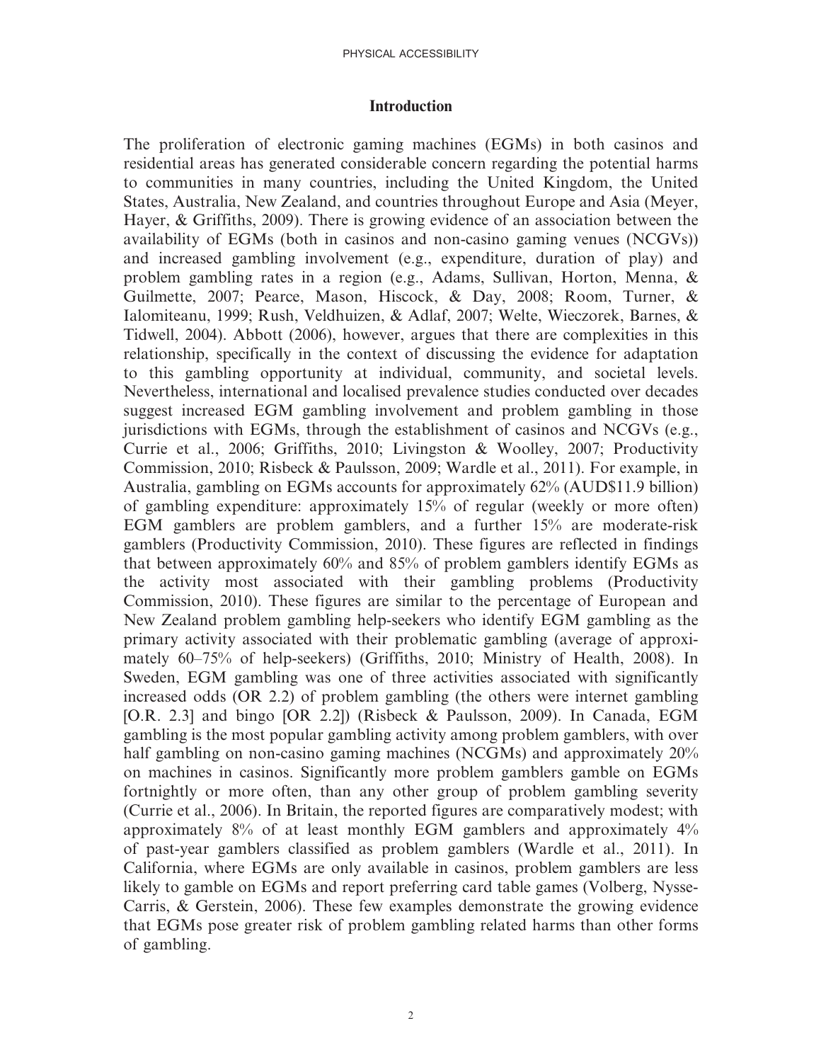## Introduction

The proliferation of electronic gaming machines (EGMs) in both casinos and residential areas has generated considerable concern regarding the potential harms to communities in many countries, including the United Kingdom, the United States, Australia, New Zealand, and countries throughout Europe and Asia (Meyer, Hayer, & Griffiths, 2009). There is growing evidence of an association between the availability of EGMs (both in casinos and non-casino gaming venues (NCGVs)) and increased gambling involvement (e.g., expenditure, duration of play) and problem gambling rates in a region (e.g., Adams, Sullivan, Horton, Menna, & Guilmette, 2007; Pearce, Mason, Hiscock, & Day, 2008; Room, Turner, & Ialomiteanu, 1999; Rush, Veldhuizen, & Adlaf, 2007; Welte, Wieczorek, Barnes, & Tidwell, 2004). Abbott (2006), however, argues that there are complexities in this relationship, specifically in the context of discussing the evidence for adaptation to this gambling opportunity at individual, community, and societal levels. Nevertheless, international and localised prevalence studies conducted over decades suggest increased EGM gambling involvement and problem gambling in those jurisdictions with EGMs, through the establishment of casinos and NCGVs (e.g., Currie et al., 2006; Griffiths, 2010; Livingston & Woolley, 2007; Productivity Commission, 2010; Risbeck & Paulsson, 2009; Wardle et al., 2011). For example, in Australia, gambling on EGMs accounts for approximately 62% (AUD$11.9 billion) of gambling expenditure: approximately 15% of regular (weekly or more often) EGM gamblers are problem gamblers, and a further 15% are moderate-risk gamblers (Productivity Commission, 2010). These figures are reflected in findings that between approximately 60% and 85% of problem gamblers identify EGMs as the activity most associated with their gambling problems (Productivity Commission, 2010). These figures are similar to the percentage of European and New Zealand problem gambling help-seekers who identify EGM gambling as the primary activity associated with their problematic gambling (average of approximately 60–75% of help-seekers) (Griffiths, 2010; Ministry of Health, 2008). In Sweden, EGM gambling was one of three activities associated with significantly increased odds (OR 2.2) of problem gambling (the others were internet gambling [O.R. 2.3] and bingo [OR 2.2]) (Risbeck & Paulsson, 2009). In Canada, EGM gambling is the most popular gambling activity among problem gamblers, with over half gambling on non-casino gaming machines (NCGMs) and approximately 20% on machines in casinos. Significantly more problem gamblers gamble on EGMs fortnightly or more often, than any other group of problem gambling severity (Currie et al., 2006). In Britain, the reported figures are comparatively modest; with approximately 8% of at least monthly EGM gamblers and approximately 4% of past-year gamblers classified as problem gamblers (Wardle et al., 2011). In California, where EGMs are only available in casinos, problem gamblers are less likely to gamble on EGMs and report preferring card table games (Volberg, Nysse-Carris, & Gerstein, 2006). These few examples demonstrate the growing evidence that EGMs pose greater risk of problem gambling related harms than other forms of gambling.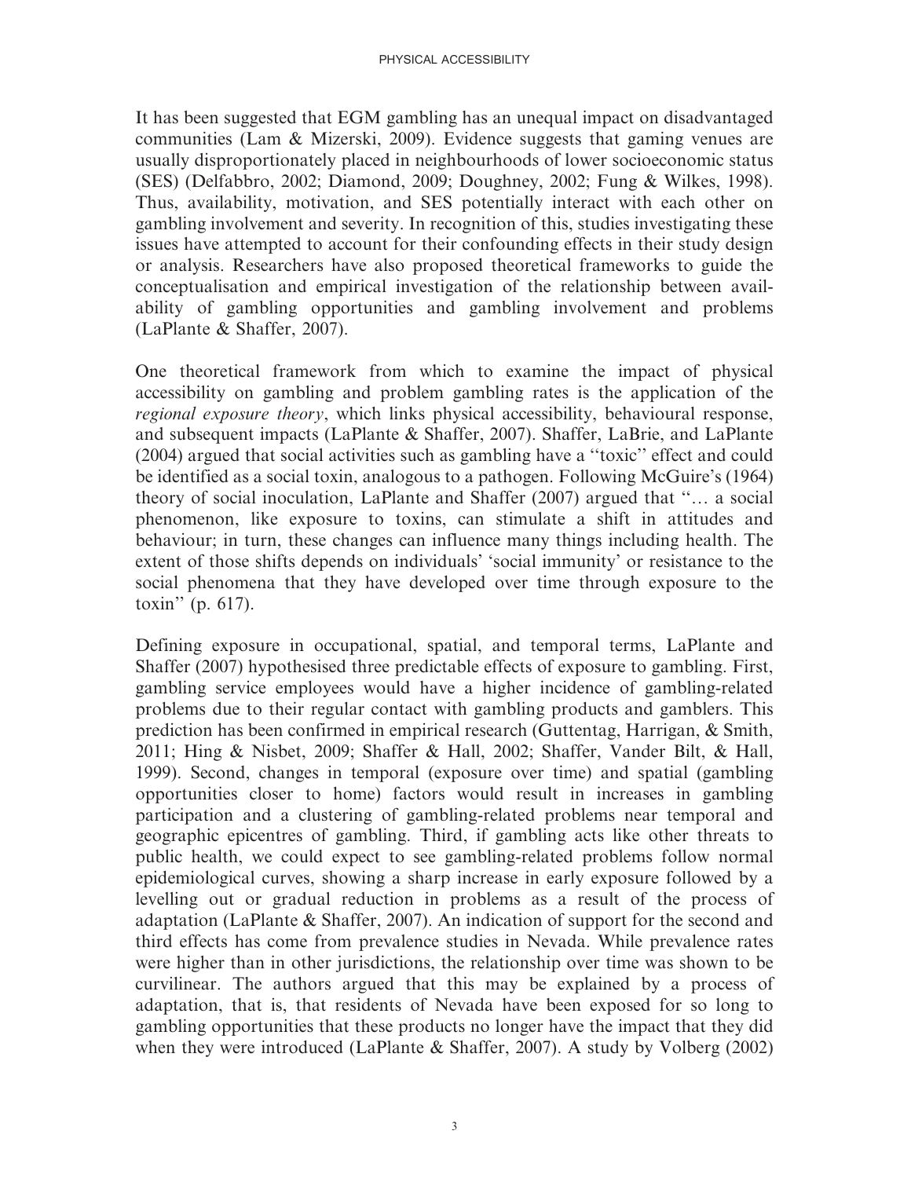It has been suggested that EGM gambling has an unequal impact on disadvantaged communities (Lam & Mizerski, 2009). Evidence suggests that gaming venues are usually disproportionately placed in neighbourhoods of lower socioeconomic status (SES) (Delfabbro, 2002; Diamond, 2009; Doughney, 2002; Fung & Wilkes, 1998). Thus, availability, motivation, and SES potentially interact with each other on gambling involvement and severity. In recognition of this, studies investigating these issues have attempted to account for their confounding effects in their study design or analysis. Researchers have also proposed theoretical frameworks to guide the conceptualisation and empirical investigation of the relationship between availability of gambling opportunities and gambling involvement and problems (LaPlante & Shaffer, 2007).

One theoretical framework from which to examine the impact of physical accessibility on gambling and problem gambling rates is the application of the *regional exposure theory*, which links physical accessibility, behavioural response, and subsequent impacts (LaPlante & Shaffer, 2007). Shaffer, LaBrie, and LaPlante (2004) argued that social activities such as gambling have a "toxic" effect and could be identified as a social toxin, analogous to a pathogen. Following McGuire's (1964) theory of social inoculation, LaPlante and Shaffer (2007) argued that "… a social phenomenon, like exposure to toxins, can stimulate a shift in attitudes and behaviour; in turn, these changes can influence many things including health. The extent of those shifts depends on individuals' 'social immunity' or resistance to the social phenomena that they have developed over time through exposure to the toxin" (p. 617).

Defining exposure in occupational, spatial, and temporal terms, LaPlante and Shaffer (2007) hypothesised three predictable effects of exposure to gambling. First, gambling service employees would have a higher incidence of gambling-related problems due to their regular contact with gambling products and gamblers. This prediction has been confirmed in empirical research (Guttentag, Harrigan, & Smith, 2011; Hing & Nisbet, 2009; Shaffer & Hall, 2002; Shaffer, Vander Bilt, & Hall, 1999). Second, changes in temporal (exposure over time) and spatial (gambling opportunities closer to home) factors would result in increases in gambling participation and a clustering of gambling-related problems near temporal and geographic epicentres of gambling. Third, if gambling acts like other threats to public health, we could expect to see gambling-related problems follow normal epidemiological curves, showing a sharp increase in early exposure followed by a levelling out or gradual reduction in problems as a result of the process of adaptation (LaPlante & Shaffer, 2007). An indication of support for the second and third effects has come from prevalence studies in Nevada. While prevalence rates were higher than in other jurisdictions, the relationship over time was shown to be curvilinear. The authors argued that this may be explained by a process of adaptation, that is, that residents of Nevada have been exposed for so long to gambling opportunities that these products no longer have the impact that they did when they were introduced (LaPlante & Shaffer, 2007). A study by Volberg (2002)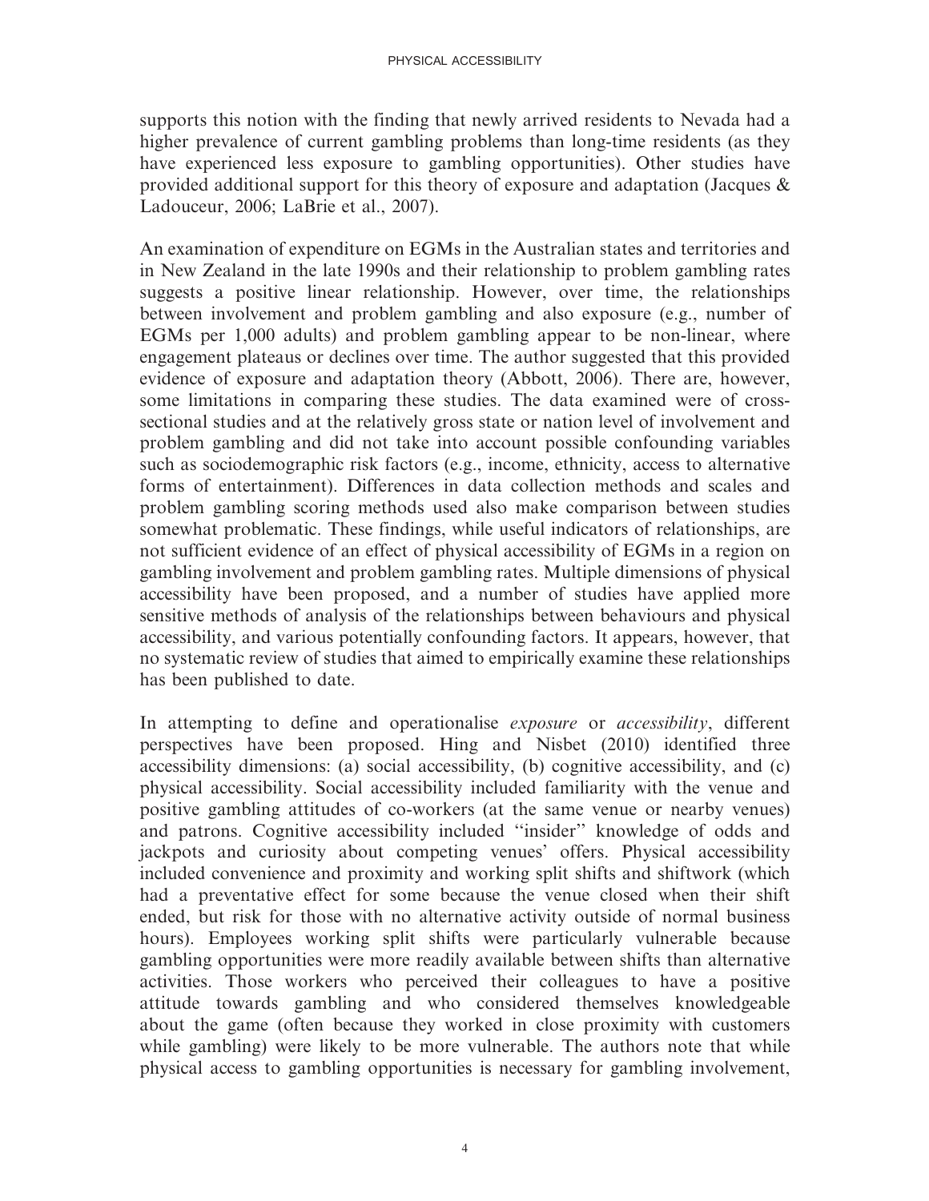supports this notion with the finding that newly arrived residents to Nevada had a higher prevalence of current gambling problems than long-time residents (as they have experienced less exposure to gambling opportunities). Other studies have provided additional support for this theory of exposure and adaptation (Jacques & Ladouceur, 2006; LaBrie et al., 2007).

An examination of expenditure on EGMs in the Australian states and territories and in New Zealand in the late 1990s and their relationship to problem gambling rates suggests a positive linear relationship. However, over time, the relationships between involvement and problem gambling and also exposure (e.g., number of EGMs per 1,000 adults) and problem gambling appear to be non-linear, where engagement plateaus or declines over time. The author suggested that this provided evidence of exposure and adaptation theory (Abbott, 2006). There are, however, some limitations in comparing these studies. The data examined were of cross-sectional studies and at the relatively gross state or nation level of involvement and problem gambling and did not take into account possible confounding variables such as sociodemographic risk factors (e.g., income, ethnicity, access to alternative forms of entertainment). Differences in data collection methods and scales and problem gambling scoring methods used also make comparison between studies somewhat problematic. These findings, while useful indicators of relationships, are not sufficient evidence of an effect of physical accessibility of EGMs in a region on gambling involvement and problem gambling rates. Multiple dimensions of physical accessibility have been proposed, and a number of studies have applied more sensitive methods of analysis of the relationships between behaviours and physical accessibility, and various potentially confounding factors. It appears, however, that no systematic review of studies that aimed to empirically examine these relationships has been published to date.

In attempting to define and operationalise *exposure* or *accessibility*, different perspectives have been proposed. Hing and Nisbet (2010) identified three accessibility dimensions: (a) social accessibility, (b) cognitive accessibility, and (c) physical accessibility. Social accessibility included familiarity with the venue and positive gambling attitudes of co-workers (at the same venue or nearby venues) and patrons. Cognitive accessibility included "insider" knowledge of odds and jackpots and curiosity about competing venues' offers. Physical accessibility included convenience and proximity and working split shifts and shiftwork (which had a preventative effect for some because the venue closed when their shift ended, but risk for those with no alternative activity outside of normal business hours). Employees working split shifts were particularly vulnerable because gambling opportunities were more readily available between shifts than alternative activities. Those workers who perceived their colleagues to have a positive attitude towards gambling and who considered themselves knowledgeable about the game (often because they worked in close proximity with customers while gambling) were likely to be more vulnerable. The authors note that while physical access to gambling opportunities is necessary for gambling involvement,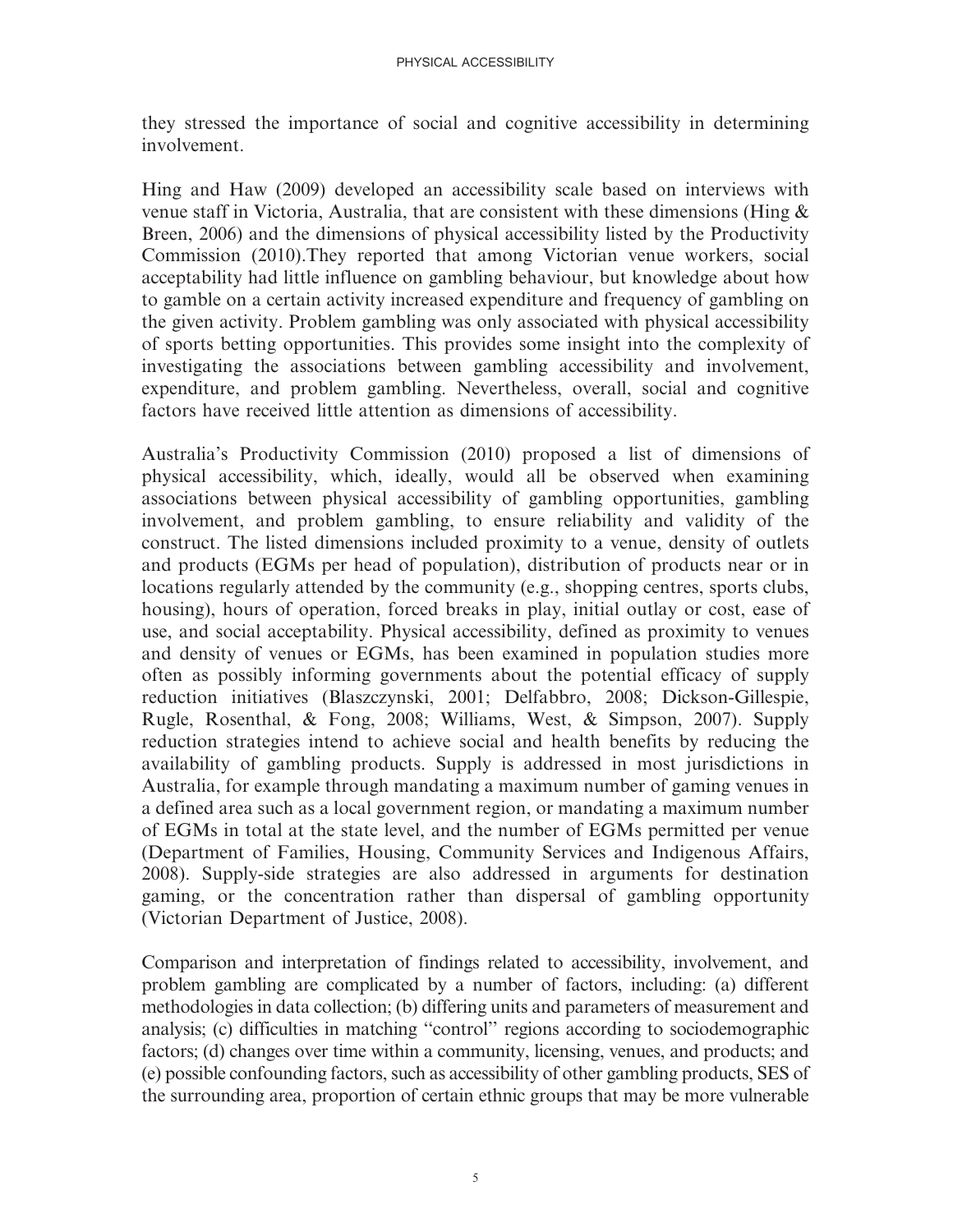they stressed the importance of social and cognitive accessibility in determining involvement.

Hing and Haw (2009) developed an accessibility scale based on interviews with venue staff in Victoria, Australia, that are consistent with these dimensions (Hing & Breen, 2006) and the dimensions of physical accessibility listed by the Productivity Commission (2010).They reported that among Victorian venue workers, social acceptability had little influence on gambling behaviour, but knowledge about how to gamble on a certain activity increased expenditure and frequency of gambling on the given activity. Problem gambling was only associated with physical accessibility of sports betting opportunities. This provides some insight into the complexity of investigating the associations between gambling accessibility and involvement, expenditure, and problem gambling. Nevertheless, overall, social and cognitive factors have received little attention as dimensions of accessibility.

Australia's Productivity Commission (2010) proposed a list of dimensions of physical accessibility, which, ideally, would all be observed when examining associations between physical accessibility of gambling opportunities, gambling involvement, and problem gambling, to ensure reliability and validity of the construct. The listed dimensions included proximity to a venue, density of outlets and products (EGMs per head of population), distribution of products near or in locations regularly attended by the community (e.g., shopping centres, sports clubs, housing), hours of operation, forced breaks in play, initial outlay or cost, ease of use, and social acceptability. Physical accessibility, defined as proximity to venues and density of venues or EGMs, has been examined in population studies more often as possibly informing governments about the potential efficacy of supply reduction initiatives (Blaszczynski, 2001; Delfabbro, 2008; Dickson-Gillespie, Rugle, Rosenthal, & Fong, 2008; Williams, West, & Simpson, 2007). Supply reduction strategies intend to achieve social and health benefits by reducing the availability of gambling products. Supply is addressed in most jurisdictions in Australia, for example through mandating a maximum number of gaming venues in a defined area such as a local government region, or mandating a maximum number of EGMs in total at the state level, and the number of EGMs permitted per venue (Department of Families, Housing, Community Services and Indigenous Affairs, 2008). Supply-side strategies are also addressed in arguments for destination gaming, or the concentration rather than dispersal of gambling opportunity (Victorian Department of Justice, 2008).

Comparison and interpretation of findings related to accessibility, involvement, and problem gambling are complicated by a number of factors, including: (a) different methodologies in data collection; (b) differing units and parameters of measurement and analysis; (c) difficulties in matching "control" regions according to sociodemographic factors; (d) changes over time within a community, licensing, venues, and products; and (e) possible confounding factors, such as accessibility of other gambling products, SES of the surrounding area, proportion of certain ethnic groups that may be more vulnerable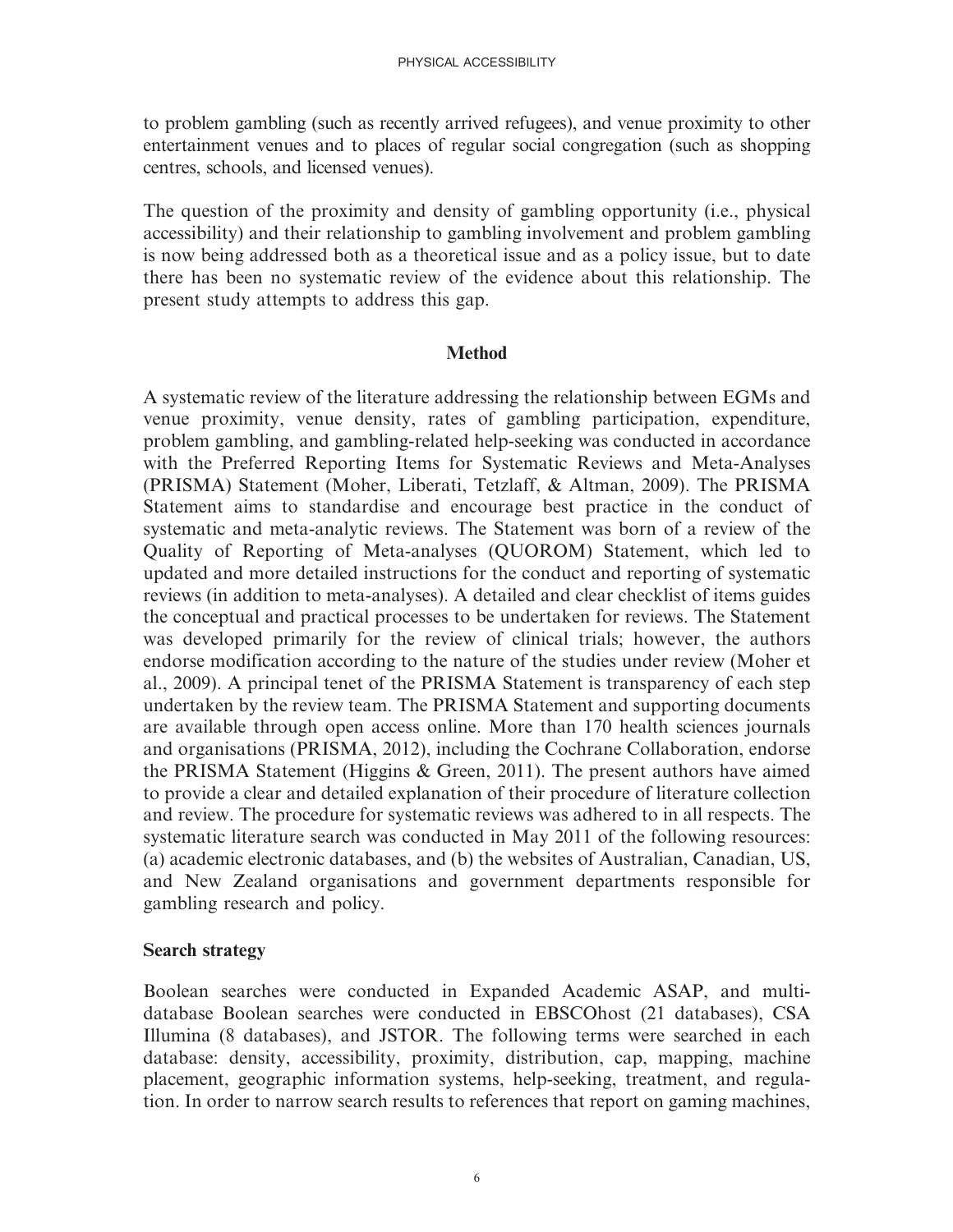to problem gambling (such as recently arrived refugees), and venue proximity to other entertainment venues and to places of regular social congregation (such as shopping centres, schools, and licensed venues).

The question of the proximity and density of gambling opportunity (i.e., physical accessibility) and their relationship to gambling involvement and problem gambling is now being addressed both as a theoretical issue and as a policy issue, but to date there has been no systematic review of the evidence about this relationship. The present study attempts to address this gap.

## Method

A systematic review of the literature addressing the relationship between EGMs and venue proximity, venue density, rates of gambling participation, expenditure, problem gambling, and gambling-related help-seeking was conducted in accordance with the Preferred Reporting Items for Systematic Reviews and Meta-Analyses (PRISMA) Statement (Moher, Liberati, Tetzlaff, & Altman, 2009). The PRISMA Statement aims to standardise and encourage best practice in the conduct of systematic and meta-analytic reviews. The Statement was born of a review of the Quality of Reporting of Meta-analyses (QUOROM) Statement, which led to updated and more detailed instructions for the conduct and reporting of systematic reviews (in addition to meta-analyses). A detailed and clear checklist of items guides the conceptual and practical processes to be undertaken for reviews. The Statement was developed primarily for the review of clinical trials; however, the authors endorse modification according to the nature of the studies under review (Moher et al., 2009). A principal tenet of the PRISMA Statement is transparency of each step undertaken by the review team. The PRISMA Statement and supporting documents are available through open access online. More than 170 health sciences journals and organisations (PRISMA, 2012), including the Cochrane Collaboration, endorse the PRISMA Statement (Higgins & Green, 2011). The present authors have aimed to provide a clear and detailed explanation of their procedure of literature collection and review. The procedure for systematic reviews was adhered to in all respects. The systematic literature search was conducted in May 2011 of the following resources: (a) academic electronic databases, and (b) the websites of Australian, Canadian, US, and New Zealand organisations and government departments responsible for gambling research and policy.

### Search strategy

Boolean searches were conducted in Expanded Academic ASAP, and multi-database Boolean searches were conducted in EBSCOhost (21 databases), CSA Illumina (8 databases), and JSTOR. The following terms were searched in each database: density, accessibility, proximity, distribution, cap, mapping, machine placement, geographic information systems, help-seeking, treatment, and regulation. In order to narrow search results to references that report on gaming machines,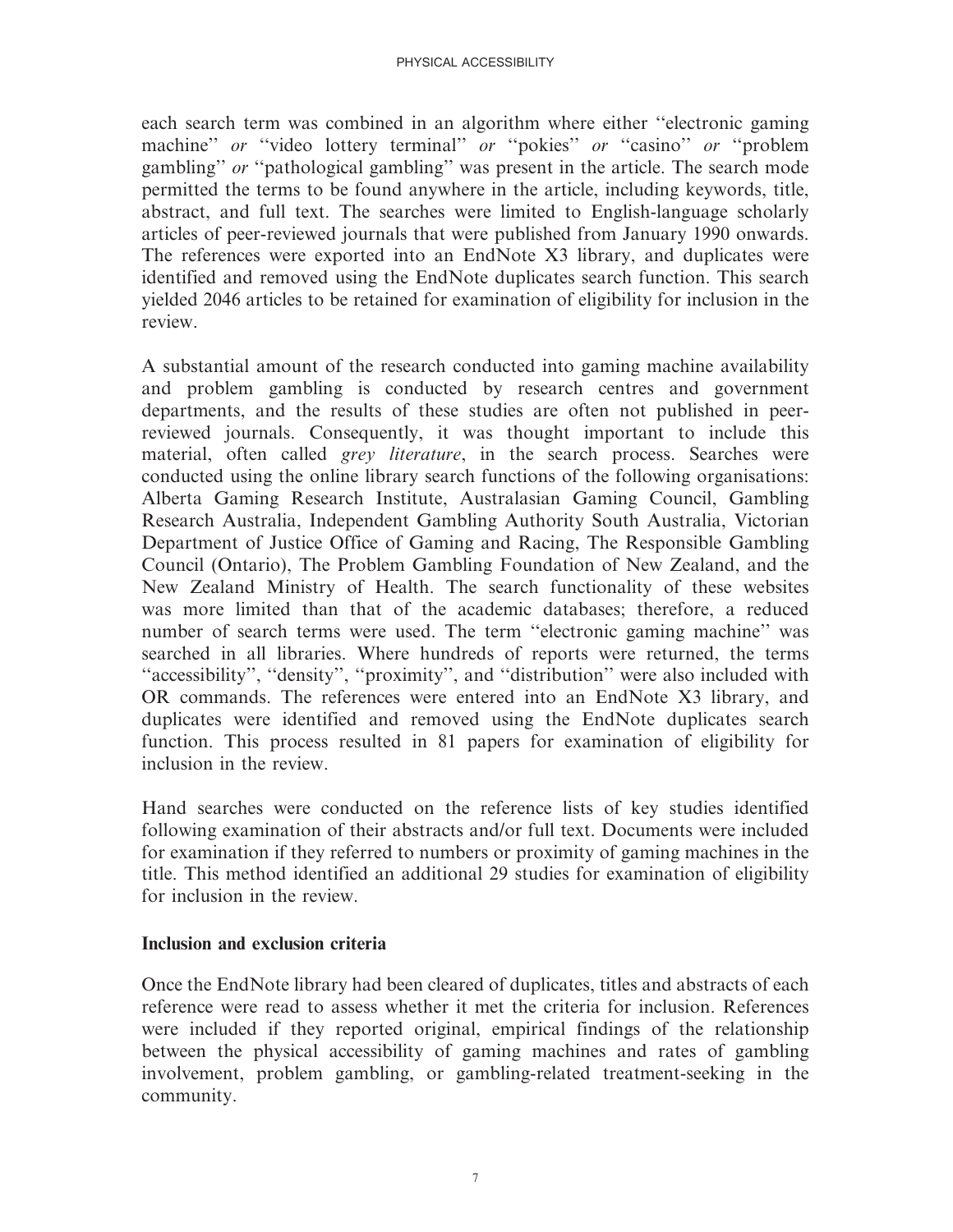each search term was combined in an algorithm where either "electronic gaming machine" *or* "video lottery terminal" *or* "pokies" *or* "casino" *or* "problem gambling" *or* "pathological gambling" was present in the article. The search mode permitted the terms to be found anywhere in the article, including keywords, title, abstract, and full text. The searches were limited to English-language scholarly articles of peer-reviewed journals that were published from January 1990 onwards. The references were exported into an EndNote X3 library, and duplicates were identified and removed using the EndNote duplicates search function. This search yielded 2046 articles to be retained for examination of eligibility for inclusion in the review.

A substantial amount of the research conducted into gaming machine availability and problem gambling is conducted by research centres and government departments, and the results of these studies are often not published in peer-reviewed journals. Consequently, it was thought important to include this material, often called *grey literature*, in the search process. Searches were conducted using the online library search functions of the following organisations: Alberta Gaming Research Institute, Australasian Gaming Council, Gambling Research Australia, Independent Gambling Authority South Australia, Victorian Department of Justice Office of Gaming and Racing, The Responsible Gambling Council (Ontario), The Problem Gambling Foundation of New Zealand, and the New Zealand Ministry of Health. The search functionality of these websites was more limited than that of the academic databases; therefore, a reduced number of search terms were used. The term "electronic gaming machine" was searched in all libraries. Where hundreds of reports were returned, the terms "accessibility", "density", "proximity", and "distribution" were also included with OR commands. The references were entered into an EndNote X3 library, and duplicates were identified and removed using the EndNote duplicates search function. This process resulted in 81 papers for examination of eligibility for inclusion in the review.

Hand searches were conducted on the reference lists of key studies identified following examination of their abstracts and/or full text. Documents were included for examination if they referred to numbers or proximity of gaming machines in the title. This method identified an additional 29 studies for examination of eligibility for inclusion in the review.

**Inclusion and exclusion criteria**

Once the EndNote library had been cleared of duplicates, titles and abstracts of each reference were read to assess whether it met the criteria for inclusion. References were included if they reported original, empirical findings of the relationship between the physical accessibility of gaming machines and rates of gambling involvement, problem gambling, or gambling-related treatment-seeking in the community.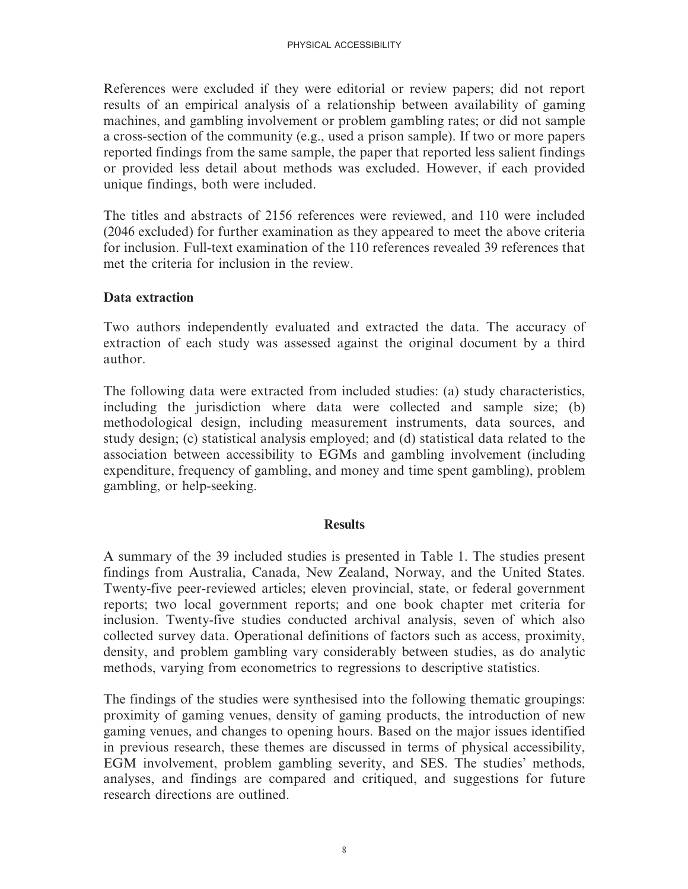References were excluded if they were editorial or review papers; did not report results of an empirical analysis of a relationship between availability of gaming machines, and gambling involvement or problem gambling rates; or did not sample a cross-section of the community (e.g., used a prison sample). If two or more papers reported findings from the same sample, the paper that reported less salient findings or provided less detail about methods was excluded. However, if each provided unique findings, both were included.

The titles and abstracts of 2156 references were reviewed, and 110 were included (2046 excluded) for further examination as they appeared to meet the above criteria for inclusion. Full-text examination of the 110 references revealed 39 references that met the criteria for inclusion in the review.

### Data extraction

Two authors independently evaluated and extracted the data. The accuracy of extraction of each study was assessed against the original document by a third author.

The following data were extracted from included studies: (a) study characteristics, including the jurisdiction where data were collected and sample size; (b) methodological design, including measurement instruments, data sources, and study design; (c) statistical analysis employed; and (d) statistical data related to the association between accessibility to EGMs and gambling involvement (including expenditure, frequency of gambling, and money and time spent gambling), problem gambling, or help-seeking.

## Results

A summary of the 39 included studies is presented in Table 1. The studies present findings from Australia, Canada, New Zealand, Norway, and the United States. Twenty-five peer-reviewed articles; eleven provincial, state, or federal government reports; two local government reports; and one book chapter met criteria for inclusion. Twenty-five studies conducted archival analysis, seven of which also collected survey data. Operational definitions of factors such as access, proximity, density, and problem gambling vary considerably between studies, as do analytic methods, varying from econometrics to regressions to descriptive statistics.

The findings of the studies were synthesised into the following thematic groupings: proximity of gaming venues, density of gaming products, the introduction of new gaming venues, and changes to opening hours. Based on the major issues identified in previous research, these themes are discussed in terms of physical accessibility, EGM involvement, problem gambling severity, and SES. The studies' methods, analyses, and findings are compared and critiqued, and suggestions for future research directions are outlined.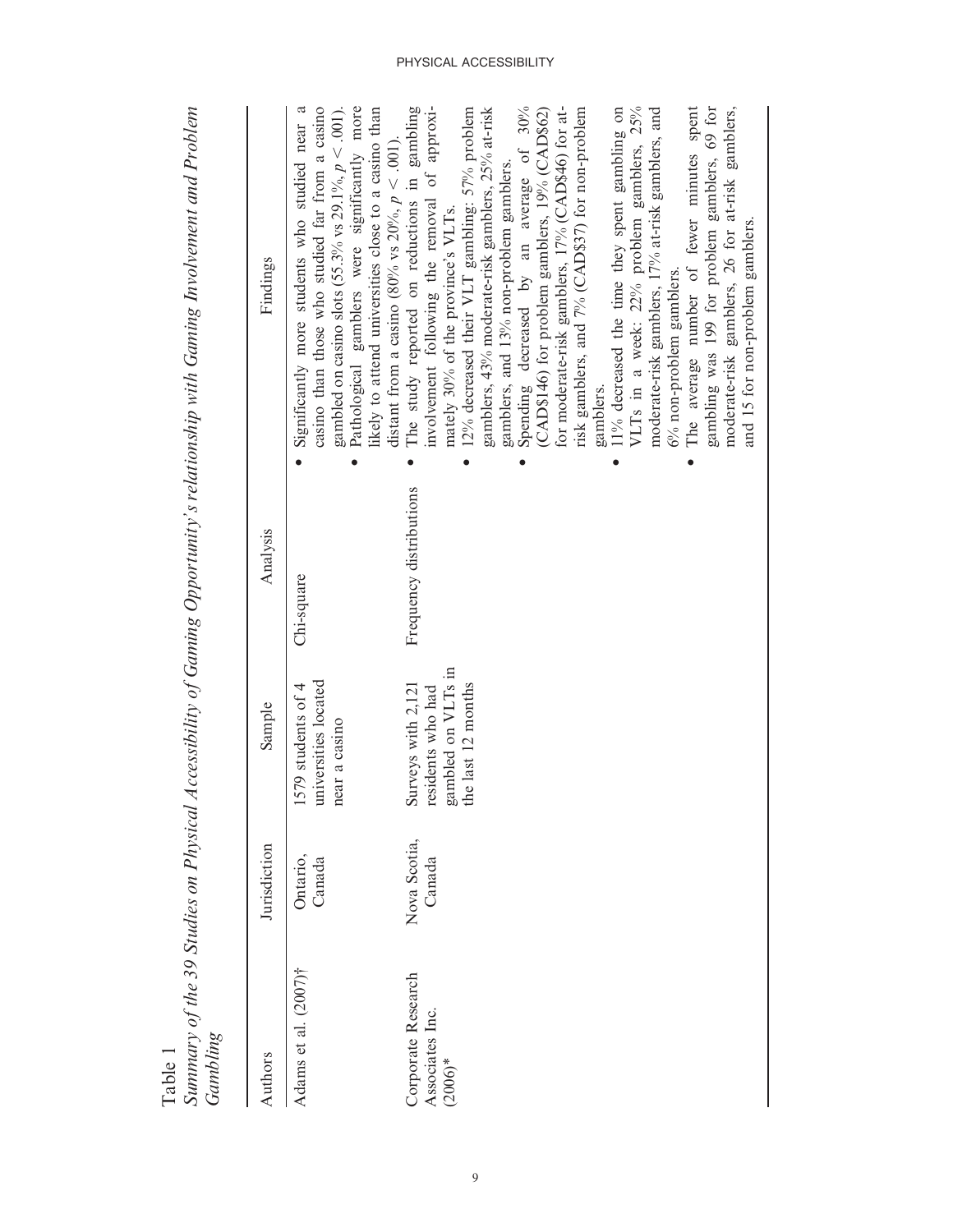Table 1

*Summary of the 39 Studies on Physical Accessibility of Gaming Opportunity's relationship with Gaming Involvement and Problem Gambling*

| Authors | Jurisdiction | Sample | Analysis | Findings |
|---|---|---|---|---|
| Adams et al. (2007)† | Ontario, Canada | 1579 students of 4 universities located near a casino | Chi-square | • Significantly more students who studied near a casino than those who studied far from a casino gambled on casino slots (55.3% vs 29.1%, $p < .001$).<br>• Pathological gamblers were significantly more likely to attend universities close to a casino than distant from a casino (80% vs 20%, $p < .001$). |
| Corporate Research Associates Inc. (2006)* | Nova Scotia, Canada | Surveys with 2,121 residents who had gambled on VLTs in the last 12 months | Frequency distributions | • The study reported on reductions in gambling involvement following the removal of approximately 30% of the province's VLTs.<br>• 12% decreased their VLT gambling: 57% problem gamblers, 43% moderate-risk gamblers, 25% at-risk gamblers, and 13% non-problem gamblers.<br>• Spending decreased by an average of 30% (CAD$146) for problem gamblers, 19% (CAD$62) for moderate-risk gamblers, 17% (CAD$46) for at-risk gamblers, and 7% (CAD$37) for non-problem gamblers.<br>• 11% decreased the time they spent gambling on VLTs in a week: 22% problem gamblers, 25% moderate-risk gamblers, 17% at-risk gamblers, and 6% non-problem gamblers.<br>• The average number of fewer minutes spent gambling was 199 for problem gamblers, 69 for moderate-risk gamblers, 26 for at-risk gamblers, and 15 for non-problem gamblers. |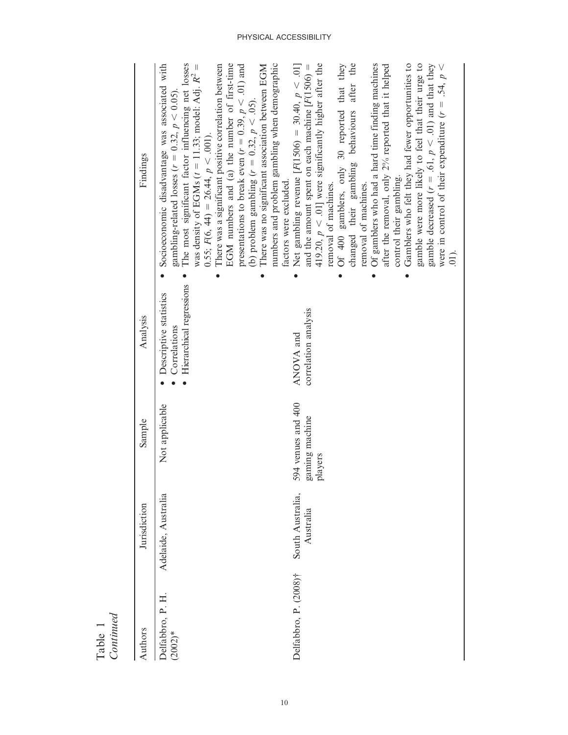Table 1
*Continued*

| Authors | Jurisdiction | Sample | Analysis | Findings |
|---|---|---|---|---|
| Delfabbro, P. H. (2002)* | Adelaide, Australia | Not applicable | • Descriptive statistics<br>• Correlations<br>• Hierarchical regressions | • Socioeconomic disadvantage was associated with gambling-related losses ($r = 0.32$, $p < 0.05$).<br>• The most significant factor influencing net losses was density of EGMs ($t = 11.33$; model: Adj. $R^2 = 0.55$; $F(6, 44) = 26.44$, $p < .001$).<br>• There was a significant positive correlation between EGM numbers and (a) the number of first-time presentations to break even ($r = 0.39$, $p < .01$) and (b) problem gambling ($r = 0.32$, $p < .05$).<br>• There was no significant association between EGM numbers and problem gambling when demographic factors were excluded. |
| Delfabbro, P. (2008)† | South Australia, Australia | 594 venues and 400 gaming machine players | ANOVA and correlation analysis | • Net gambling revenue [$F(1506) = 30.40$, $p < .01$] and the amount spent on each machine [$F(1506) = 419.20$, $p < .01$] were significantly higher after the removal of machines.<br>• Of 400 gamblers, only 30 reported that they changed their gambling behaviours after the removal of machines.<br>• Of gamblers who had a hard time finding machines after the removal, only 2% reported that it helped control their gambling.<br>• Gamblers who felt they had fewer opportunities to gamble were more likely to feel that their urge to gamble decreased ($r = .61$, $p < .01$) and that they were in control of their expenditure ($r = .54$, $p < .01$). |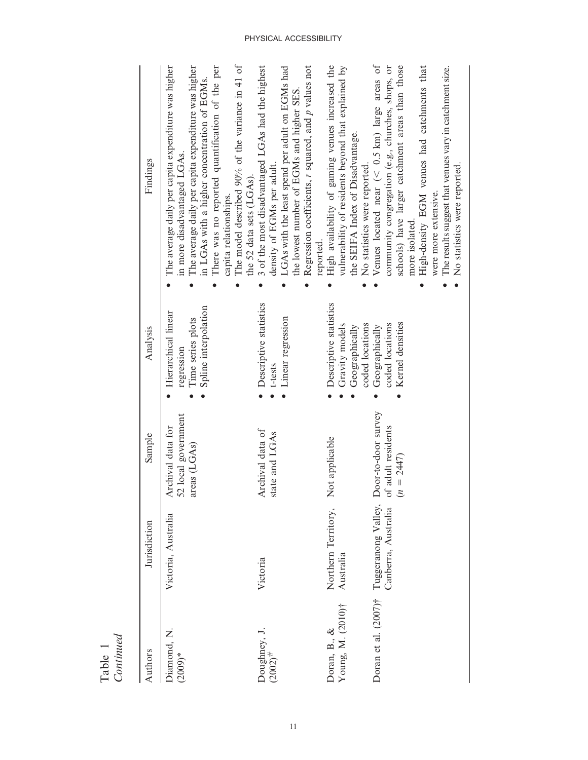Table 1
*Continued*

| Authors | Jurisdiction | Sample | Analysis | Findings |
|---|---|---|---|---|
| Diamond, N. (2009)* | Victoria, Australia | Archival data for 52 local government areas (LGAs) | • Hierarchical linear regression<br>• Time series plots<br>• Spline interpolation | • The average daily per capita expenditure was higher in more disadvantaged LGAs.<br>• The average daily per capita expenditure was higher in LGAs with a higher concentration of EGMs.<br>• There was no reported quantification of the per capita relationships.<br>• The model described 90% of the variance in 41 of the 52 data sets (LGAs). |
| Doughney, J. (2002)# | Victoria | Archival data of state and LGAs | • Descriptive statistics<br>• t-tests<br>• Linear regression | • 3 of the most disadvantaged LGAs had the highest density of EGMs per adult.<br>• LGAs with the least spend per adult on EGMs had the lowest number of EGMs and higher SES.<br>• Regression coefficients, *r* squared, and *p* values not reported. |
| Doran, B., & Young, M. (2010)† | Northern Territory, Australia | Not applicable | • Descriptive statistics<br>• Gravity models<br>• Geographically coded locations | • High availability of gaming venues increased the vulnerability of residents beyond that explained by the SEIFA Index of Disadvantage.<br>• No statistics were reported. |
| Doran et al. (2007)† | Tuggeranong Valley, Canberra, Australia | Door-to-door survey of adult residents ($n = 2447$) | • Geographically coded locations<br>• Kernel densities | • Venues located near ($< 0.5$ km) large areas of community congregation (e.g., churches, shops, or schools) have larger catchment areas than those more isolated.<br>• High-density EGM venues had catchments that were more extensive.<br>• The results suggest that venues vary in catchment size.<br>• No statistics were reported. |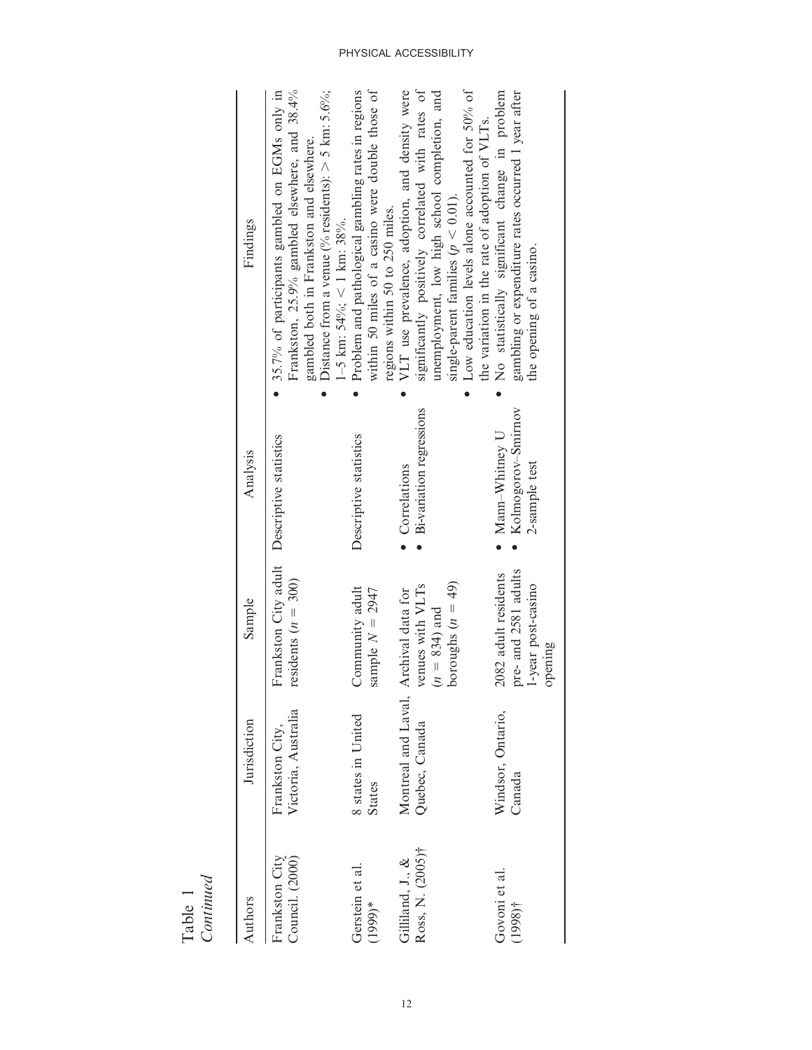Table 1
*Continued*

| Authors | Jurisdiction | Sample | Analysis | Findings |
|---|---|---|---|---|
| Frankston City Council. (2000) | Frankston City, Victoria, Australia | Frankston City adult residents ($n = 300$) | Descriptive statistics | • 35.7% of participants gambled on EGMs only in Frankston, 25.9% gambled elsewhere, and 38.4% gambled both in Frankston and elsewhere. • Distance from a venue (% residents): > 5 km: 5.6%; 1–5 km: 54%; < 1 km: 38%. |
| Gerstein et al. (1999)* | 8 states in United States | Community adult sample $N = 2947$ | Descriptive statistics | • Problem and pathological gambling rates in regions within 50 miles of a casino were double those of regions within 50 to 250 miles. |
| Gilliland, J., & Ross, N. (2005)† | Montreal and Laval, Quebec, Canada | Archival data for venues with VLTs ($n = 834$) and boroughs ($n = 49$) | • Correlations • Bi-variation regressions | • VLT use prevalence, adoption, and density were significantly positively correlated with rates of unemployment, low high school completion, and single-parent families ($p < 0.01$). • Low education levels alone accounted for 50% of the variation in the rate of adoption of VLTs. |
| Govoni et al. (1998)† | Windsor, Ontario, Canada | 2082 adult residents pre- and 2581 adults 1-year post-casino opening | • Mann–Whitney U • Kolmogorov–Smirnov 2-sample test | • No statistically significant change in problem gambling or expenditure rates occurred 1 year after the opening of a casino. |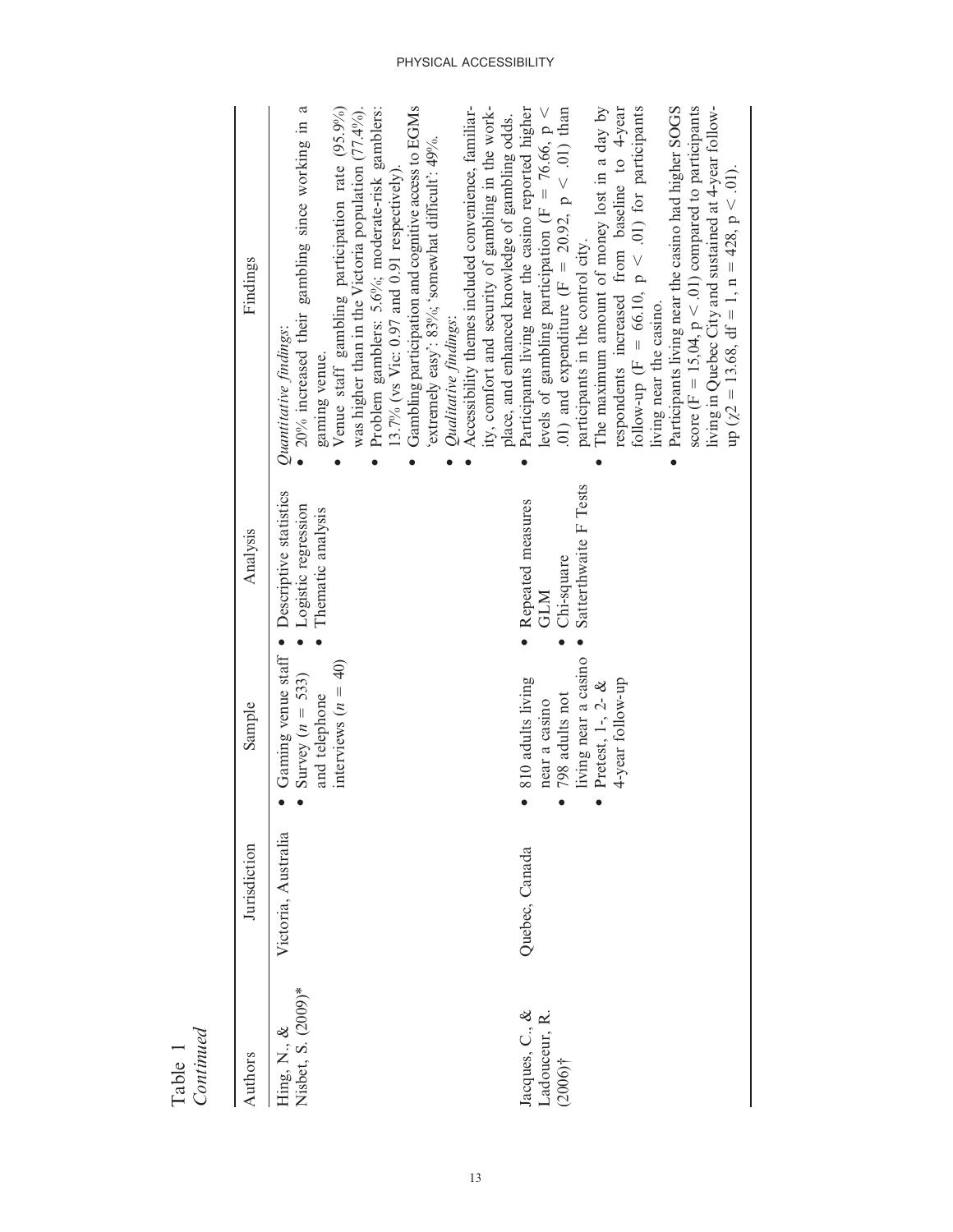Table 1
*Continued*

| Authors | Jurisdiction | Sample | Analysis | Findings |
|---|---|---|---|---|
| Hing, N., & Nisbet, S. (2009)* | Victoria, Australia | • Gaming venue staff<br>• Survey ($n$ = 533) and telephone interviews ($n$ = 40) | • Descriptive statistics<br>• Logistic regression<br>• Thematic analysis | *Quantitative findings*:<br>• 20% increased their gambling since working in a gaming venue.<br>• Venue staff gambling participation rate (95.9%) was higher than in the Victoria population (77.4%).<br>• Problem gamblers: 5.6%; moderate-risk gamblers: 13.7% (vs Vic: 0.97 and 0.91 respectively).<br>• Gambling participation and cognitive access to EGMs 'extremely easy': 83%; 'somewhat difficult': 49%.<br>*Qualitative findings*:<br>• Accessibility themes included convenience, familiarity, comfort and security of gambling in the workplace, and enhanced knowledge of gambling odds. |
| Jacques, C., & Ladouceur, R. (2006)† | Quebec, Canada | • 810 adults living near a casino<br>• 798 adults not living near a casino<br>• Pretest, 1-, 2- & 4-year follow-up | • Repeated measures GLM<br>• Chi-square<br>• Satterthwaite F Tests | • Participants living near the casino reported higher levels of gambling participation ($F = 76.66$, $p < .01$) and expenditure ($F = 20.92$, $p < .01$) than participants in the control city.<br>• The maximum amount of money lost in a day by respondents increased from baseline to 4-year follow-up ($F = 66.10$, $p < .01$) for participants living near the casino.<br>• Participants living near the casino had higher SOGS score ($F = 15{,}04$, $p < .01$) compared to participants living in Quebec City and sustained at 4-year follow-up ($\chi 2 = 13.68$, df = 1, n = 428, $p < .01$). |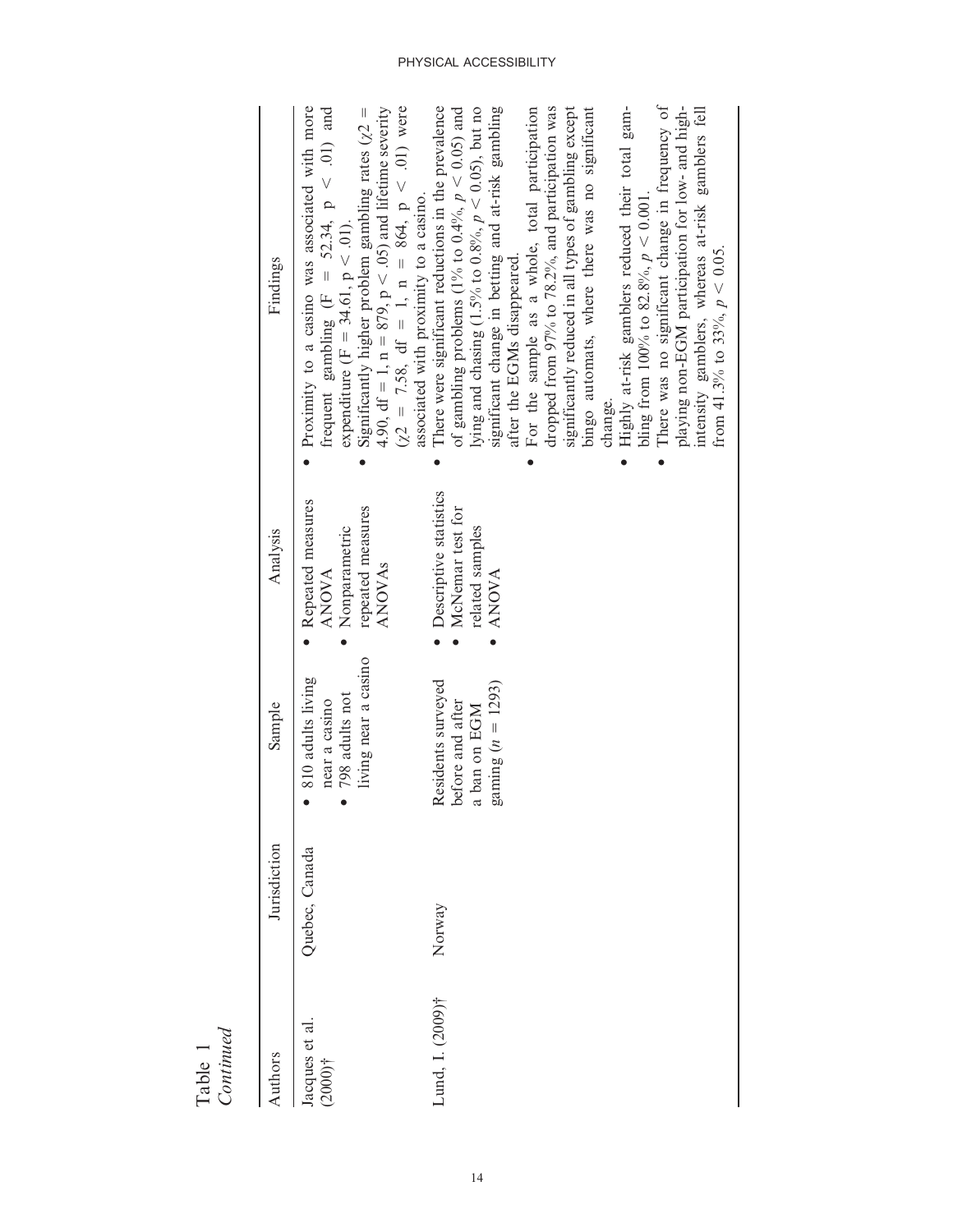Table 1
*Continued*

| Authors | Jurisdiction | Sample | Analysis | Findings |
|---|---|---|---|---|
| Jacques et al. (2000)† | Quebec, Canada | • 810 adults living near a casino<br>• 798 adults not living near a casino | • Repeated measures ANOVA<br>• Nonparametric repeated measures ANOVAs | • Proximity to a casino was associated with more frequent gambling ($F = 52.34$, $p < .01$) and expenditure ($F = 34.61$, $p < .01$).<br>• Significantly higher problem gambling rates ($\chi2 = 4.90$, $df = 1$, $n = 879$, $p < .05$) and lifetime severity ($\chi2 = 7.58$, $df = 1$, $n = 864$, $p < .01$) were associated with proximity to a casino. |
| Lund, I. (2009)† | Norway | Residents surveyed before and after a ban on EGM gaming ($n = 1293$) | • Descriptive statistics<br>• McNemar test for related samples<br>• ANOVA | • There were significant reductions in the prevalence of gambling problems (1% to 0.4%, $p < 0.05$) and lying and chasing (1.5% to 0.8%, $p < 0.05$), but no significant change in betting and at-risk gambling after the EGMs disappeared.<br>• For the sample as a whole, total participation dropped from 97% to 78.2%, and participation was significantly reduced in all types of gambling except bingo automats, where there was no significant change.<br>• Highly at-risk gamblers reduced their total gambling from 100% to 82.8%, $p < 0.001$.<br>• There was no significant change in frequency of playing non-EGM participation for low- and high-intensity gamblers, whereas at-risk gamblers fell from 41.3% to 33%, $p < 0.05$. |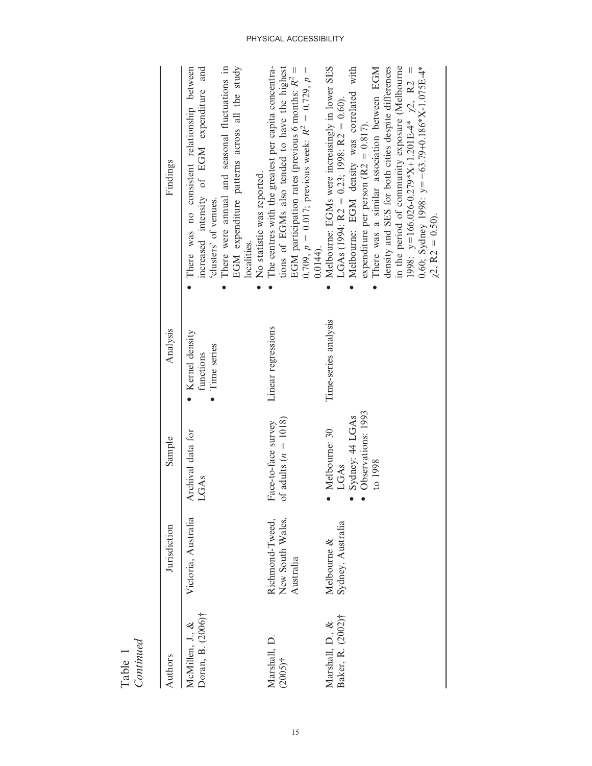Table 1
*Continued*

| Authors | Jurisdiction | Sample | Analysis | Findings |
|---|---|---|---|---|
| McMillen, J., & Doran, B. (2006)† | Victoria, Australia | Archival data for LGAs | • Kernel density functions<br>• Time series | • There was no consistent relationship between increased intensity of EGM expenditure and 'clusters' of venues.<br>• There were annual and seasonal fluctuations in EGM expenditure patterns across all the study localities.<br>• No statistic was reported. |
| Marshall, D. (2005)† | Richmond-Tweed, New South Wales, Australia | Face-to-face survey of adults ($n$ = 1018) | Linear regressions | • The centres with the greatest per capita concentrations of EGMs also tended to have the highest EGM participation rates (previous 6 months: $R^2$ = 0.709, $p$ = 0.017; previous week: $R^2$ = 0.729, $p$ = 0.0144). |
| Marshall, D., & Baker, R. (2002)† | Melbourne & Sydney, Australia | • Melbourne: 30 LGAs<br>• Sydney: 44 LGAs<br>• Observations: 1993 to 1998 | Time-series analysis | • Melbourne: EGMs were increasingly in lower SES LGAs (1994: R2 = 0.23; 1998: R2 = 0.60).<br>• Melbourne: EGM density was correlated with expenditure per person (R2 = 0.817).<br>• There was a similar association between EGM density and SES for both cities despite differences in the period of community exposure (Melbourne 1998: y=166.026-0.279\*X+1.201E-4\* χ2, R2 = 0.60; Sydney 1998: y=−63.79+0.186\*X-1.075E-4\* χ2, R2 = 0.50). |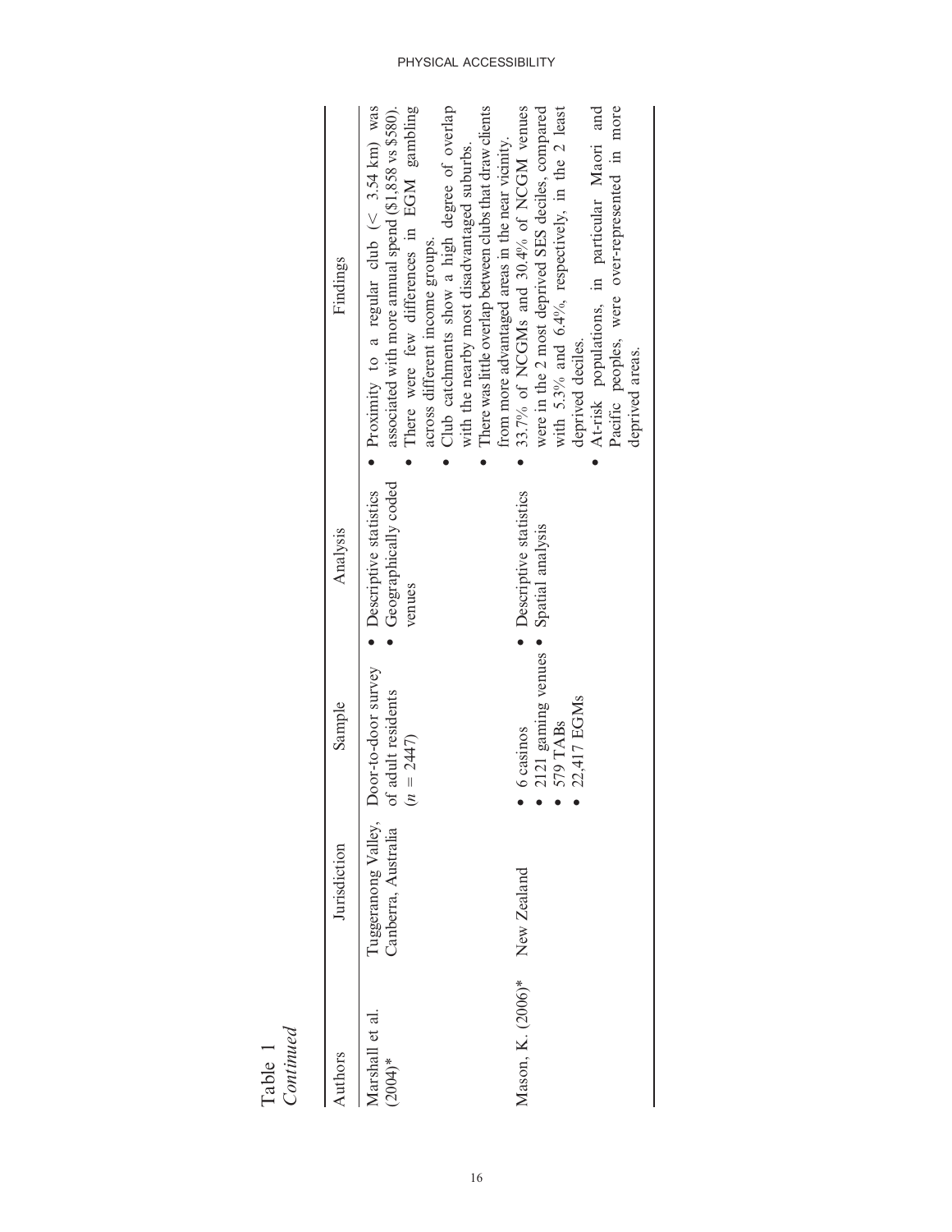Table 1
*Continued*

| Authors | Jurisdiction | Sample | Analysis | Findings |
|---|---|---|---|---|
| Marshall et al. (2004)* | Tuggeranong Valley, Canberra, Australia | Door-to-door survey of adult residents ($n = 2447$) | • Descriptive statistics<br>• Geographically coded venues | • Proximity to a regular club (< 3.54 km) was associated with more annual spend ($1,858 vs $580).<br>• There were few differences in EGM gambling across different income groups.<br>• Club catchments show a high degree of overlap with the nearby most disadvantaged suburbs.<br>• There was little overlap between clubs that draw clients from more advantaged areas in the near vicinity. |
| Mason, K. (2006)* | New Zealand | • 6 casinos<br>• 2121 gaming venues<br>• 579 TABs<br>• 22,417 EGMs | • Descriptive statistics<br>• Spatial analysis | • 33.7% of NCGMs and 30.4% of NCGM venues were in the 2 most deprived SES deciles, compared with 5.3% and 6.4%, respectively, in the 2 least deprived deciles.<br>• At-risk populations, in particular Maori and Pacific peoples, were over-represented in more deprived areas. |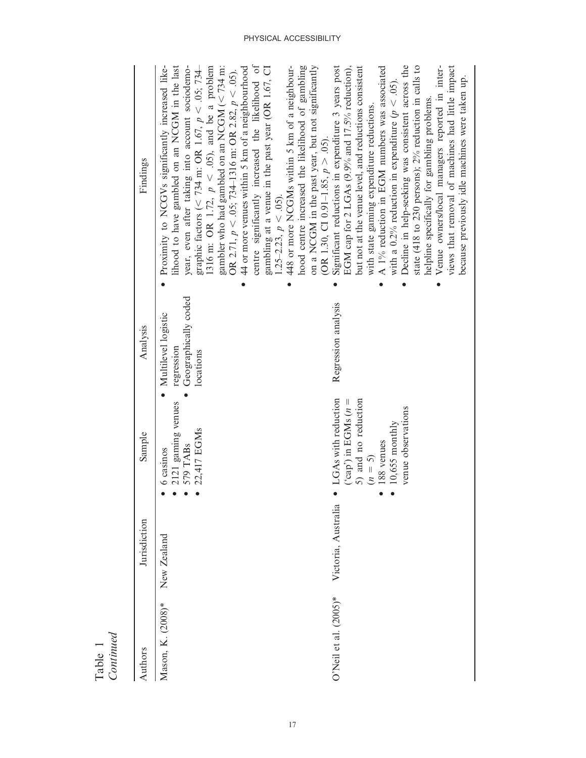Table 1
*Continued*

| Authors | Jurisdiction | Sample | Analysis | Findings |
|---|---|---|---|---|
| Mason, K. (2008)* | New Zealand | • 6 casinos<br>• 2121 gaming venues<br>• 579 TABs<br>• 22,417 EGMs | • Multilevel logistic regression<br>• Geographically coded locations | • Proximity to NCGVs significantly increased likelihood to have gambled on an NCGM in the last year, even after taking into account sociodemographic factors (< 734 m: OR 1.67, $p < .05$; 734–1316 m: OR 1.72, $p < .05$), and be a problem gambler who had gambled on an NCGM (< 734 m: OR 2.71, $p < .05$; 734–1316 m: OR 2.82, $p < .05$).<br>• 44 or more venues within 5 km of a neighbourhood centre significantly increased the likelihood of gambling at a venue in the past year (OR 1.67, CI 1.25–2.23, $p < .05$).<br>• 448 or more NCGMs within 5 km of a neighbourhood centre increased the likelihood of gambling on a NCGM in the past year, but not significantly (OR 1.30, CI 0.91–1.85, $p > .05$). |
| O'Neil et al. (2005)* | Victoria, Australia | • LGAs with reduction ('cap') in EGMs ($n$ = 5) and no reduction ($n$ = 5)<br>• 188 venues<br>• 10,655 monthly venue observations | Regression analysis | • Significant reductions in expenditure 3 years post EGM cap for 2 LGAs (9.9% and 17.5% reduction), but not at the venue level, and reductions consistent with state gaming expenditure reductions.<br>• A 1% reduction in EGM numbers was associated with a 0.2% reduction in expenditure ($p < .05$).<br>• Decline in help-seeking was consistent across the state (418 to 230 persons); 2% reduction in calls to helpline specifically for gambling problems.<br>• Venue owners/local managers reported in interviews that removal of machines had little impact because previously idle machines were taken up. |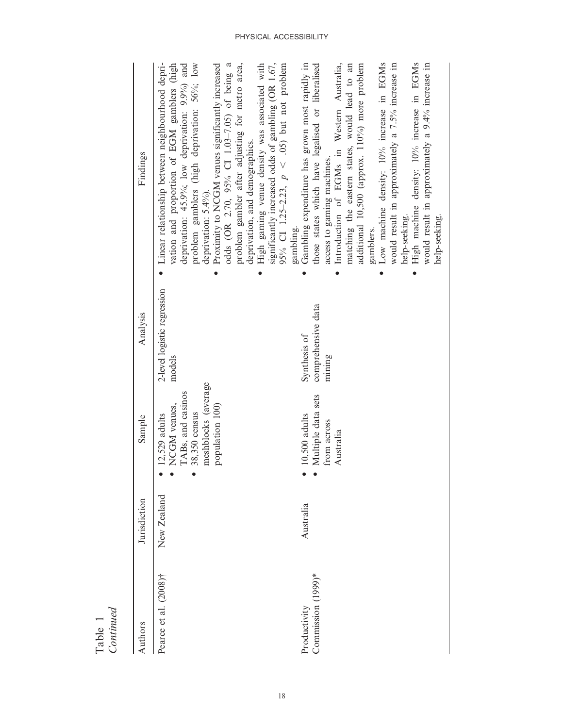Table 1
*Continued*

| Authors | Jurisdiction | Sample | Analysis | Findings |
|---|---|---|---|---|
| Pearce et al. (2008)† | New Zealand | • 12,529 adults<br>• NCGM venues, TABs, and casinos<br>• 38,350 census meshblocks (average population 100) | 2-level logistic regression models | • Linear relationship between neighbourhood deprivation and proportion of EGM gamblers (high deprivation: 45.9%; low deprivation: 9.9%) and problem gamblers (high deprivation: 56%; low deprivation: 5.4%).<br>• Proximity to NCGM venues significantly increased odds (OR 2.70, 95% CI 1.03–7.05) of being a problem gambler after adjusting for metro area, deprivation, and demographics.<br>• High gaming venue density was associated with significantly increased odds of gambling (OR 1.67, 95% CI 1.25–2.23, $p < .05$) but not problem gambling. |
| Productivity Commission (1999)* | Australia | • 10,500 adults<br>• Multiple data sets from across Australia | Synthesis of comprehensive data mining | • Gambling expenditure has grown most rapidly in those states which have legalised or liberalised access to gaming machines.<br>• Introduction of EGMs in Western Australia, matching the eastern states, would lead to an additional 10,500 (approx. 110%) more problem gamblers.<br>• Low machine density: 10% increase in EGMs would result in approximately a 7.5% increase in help-seeking.<br>• High machine density: 10% increase in EGMs would result in approximately a 9.4% increase in help-seeking. |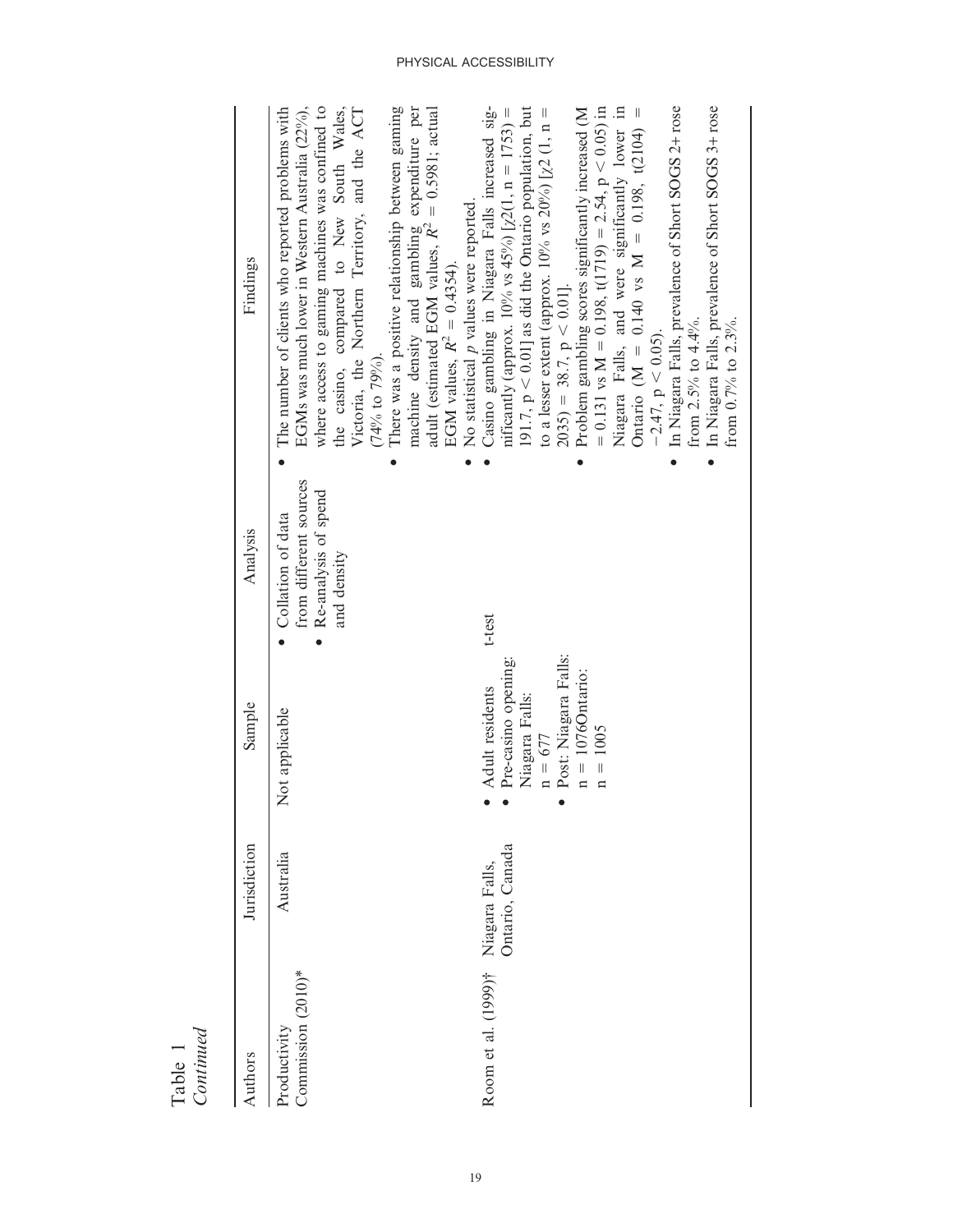Table 1
*Continued*

| Authors | Jurisdiction | Sample | Analysis | Findings |
|---|---|---|---|---|
| Productivity Commission (2010)* | Australia | Not applicable | • Collation of data from different sources<br>• Re-analysis of spend and density | • The number of clients who reported problems with EGMs was much lower in Western Australia (22%), where access to gaming machines was confined to the casino, compared to New South Wales, Victoria, the Northern Territory, and the ACT (74% to 79%).<br>• There was a positive relationship between gaming machine density and gambling expenditure per adult (estimated EGM values, $R^2 = 0.5981$; actual EGM values, $R^2 = 0.4354$).<br>• No statistical *p* values were reported. |
| Room et al. (1999)† | Niagara Falls, Ontario, Canada | • Adult residents<br>• Pre-casino opening: Niagara Falls: n = 677<br>• Post: Niagara Falls: n = 1076Ontario: n = 1005 | t-test | • Casino gambling in Niagara Falls increased significantly (approx. 10% vs 45%) [$\chi2(1, n = 1753) = 191.7, p < 0.01$] as did the Ontario population, but to a lesser extent (approx. 10% vs 20%) [$\chi2$ (1, n = 2035) = 38.7, $p < 0.01$].<br>• Problem gambling scores significantly increased (M = 0.131 vs M = 0.198, $t(1719) = 2.54$, $p < 0.05$) in Niagara Falls, and were significantly lower in Ontario (M = 0.140 vs M = 0.198, $t(2104) = -2.47$, $p < 0.05$).<br>• In Niagara Falls, prevalence of Short SOGS 2+ rose from 2.5% to 4.4%.<br>• In Niagara Falls, prevalence of Short SOGS 3+ rose from 0.7% to 2.3%. |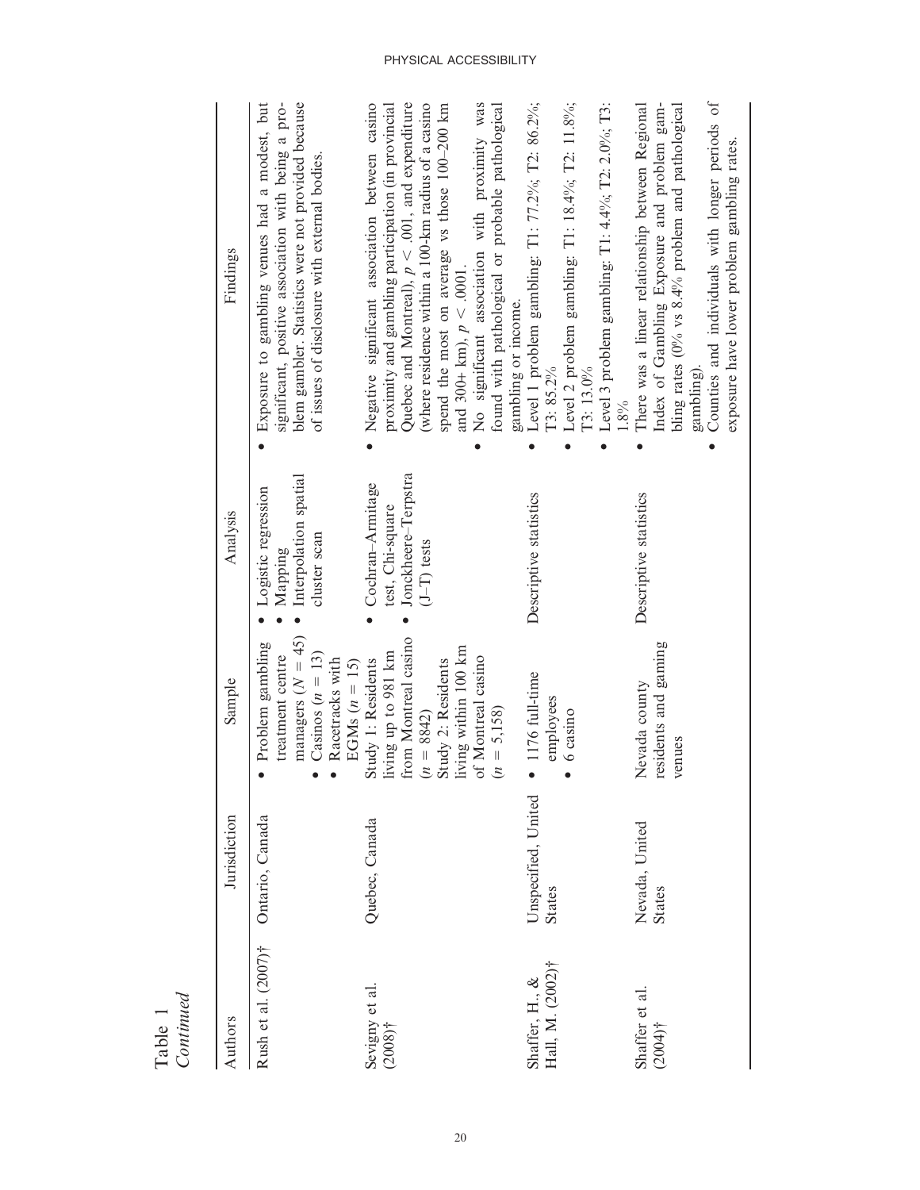Table 1
*Continued*

| Authors | Jurisdiction | Sample | Analysis | Findings |
|---|---|---|---|---|
| Rush et al. (2007)† | Ontario, Canada | • Problem gambling treatment centre managers ($N = 45$)<br>• Casinos ($n = 13$)<br>• Racetracks with EGMs ($n = 15$) | • Logistic regression<br>• Mapping<br>• Interpolation spatial cluster scan | • Exposure to gambling venues had a modest, but significant, positive association with being a problem gambler. Statistics were not provided because of issues of disclosure with external bodies. |
| Sevigny et al. (2008)† | Quebec, Canada | Study 1: Residents living up to 981 km from Montreal casino ($n = 8842$)<br>Study 2: Residents living within 100 km of Montreal casino ($n = 5,158$) | • Cochran–Armitage test, Chi-square<br>• Jonckheere–Terpstra (J–T) tests | • Negative significant association between casino proximity and gambling participation (in provincial Quebec and Montreal), $p < .001$, and expenditure (where residence within a 100-km radius of a casino spend the most on average vs those 100–200 km and 300+ km), $p < .0001$.<br>• No significant association with proximity was found with pathological or probable pathological gambling or income. |
| Shaffer, H., & Hall, M. (2002)† | Unspecified, United States | • 1176 full-time employees<br>• 6 casino | Descriptive statistics | • Level 1 problem gambling: T1: 77.2%; T2: 86.2%; T3: 85.2%<br>• Level 2 problem gambling: T1: 18.4%; T2: 11.8%; T3: 13.0%<br>• Level 3 problem gambling: T1: 4.4%; T2: 2.0%; T3: 1.8% |
| Shaffer et al. (2004)† | Nevada, United States | Nevada county residents and gaming venues | Descriptive statistics | • There was a linear relationship between Regional Index of Gambling Exposure and problem gambling rates (0% vs 8.4% problem and pathological gambling).<br>• Counties and individuals with longer periods of exposure have lower problem gambling rates. |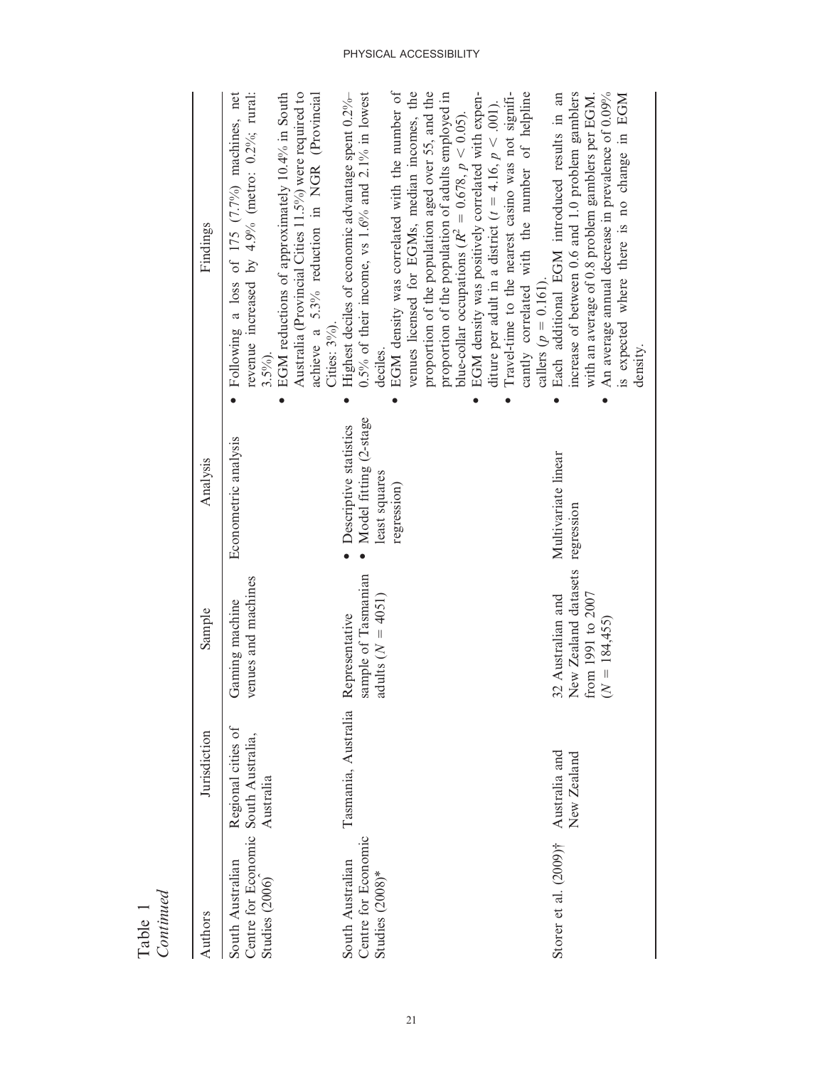Table 1
*Continued*

| Authors | Jurisdiction | Sample | Analysis | Findings |
|---|---|---|---|---|
| South Australian Centre for Economic Studies (2006)^ | Regional cities of South Australia, Australia | Gaming machine venues and machines | Econometric analysis | • Following a loss of 175 (7.7%) machines, net revenue increased by 4.9% (metro: 0.2%; rural: 3.5%).<br>• EGM reductions of approximately 10.4% in South Australia (Provincial Cities 11.5%) were required to achieve a 5.3% reduction in NGR (Provincial Cities: 3%). |
| South Australian Centre for Economic Studies (2008)* | Tasmania, Australia | Representative sample of Tasmanian adults ($N = 4051$) | • Descriptive statistics<br>• Model fitting (2-stage least squares regression) | • Highest deciles of economic advantage spent 0.2%–0.5% of their income, vs 1.6% and 2.1% in lowest deciles.<br>• EGM density was correlated with the number of venues licensed for EGMs, median incomes, the proportion of the population aged over 55, and the proportion of the population of adults employed in blue-collar occupations ($R^2 = 0.678$, $p < 0.05$).<br>• EGM density was positively correlated with expenditure per adult in a district ($t = 4.16$, $p < .001$).<br>• Travel-time to the nearest casino was not significantly correlated with the number of helpline callers ($p = 0.161$). |
| Storer et al. (2009)† | Australia and New Zealand | 32 Australian and New Zealand datasets from 1991 to 2007 ($N = 184{,}455$) | Multivariate linear regression | • Each additional EGM introduced results in an increase of between 0.6 and 1.0 problem gamblers with an average of 0.8 problem gamblers per EGM.<br>• An average annual decrease in prevalence of 0.09% is expected where there is no change in EGM density. |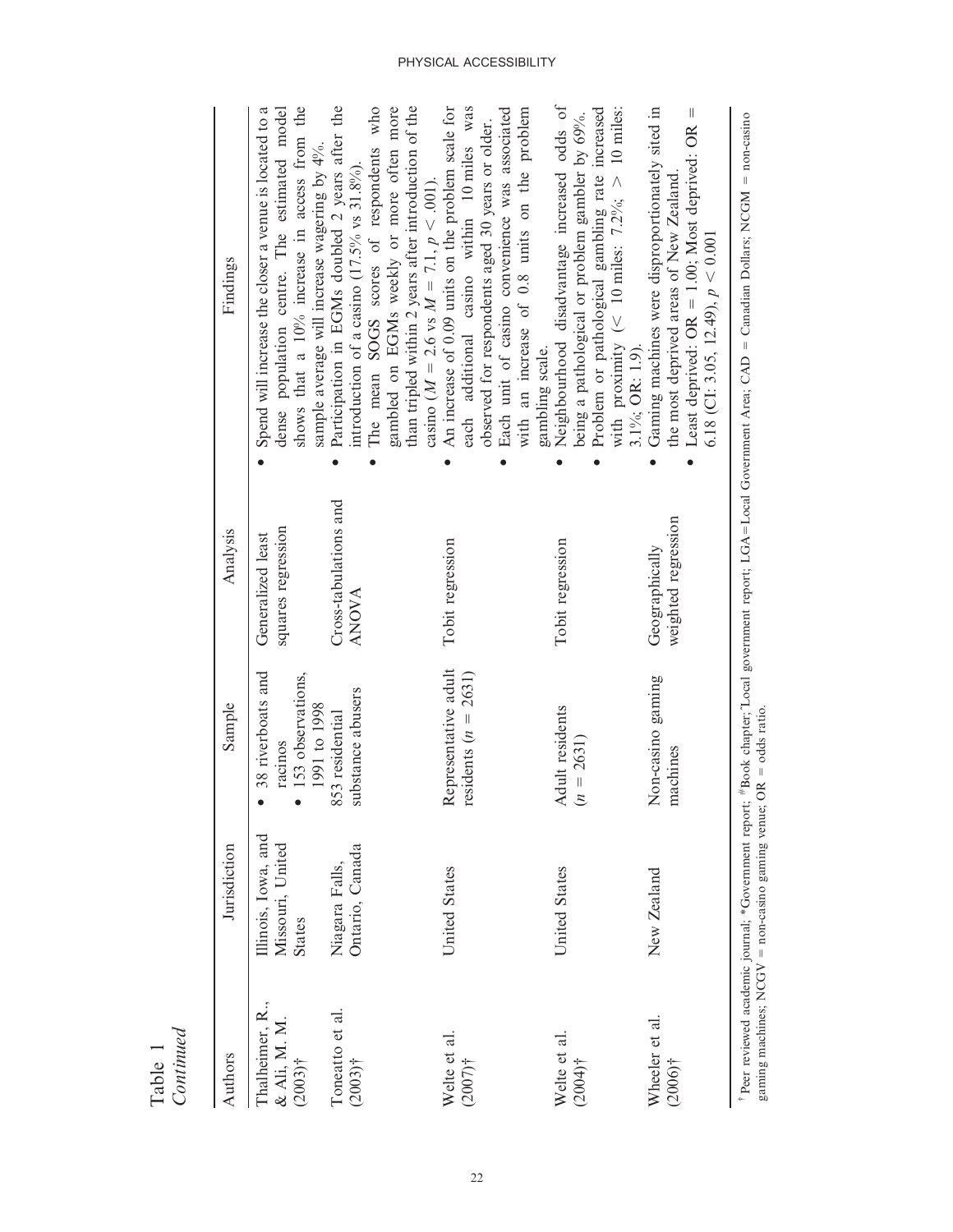Table 1
*Continued*

| Authors | Jurisdiction | Sample | Analysis | Findings |
|---|---|---|---|---|
| Thalheimer, R., & Ali, M. M. (2003)† | Illinois, Iowa, and Missouri, United States | • 38 riverboats and racinos<br>• 153 observations, 1991 to 1998 | Generalized least squares regression | • Spend will increase the closer a venue is located to a dense population centre. The estimated model shows that a 10% increase in access from the sample average will increase wagering by 4%. |
| Toneatto et al. (2003)† | Niagara Falls, Ontario, Canada | 853 residential substance abusers | Cross-tabulations and ANOVA | • Participation in EGMs doubled 2 years after the introduction of a casino (17.5% vs 31.8%).<br>• The mean SOGS scores of respondents who gambled on EGMs weekly or more often more than tripled within 2 years after introduction of the casino ($M = 2.6$ vs $M = 7.1$, $p < .001$). |
| Welte et al. (2007)† | United States | Representative adult residents ($n = 2631$) | Tobit regression | • An increase of 0.09 units on the problem scale for each additional casino within 10 miles was observed for respondents aged 30 years or older.<br>• Each unit of casino convenience was associated with an increase of 0.8 units on the problem gambling scale. |
| Welte et al. (2004)† | United States | Adult residents ($n = 2631$) | Tobit regression | • Neighbourhood disadvantage increased odds of being a pathological or problem gambler by 69%.<br>• Problem or pathological gambling rate increased with proximity (< 10 miles: 7.2%; > 10 miles: 3.1%; OR: 1.9). |
| Wheeler et al. (2006)† | New Zealand | Non-casino gaming machines | Geographically weighted regression | • Gaming machines were disproportionately sited in the most deprived areas of New Zealand.<br>• Least deprived: OR = 1.00; Most deprived: OR = 6.18 (CI: 3.05, 12.49), $p < 0.001$ |

† Peer reviewed academic journal; *Government report; #Book chapter; ˆLocal government report; LGA = Local Government Area; CAD = Canadian Dollars; NCGM = non-casino gaming machines; NCGV = non-casino gaming venue; OR = odds ratio.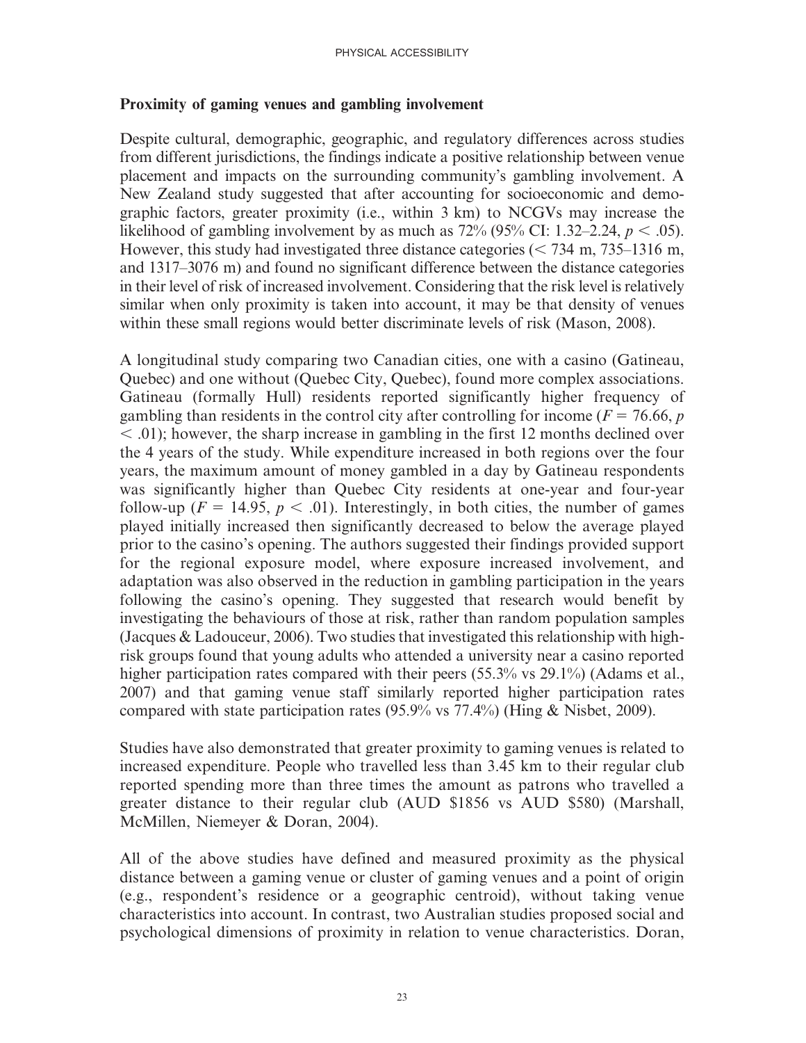### Proximity of gaming venues and gambling involvement

Despite cultural, demographic, geographic, and regulatory differences across studies from different jurisdictions, the findings indicate a positive relationship between venue placement and impacts on the surrounding community's gambling involvement. A New Zealand study suggested that after accounting for socioeconomic and demographic factors, greater proximity (i.e., within 3 km) to NCGVs may increase the likelihood of gambling involvement by as much as 72% (95% CI: 1.32–2.24, $p < .05$). However, this study had investigated three distance categories (< 734 m, 735–1316 m, and 1317–3076 m) and found no significant difference between the distance categories in their level of risk of increased involvement. Considering that the risk level is relatively similar when only proximity is taken into account, it may be that density of venues within these small regions would better discriminate levels of risk (Mason, 2008).

A longitudinal study comparing two Canadian cities, one with a casino (Gatineau, Quebec) and one without (Quebec City, Quebec), found more complex associations. Gatineau (formally Hull) residents reported significantly higher frequency of gambling than residents in the control city after controlling for income ($F = 76.66$, $p < .01$); however, the sharp increase in gambling in the first 12 months declined over the 4 years of the study. While expenditure increased in both regions over the four years, the maximum amount of money gambled in a day by Gatineau respondents was significantly higher than Quebec City residents at one-year and four-year follow-up ($F = 14.95$, $p < .01$). Interestingly, in both cities, the number of games played initially increased then significantly decreased to below the average played prior to the casino's opening. The authors suggested their findings provided support for the regional exposure model, where exposure increased involvement, and adaptation was also observed in the reduction in gambling participation in the years following the casino's opening. They suggested that research would benefit by investigating the behaviours of those at risk, rather than random population samples (Jacques & Ladouceur, 2006). Two studies that investigated this relationship with high-risk groups found that young adults who attended a university near a casino reported higher participation rates compared with their peers (55.3% vs 29.1%) (Adams et al., 2007) and that gaming venue staff similarly reported higher participation rates compared with state participation rates (95.9% vs 77.4%) (Hing & Nisbet, 2009).

Studies have also demonstrated that greater proximity to gaming venues is related to increased expenditure. People who travelled less than 3.45 km to their regular club reported spending more than three times the amount as patrons who travelled a greater distance to their regular club (AUD $1856 vs AUD $580) (Marshall, McMillen, Niemeyer & Doran, 2004).

All of the above studies have defined and measured proximity as the physical distance between a gaming venue or cluster of gaming venues and a point of origin (e.g., respondent's residence or a geographic centroid), without taking venue characteristics into account. In contrast, two Australian studies proposed social and psychological dimensions of proximity in relation to venue characteristics. Doran,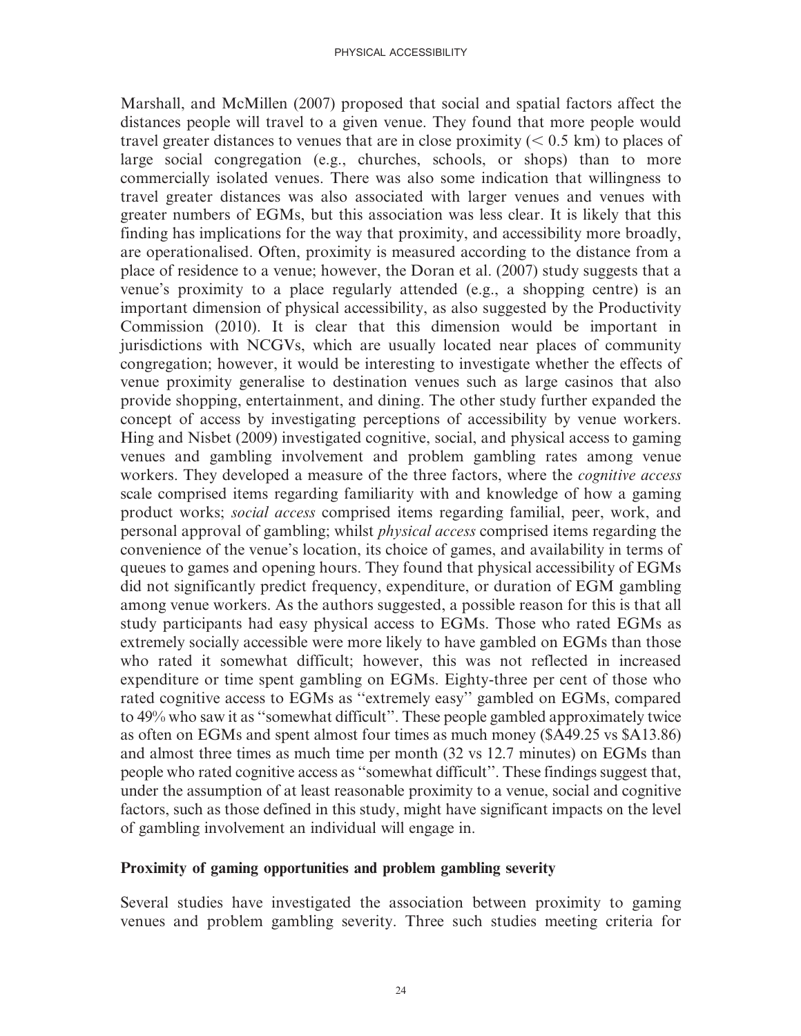Marshall, and McMillen (2007) proposed that social and spatial factors affect the distances people will travel to a given venue. They found that more people would travel greater distances to venues that are in close proximity (< 0.5 km) to places of large social congregation (e.g., churches, schools, or shops) than to more commercially isolated venues. There was also some indication that willingness to travel greater distances was also associated with larger venues and venues with greater numbers of EGMs, but this association was less clear. It is likely that this finding has implications for the way that proximity, and accessibility more broadly, are operationalised. Often, proximity is measured according to the distance from a place of residence to a venue; however, the Doran et al. (2007) study suggests that a venue's proximity to a place regularly attended (e.g., a shopping centre) is an important dimension of physical accessibility, as also suggested by the Productivity Commission (2010). It is clear that this dimension would be important in jurisdictions with NCGVs, which are usually located near places of community congregation; however, it would be interesting to investigate whether the effects of venue proximity generalise to destination venues such as large casinos that also provide shopping, entertainment, and dining. The other study further expanded the concept of access by investigating perceptions of accessibility by venue workers. Hing and Nisbet (2009) investigated cognitive, social, and physical access to gaming venues and gambling involvement and problem gambling rates among venue workers. They developed a measure of the three factors, where the *cognitive access* scale comprised items regarding familiarity with and knowledge of how a gaming product works; *social access* comprised items regarding familial, peer, work, and personal approval of gambling; whilst *physical access* comprised items regarding the convenience of the venue's location, its choice of games, and availability in terms of queues to games and opening hours. They found that physical accessibility of EGMs did not significantly predict frequency, expenditure, or duration of EGM gambling among venue workers. As the authors suggested, a possible reason for this is that all study participants had easy physical access to EGMs. Those who rated EGMs as extremely socially accessible were more likely to have gambled on EGMs than those who rated it somewhat difficult; however, this was not reflected in increased expenditure or time spent gambling on EGMs. Eighty-three per cent of those who rated cognitive access to EGMs as "extremely easy" gambled on EGMs, compared to 49% who saw it as "somewhat difficult". These people gambled approximately twice as often on EGMs and spent almost four times as much money ($A49.25 vs $A13.86) and almost three times as much time per month (32 vs 12.7 minutes) on EGMs than people who rated cognitive access as "somewhat difficult". These findings suggest that, under the assumption of at least reasonable proximity to a venue, social and cognitive factors, such as those defined in this study, might have significant impacts on the level of gambling involvement an individual will engage in.

## Proximity of gaming opportunities and problem gambling severity

Several studies have investigated the association between proximity to gaming venues and problem gambling severity. Three such studies meeting criteria for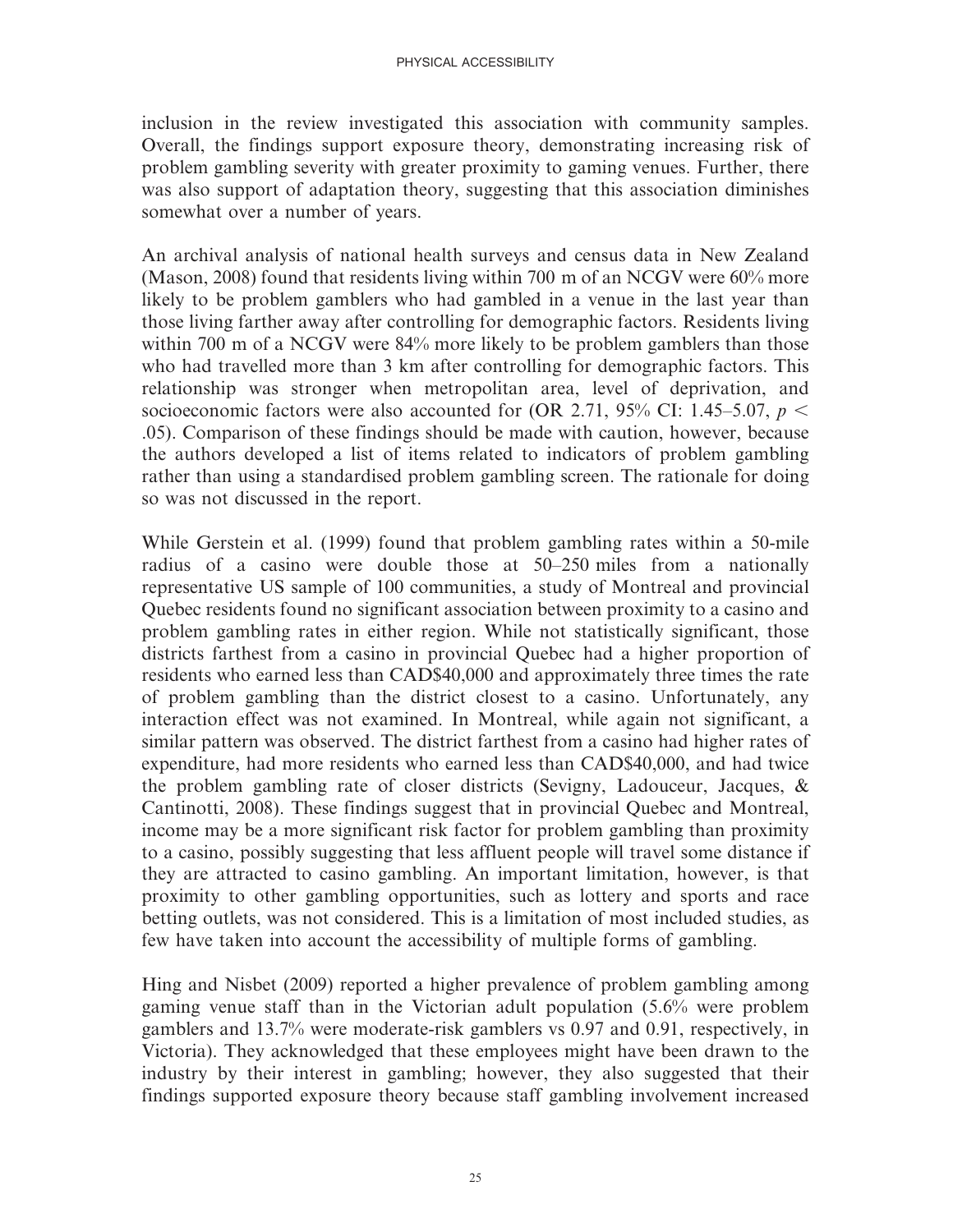inclusion in the review investigated this association with community samples. Overall, the findings support exposure theory, demonstrating increasing risk of problem gambling severity with greater proximity to gaming venues. Further, there was also support of adaptation theory, suggesting that this association diminishes somewhat over a number of years.

An archival analysis of national health surveys and census data in New Zealand (Mason, 2008) found that residents living within 700 m of an NCGV were 60% more likely to be problem gamblers who had gambled in a venue in the last year than those living farther away after controlling for demographic factors. Residents living within 700 m of a NCGV were 84% more likely to be problem gamblers than those who had travelled more than 3 km after controlling for demographic factors. This relationship was stronger when metropolitan area, level of deprivation, and socioeconomic factors were also accounted for (OR 2.71, 95% CI: 1.45–5.07, $p <$ .05). Comparison of these findings should be made with caution, however, because the authors developed a list of items related to indicators of problem gambling rather than using a standardised problem gambling screen. The rationale for doing so was not discussed in the report.

While Gerstein et al. (1999) found that problem gambling rates within a 50-mile radius of a casino were double those at 50–250 miles from a nationally representative US sample of 100 communities, a study of Montreal and provincial Quebec residents found no significant association between proximity to a casino and problem gambling rates in either region. While not statistically significant, those districts farthest from a casino in provincial Quebec had a higher proportion of residents who earned less than CAD$40,000 and approximately three times the rate of problem gambling than the district closest to a casino. Unfortunately, any interaction effect was not examined. In Montreal, while again not significant, a similar pattern was observed. The district farthest from a casino had higher rates of expenditure, had more residents who earned less than CAD$40,000, and had twice the problem gambling rate of closer districts (Sevigny, Ladouceur, Jacques, & Cantinotti, 2008). These findings suggest that in provincial Quebec and Montreal, income may be a more significant risk factor for problem gambling than proximity to a casino, possibly suggesting that less affluent people will travel some distance if they are attracted to casino gambling. An important limitation, however, is that proximity to other gambling opportunities, such as lottery and sports and race betting outlets, was not considered. This is a limitation of most included studies, as few have taken into account the accessibility of multiple forms of gambling.

Hing and Nisbet (2009) reported a higher prevalence of problem gambling among gaming venue staff than in the Victorian adult population (5.6% were problem gamblers and 13.7% were moderate-risk gamblers vs 0.97 and 0.91, respectively, in Victoria). They acknowledged that these employees might have been drawn to the industry by their interest in gambling; however, they also suggested that their findings supported exposure theory because staff gambling involvement increased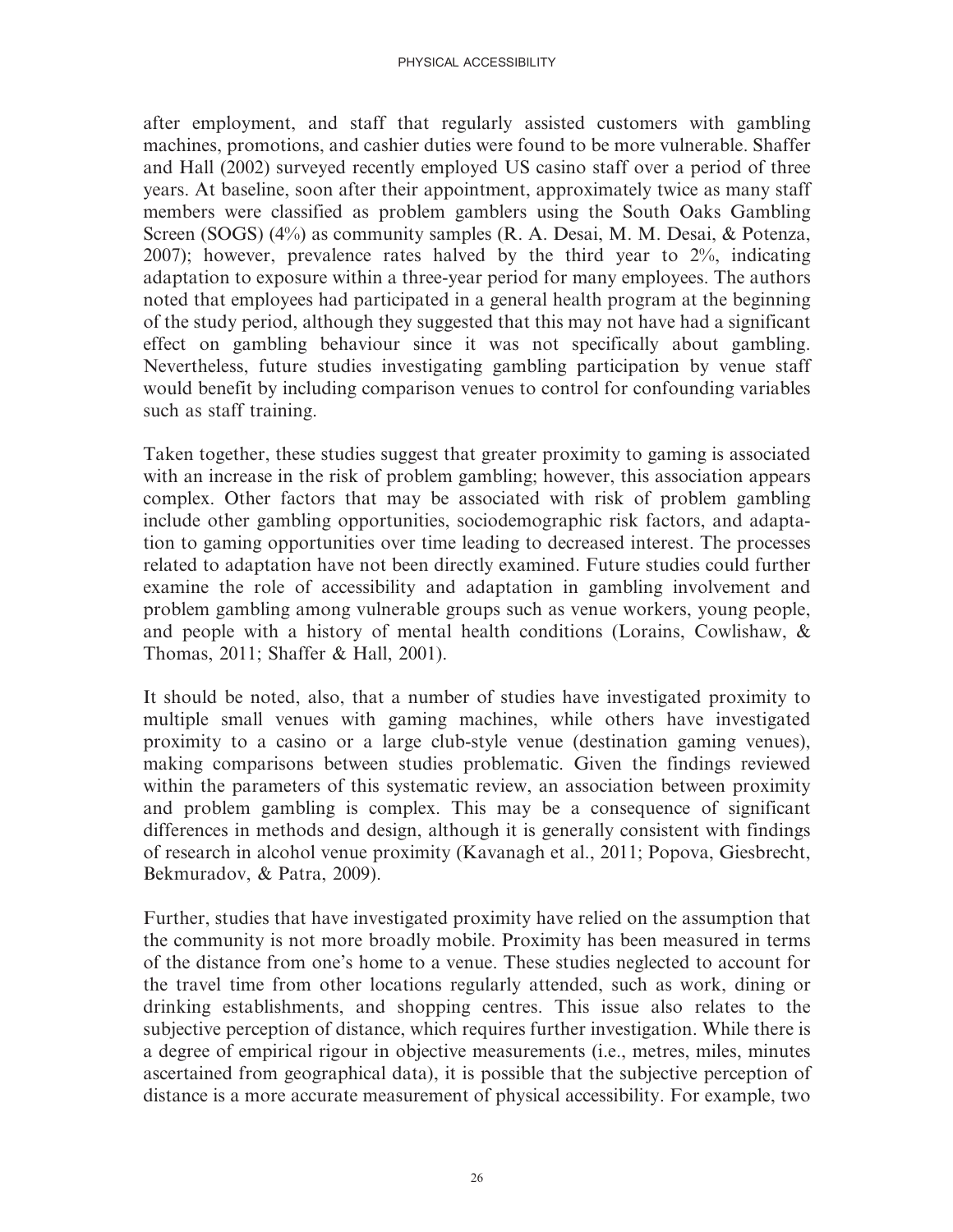after employment, and staff that regularly assisted customers with gambling machines, promotions, and cashier duties were found to be more vulnerable. Shaffer and Hall (2002) surveyed recently employed US casino staff over a period of three years. At baseline, soon after their appointment, approximately twice as many staff members were classified as problem gamblers using the South Oaks Gambling Screen (SOGS) (4%) as community samples (R. A. Desai, M. M. Desai, & Potenza, 2007); however, prevalence rates halved by the third year to 2%, indicating adaptation to exposure within a three-year period for many employees. The authors noted that employees had participated in a general health program at the beginning of the study period, although they suggested that this may not have had a significant effect on gambling behaviour since it was not specifically about gambling. Nevertheless, future studies investigating gambling participation by venue staff would benefit by including comparison venues to control for confounding variables such as staff training.

Taken together, these studies suggest that greater proximity to gaming is associated with an increase in the risk of problem gambling; however, this association appears complex. Other factors that may be associated with risk of problem gambling include other gambling opportunities, sociodemographic risk factors, and adaptation to gaming opportunities over time leading to decreased interest. The processes related to adaptation have not been directly examined. Future studies could further examine the role of accessibility and adaptation in gambling involvement and problem gambling among vulnerable groups such as venue workers, young people, and people with a history of mental health conditions (Lorains, Cowlishaw, & Thomas, 2011; Shaffer & Hall, 2001).

It should be noted, also, that a number of studies have investigated proximity to multiple small venues with gaming machines, while others have investigated proximity to a casino or a large club-style venue (destination gaming venues), making comparisons between studies problematic. Given the findings reviewed within the parameters of this systematic review, an association between proximity and problem gambling is complex. This may be a consequence of significant differences in methods and design, although it is generally consistent with findings of research in alcohol venue proximity (Kavanagh et al., 2011; Popova, Giesbrecht, Bekmuradov, & Patra, 2009).

Further, studies that have investigated proximity have relied on the assumption that the community is not more broadly mobile. Proximity has been measured in terms of the distance from one's home to a venue. These studies neglected to account for the travel time from other locations regularly attended, such as work, dining or drinking establishments, and shopping centres. This issue also relates to the subjective perception of distance, which requires further investigation. While there is a degree of empirical rigour in objective measurements (i.e., metres, miles, minutes ascertained from geographical data), it is possible that the subjective perception of distance is a more accurate measurement of physical accessibility. For example, two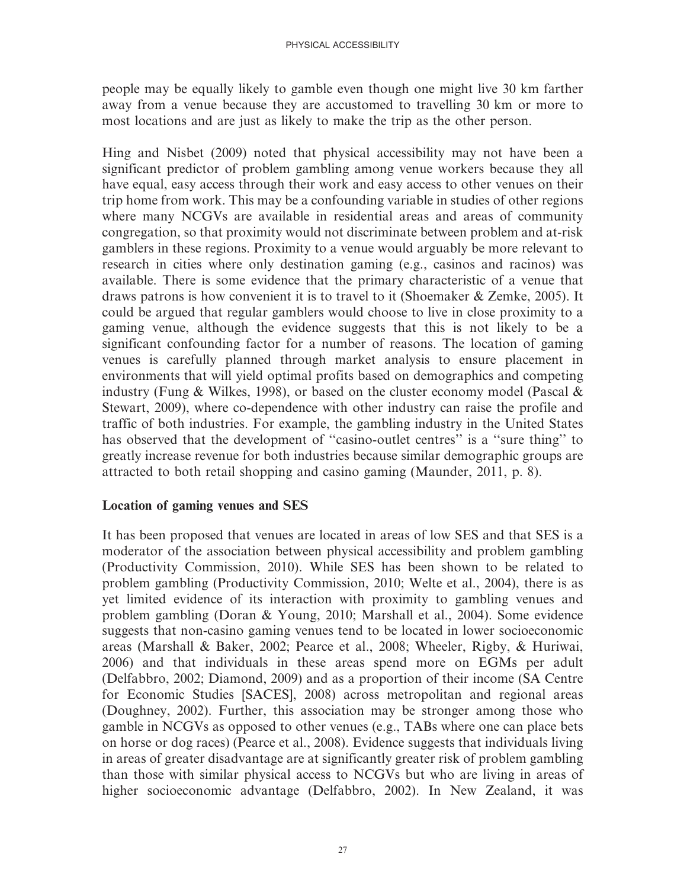people may be equally likely to gamble even though one might live 30 km farther away from a venue because they are accustomed to travelling 30 km or more to most locations and are just as likely to make the trip as the other person.

Hing and Nisbet (2009) noted that physical accessibility may not have been a significant predictor of problem gambling among venue workers because they all have equal, easy access through their work and easy access to other venues on their trip home from work. This may be a confounding variable in studies of other regions where many NCGVs are available in residential areas and areas of community congregation, so that proximity would not discriminate between problem and at-risk gamblers in these regions. Proximity to a venue would arguably be more relevant to research in cities where only destination gaming (e.g., casinos and racinos) was available. There is some evidence that the primary characteristic of a venue that draws patrons is how convenient it is to travel to it (Shoemaker & Zemke, 2005). It could be argued that regular gamblers would choose to live in close proximity to a gaming venue, although the evidence suggests that this is not likely to be a significant confounding factor for a number of reasons. The location of gaming venues is carefully planned through market analysis to ensure placement in environments that will yield optimal profits based on demographics and competing industry (Fung & Wilkes, 1998), or based on the cluster economy model (Pascal & Stewart, 2009), where co-dependence with other industry can raise the profile and traffic of both industries. For example, the gambling industry in the United States has observed that the development of "casino-outlet centres" is a "sure thing" to greatly increase revenue for both industries because similar demographic groups are attracted to both retail shopping and casino gaming (Maunder, 2011, p. 8).

### Location of gaming venues and SES

It has been proposed that venues are located in areas of low SES and that SES is a moderator of the association between physical accessibility and problem gambling (Productivity Commission, 2010). While SES has been shown to be related to problem gambling (Productivity Commission, 2010; Welte et al., 2004), there is as yet limited evidence of its interaction with proximity to gambling venues and problem gambling (Doran & Young, 2010; Marshall et al., 2004). Some evidence suggests that non-casino gaming venues tend to be located in lower socioeconomic areas (Marshall & Baker, 2002; Pearce et al., 2008; Wheeler, Rigby, & Huriwai, 2006) and that individuals in these areas spend more on EGMs per adult (Delfabbro, 2002; Diamond, 2009) and as a proportion of their income (SA Centre for Economic Studies [SACES], 2008) across metropolitan and regional areas (Doughney, 2002). Further, this association may be stronger among those who gamble in NCGVs as opposed to other venues (e.g., TABs where one can place bets on horse or dog races) (Pearce et al., 2008). Evidence suggests that individuals living in areas of greater disadvantage are at significantly greater risk of problem gambling than those with similar physical access to NCGVs but who are living in areas of higher socioeconomic advantage (Delfabbro, 2002). In New Zealand, it was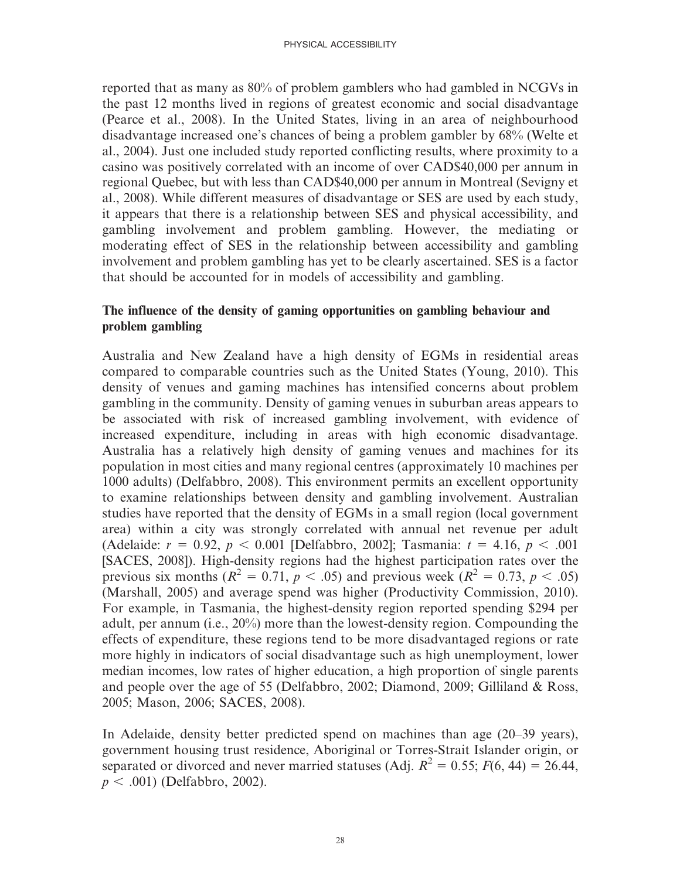reported that as many as 80% of problem gamblers who had gambled in NCGVs in the past 12 months lived in regions of greatest economic and social disadvantage (Pearce et al., 2008). In the United States, living in an area of neighbourhood disadvantage increased one's chances of being a problem gambler by 68% (Welte et al., 2004). Just one included study reported conflicting results, where proximity to a casino was positively correlated with an income of over CAD$40,000 per annum in regional Quebec, but with less than CAD$40,000 per annum in Montreal (Sevigny et al., 2008). While different measures of disadvantage or SES are used by each study, it appears that there is a relationship between SES and physical accessibility, and gambling involvement and problem gambling. However, the mediating or moderating effect of SES in the relationship between accessibility and gambling involvement and problem gambling has yet to be clearly ascertained. SES is a factor that should be accounted for in models of accessibility and gambling.

### The influence of the density of gaming opportunities on gambling behaviour and problem gambling

Australia and New Zealand have a high density of EGMs in residential areas compared to comparable countries such as the United States (Young, 2010). This density of venues and gaming machines has intensified concerns about problem gambling in the community. Density of gaming venues in suburban areas appears to be associated with risk of increased gambling involvement, with evidence of increased expenditure, including in areas with high economic disadvantage. Australia has a relatively high density of gaming venues and machines for its population in most cities and many regional centres (approximately 10 machines per 1000 adults) (Delfabbro, 2008). This environment permits an excellent opportunity to examine relationships between density and gambling involvement. Australian studies have reported that the density of EGMs in a small region (local government area) within a city was strongly correlated with annual net revenue per adult (Adelaide: $r = 0.92$, $p < 0.001$ [Delfabbro, 2002]; Tasmania: $t = 4.16$, $p < .001$ [SACES, 2008]). High-density regions had the highest participation rates over the previous six months ($R^2 = 0.71$, $p < .05$) and previous week ($R^2 = 0.73$, $p < .05$) (Marshall, 2005) and average spend was higher (Productivity Commission, 2010). For example, in Tasmania, the highest-density region reported spending $294 per adult, per annum (i.e., 20%) more than the lowest-density region. Compounding the effects of expenditure, these regions tend to be more disadvantaged regions or rate more highly in indicators of social disadvantage such as high unemployment, lower median incomes, low rates of higher education, a high proportion of single parents and people over the age of 55 (Delfabbro, 2002; Diamond, 2009; Gilliland & Ross, 2005; Mason, 2006; SACES, 2008).

In Adelaide, density better predicted spend on machines than age (20–39 years), government housing trust residence, Aboriginal or Torres-Strait Islander origin, or separated or divorced and never married statuses (Adj. $R^2 = 0.55$; $F(6, 44) = 26.44$, $p < .001$) (Delfabbro, 2002).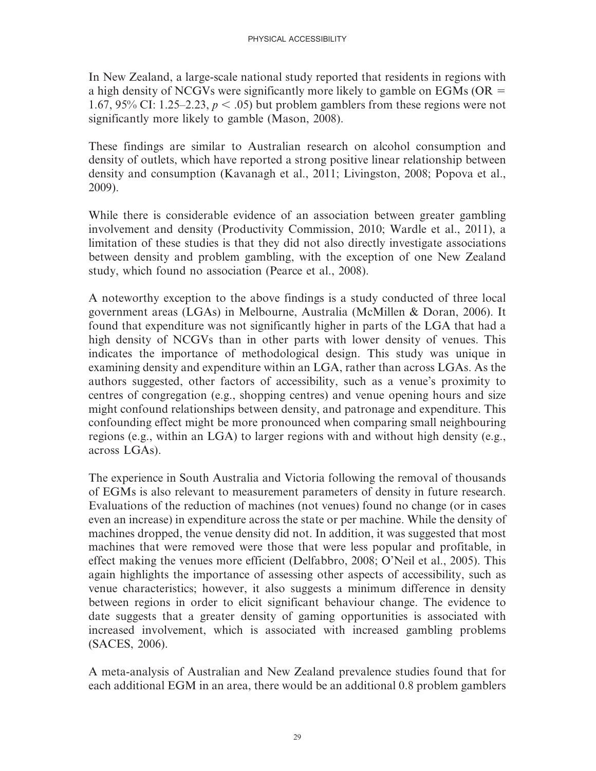In New Zealand, a large-scale national study reported that residents in regions with a high density of NCGVs were significantly more likely to gamble on EGMs (OR = 1.67, 95% CI: 1.25–2.23, $p < .05$) but problem gamblers from these regions were not significantly more likely to gamble (Mason, 2008).

These findings are similar to Australian research on alcohol consumption and density of outlets, which have reported a strong positive linear relationship between density and consumption (Kavanagh et al., 2011; Livingston, 2008; Popova et al., 2009).

While there is considerable evidence of an association between greater gambling involvement and density (Productivity Commission, 2010; Wardle et al., 2011), a limitation of these studies is that they did not also directly investigate associations between density and problem gambling, with the exception of one New Zealand study, which found no association (Pearce et al., 2008).

A noteworthy exception to the above findings is a study conducted of three local government areas (LGAs) in Melbourne, Australia (McMillen & Doran, 2006). It found that expenditure was not significantly higher in parts of the LGA that had a high density of NCGVs than in other parts with lower density of venues. This indicates the importance of methodological design. This study was unique in examining density and expenditure within an LGA, rather than across LGAs. As the authors suggested, other factors of accessibility, such as a venue's proximity to centres of congregation (e.g., shopping centres) and venue opening hours and size might confound relationships between density, and patronage and expenditure. This confounding effect might be more pronounced when comparing small neighbouring regions (e.g., within an LGA) to larger regions with and without high density (e.g., across LGAs).

The experience in South Australia and Victoria following the removal of thousands of EGMs is also relevant to measurement parameters of density in future research. Evaluations of the reduction of machines (not venues) found no change (or in cases even an increase) in expenditure across the state or per machine. While the density of machines dropped, the venue density did not. In addition, it was suggested that most machines that were removed were those that were less popular and profitable, in effect making the venues more efficient (Delfabbro, 2008; O'Neil et al., 2005). This again highlights the importance of assessing other aspects of accessibility, such as venue characteristics; however, it also suggests a minimum difference in density between regions in order to elicit significant behaviour change. The evidence to date suggests that a greater density of gaming opportunities is associated with increased involvement, which is associated with increased gambling problems (SACES, 2006).

A meta-analysis of Australian and New Zealand prevalence studies found that for each additional EGM in an area, there would be an additional 0.8 problem gamblers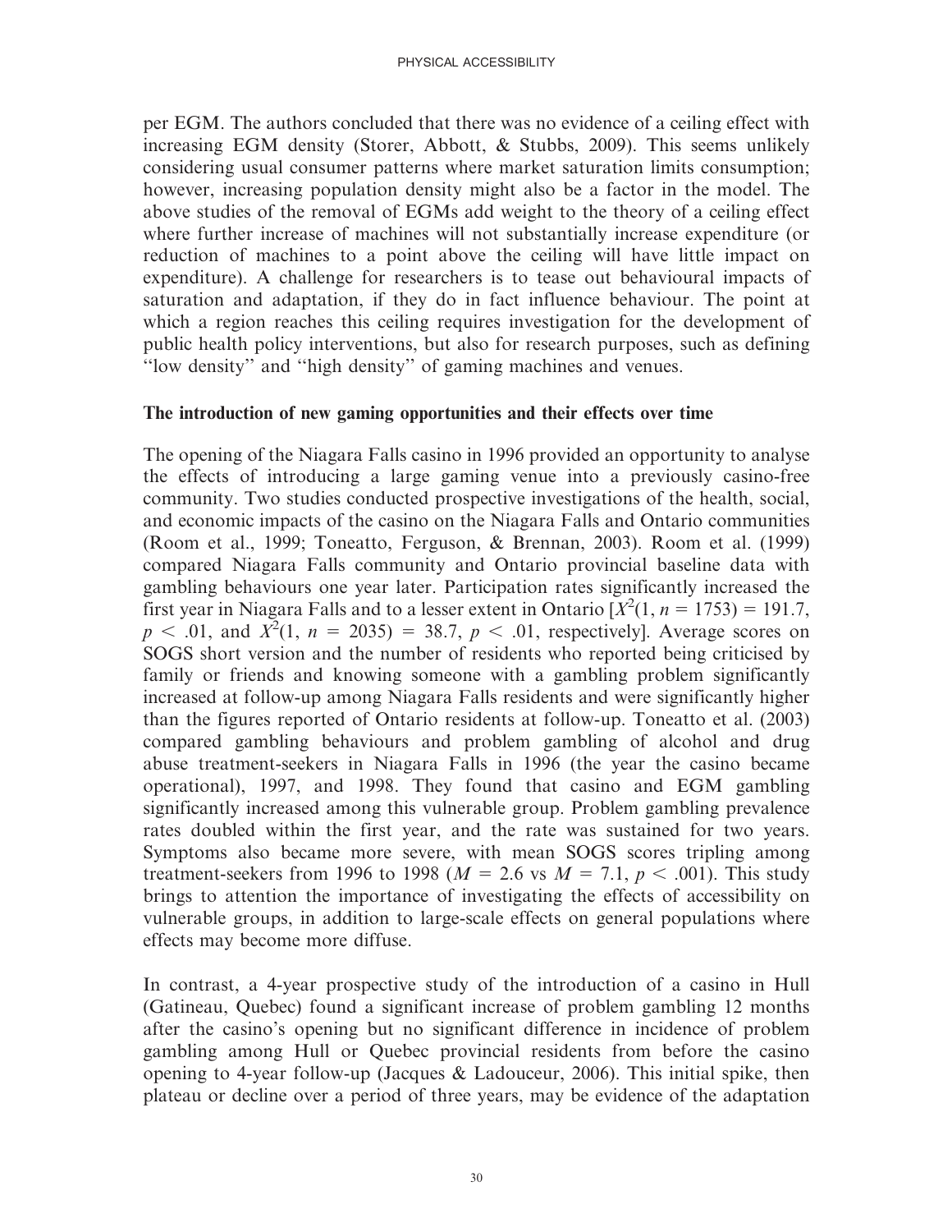per EGM. The authors concluded that there was no evidence of a ceiling effect with increasing EGM density (Storer, Abbott, & Stubbs, 2009). This seems unlikely considering usual consumer patterns where market saturation limits consumption; however, increasing population density might also be a factor in the model. The above studies of the removal of EGMs add weight to the theory of a ceiling effect where further increase of machines will not substantially increase expenditure (or reduction of machines to a point above the ceiling will have little impact on expenditure). A challenge for researchers is to tease out behavioural impacts of saturation and adaptation, if they do in fact influence behaviour. The point at which a region reaches this ceiling requires investigation for the development of public health policy interventions, but also for research purposes, such as defining ''low density'' and ''high density'' of gaming machines and venues.

**The introduction of new gaming opportunities and their effects over time**

The opening of the Niagara Falls casino in 1996 provided an opportunity to analyse the effects of introducing a large gaming venue into a previously casino-free community. Two studies conducted prospective investigations of the health, social, and economic impacts of the casino on the Niagara Falls and Ontario communities (Room et al., 1999; Toneatto, Ferguson, & Brennan, 2003). Room et al. (1999) compared Niagara Falls community and Ontario provincial baseline data with gambling behaviours one year later. Participation rates significantly increased the first year in Niagara Falls and to a lesser extent in Ontario [$X^2(1, n = 1753) = 191.7$, $p < .01$, and $X^2(1, n = 2035) = 38.7$, $p < .01$, respectively]. Average scores on SOGS short version and the number of residents who reported being criticised by family or friends and knowing someone with a gambling problem significantly increased at follow-up among Niagara Falls residents and were significantly higher than the figures reported of Ontario residents at follow-up. Toneatto et al. (2003) compared gambling behaviours and problem gambling of alcohol and drug abuse treatment-seekers in Niagara Falls in 1996 (the year the casino became operational), 1997, and 1998. They found that casino and EGM gambling significantly increased among this vulnerable group. Problem gambling prevalence rates doubled within the first year, and the rate was sustained for two years. Symptoms also became more severe, with mean SOGS scores tripling among treatment-seekers from 1996 to 1998 ($M = 2.6$ vs $M = 7.1$, $p < .001$). This study brings to attention the importance of investigating the effects of accessibility on vulnerable groups, in addition to large-scale effects on general populations where effects may become more diffuse.

In contrast, a 4-year prospective study of the introduction of a casino in Hull (Gatineau, Quebec) found a significant increase of problem gambling 12 months after the casino's opening but no significant difference in incidence of problem gambling among Hull or Quebec provincial residents from before the casino opening to 4-year follow-up (Jacques & Ladouceur, 2006). This initial spike, then plateau or decline over a period of three years, may be evidence of the adaptation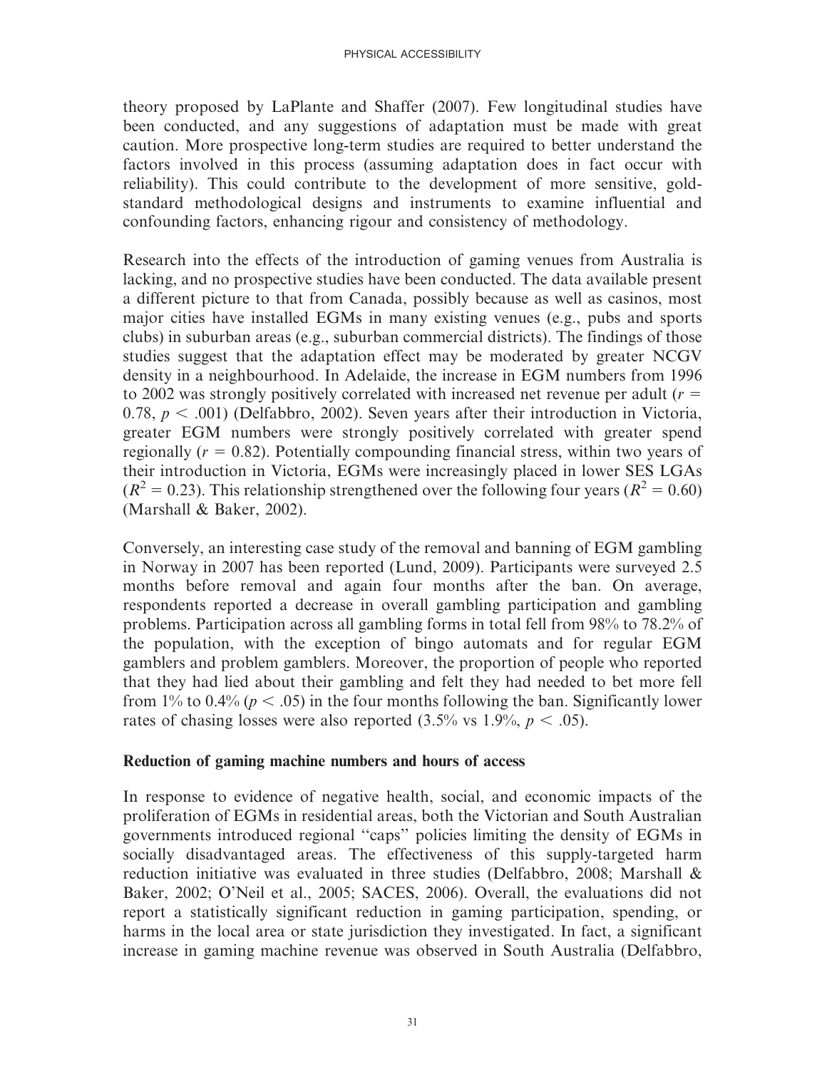theory proposed by LaPlante and Shaffer (2007). Few longitudinal studies have been conducted, and any suggestions of adaptation must be made with great caution. More prospective long-term studies are required to better understand the factors involved in this process (assuming adaptation does in fact occur with reliability). This could contribute to the development of more sensitive, gold-standard methodological designs and instruments to examine influential and confounding factors, enhancing rigour and consistency of methodology.

Research into the effects of the introduction of gaming venues from Australia is lacking, and no prospective studies have been conducted. The data available present a different picture to that from Canada, possibly because as well as casinos, most major cities have installed EGMs in many existing venues (e.g., pubs and sports clubs) in suburban areas (e.g., suburban commercial districts). The findings of those studies suggest that the adaptation effect may be moderated by greater NCGV density in a neighbourhood. In Adelaide, the increase in EGM numbers from 1996 to 2002 was strongly positively correlated with increased net revenue per adult ($r = 0.78$, $p < .001$) (Delfabbro, 2002). Seven years after their introduction in Victoria, greater EGM numbers were strongly positively correlated with greater spend regionally ($r = 0.82$). Potentially compounding financial stress, within two years of their introduction in Victoria, EGMs were increasingly placed in lower SES LGAs ($R^2 = 0.23$). This relationship strengthened over the following four years ($R^2 = 0.60$) (Marshall & Baker, 2002).

Conversely, an interesting case study of the removal and banning of EGM gambling in Norway in 2007 has been reported (Lund, 2009). Participants were surveyed 2.5 months before removal and again four months after the ban. On average, respondents reported a decrease in overall gambling participation and gambling problems. Participation across all gambling forms in total fell from 98% to 78.2% of the population, with the exception of bingo automats and for regular EGM gamblers and problem gamblers. Moreover, the proportion of people who reported that they had lied about their gambling and felt they had needed to bet more fell from 1% to 0.4% ($p < .05$) in the four months following the ban. Significantly lower rates of chasing losses were also reported (3.5% vs 1.9%, $p < .05$).

**Reduction of gaming machine numbers and hours of access**

In response to evidence of negative health, social, and economic impacts of the proliferation of EGMs in residential areas, both the Victorian and South Australian governments introduced regional "caps" policies limiting the density of EGMs in socially disadvantaged areas. The effectiveness of this supply-targeted harm reduction initiative was evaluated in three studies (Delfabbro, 2008; Marshall & Baker, 2002; O'Neil et al., 2005; SACES, 2006). Overall, the evaluations did not report a statistically significant reduction in gaming participation, spending, or harms in the local area or state jurisdiction they investigated. In fact, a significant increase in gaming machine revenue was observed in South Australia (Delfabbro,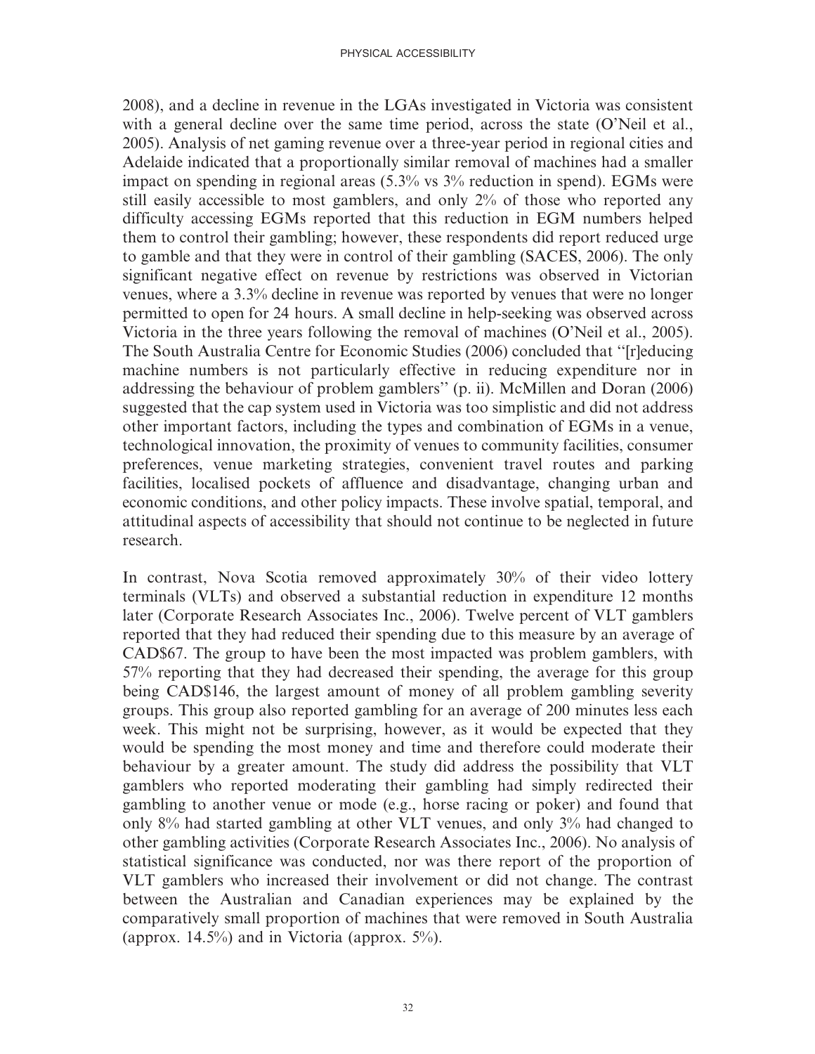2008), and a decline in revenue in the LGAs investigated in Victoria was consistent with a general decline over the same time period, across the state (O'Neil et al., 2005). Analysis of net gaming revenue over a three-year period in regional cities and Adelaide indicated that a proportionally similar removal of machines had a smaller impact on spending in regional areas (5.3% vs 3% reduction in spend). EGMs were still easily accessible to most gamblers, and only 2% of those who reported any difficulty accessing EGMs reported that this reduction in EGM numbers helped them to control their gambling; however, these respondents did report reduced urge to gamble and that they were in control of their gambling (SACES, 2006). The only significant negative effect on revenue by restrictions was observed in Victorian venues, where a 3.3% decline in revenue was reported by venues that were no longer permitted to open for 24 hours. A small decline in help-seeking was observed across Victoria in the three years following the removal of machines (O'Neil et al., 2005). The South Australia Centre for Economic Studies (2006) concluded that "[r]educing machine numbers is not particularly effective in reducing expenditure nor in addressing the behaviour of problem gamblers" (p. ii). McMillen and Doran (2006) suggested that the cap system used in Victoria was too simplistic and did not address other important factors, including the types and combination of EGMs in a venue, technological innovation, the proximity of venues to community facilities, consumer preferences, venue marketing strategies, convenient travel routes and parking facilities, localised pockets of affluence and disadvantage, changing urban and economic conditions, and other policy impacts. These involve spatial, temporal, and attitudinal aspects of accessibility that should not continue to be neglected in future research.

In contrast, Nova Scotia removed approximately 30% of their video lottery terminals (VLTs) and observed a substantial reduction in expenditure 12 months later (Corporate Research Associates Inc., 2006). Twelve percent of VLT gamblers reported that they had reduced their spending due to this measure by an average of CAD$67. The group to have been the most impacted was problem gamblers, with 57% reporting that they had decreased their spending, the average for this group being CAD$146, the largest amount of money of all problem gambling severity groups. This group also reported gambling for an average of 200 minutes less each week. This might not be surprising, however, as it would be expected that they would be spending the most money and time and therefore could moderate their behaviour by a greater amount. The study did address the possibility that VLT gamblers who reported moderating their gambling had simply redirected their gambling to another venue or mode (e.g., horse racing or poker) and found that only 8% had started gambling at other VLT venues, and only 3% had changed to other gambling activities (Corporate Research Associates Inc., 2006). No analysis of statistical significance was conducted, nor was there report of the proportion of VLT gamblers who increased their involvement or did not change. The contrast between the Australian and Canadian experiences may be explained by the comparatively small proportion of machines that were removed in South Australia (approx. 14.5%) and in Victoria (approx. 5%).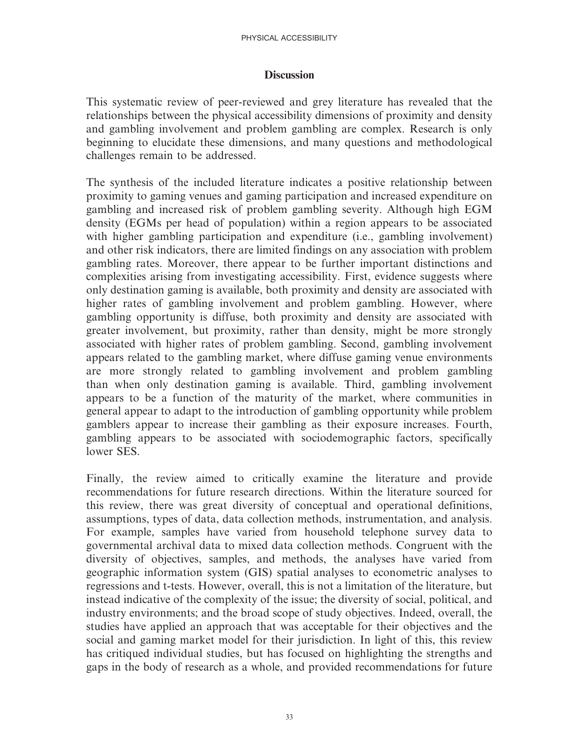## Discussion

This systematic review of peer-reviewed and grey literature has revealed that the relationships between the physical accessibility dimensions of proximity and density and gambling involvement and problem gambling are complex. Research is only beginning to elucidate these dimensions, and many questions and methodological challenges remain to be addressed.

The synthesis of the included literature indicates a positive relationship between proximity to gaming venues and gaming participation and increased expenditure on gambling and increased risk of problem gambling severity. Although high EGM density (EGMs per head of population) within a region appears to be associated with higher gambling participation and expenditure (i.e., gambling involvement) and other risk indicators, there are limited findings on any association with problem gambling rates. Moreover, there appear to be further important distinctions and complexities arising from investigating accessibility. First, evidence suggests where only destination gaming is available, both proximity and density are associated with higher rates of gambling involvement and problem gambling. However, where gambling opportunity is diffuse, both proximity and density are associated with greater involvement, but proximity, rather than density, might be more strongly associated with higher rates of problem gambling. Second, gambling involvement appears related to the gambling market, where diffuse gaming venue environments are more strongly related to gambling involvement and problem gambling than when only destination gaming is available. Third, gambling involvement appears to be a function of the maturity of the market, where communities in general appear to adapt to the introduction of gambling opportunity while problem gamblers appear to increase their gambling as their exposure increases. Fourth, gambling appears to be associated with sociodemographic factors, specifically lower SES.

Finally, the review aimed to critically examine the literature and provide recommendations for future research directions. Within the literature sourced for this review, there was great diversity of conceptual and operational definitions, assumptions, types of data, data collection methods, instrumentation, and analysis. For example, samples have varied from household telephone survey data to governmental archival data to mixed data collection methods. Congruent with the diversity of objectives, samples, and methods, the analyses have varied from geographic information system (GIS) spatial analyses to econometric analyses to regressions and t-tests. However, overall, this is not a limitation of the literature, but instead indicative of the complexity of the issue; the diversity of social, political, and industry environments; and the broad scope of study objectives. Indeed, overall, the studies have applied an approach that was acceptable for their objectives and the social and gaming market model for their jurisdiction. In light of this, this review has critiqued individual studies, but has focused on highlighting the strengths and gaps in the body of research as a whole, and provided recommendations for future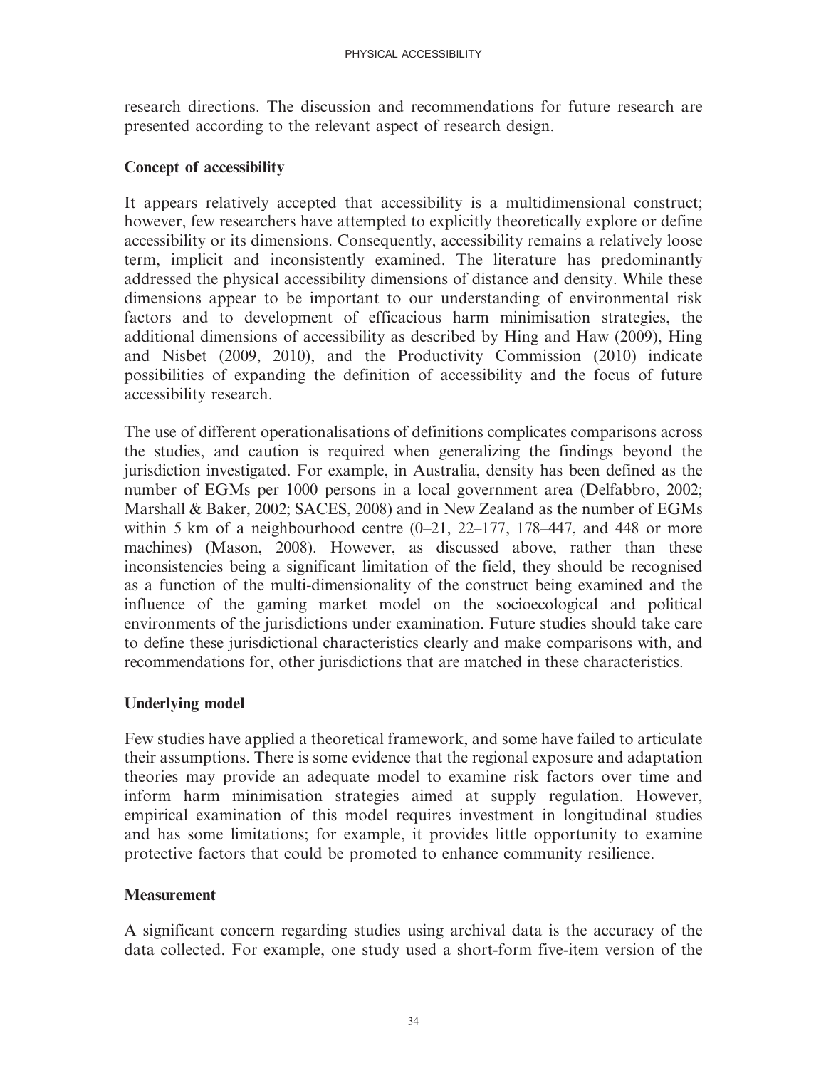research directions. The discussion and recommendations for future research are presented according to the relevant aspect of research design.

### Concept of accessibility

It appears relatively accepted that accessibility is a multidimensional construct; however, few researchers have attempted to explicitly theoretically explore or define accessibility or its dimensions. Consequently, accessibility remains a relatively loose term, implicit and inconsistently examined. The literature has predominantly addressed the physical accessibility dimensions of distance and density. While these dimensions appear to be important to our understanding of environmental risk factors and to development of efficacious harm minimisation strategies, the additional dimensions of accessibility as described by Hing and Haw (2009), Hing and Nisbet (2009, 2010), and the Productivity Commission (2010) indicate possibilities of expanding the definition of accessibility and the focus of future accessibility research.

The use of different operationalisations of definitions complicates comparisons across the studies, and caution is required when generalizing the findings beyond the jurisdiction investigated. For example, in Australia, density has been defined as the number of EGMs per 1000 persons in a local government area (Delfabbro, 2002; Marshall & Baker, 2002; SACES, 2008) and in New Zealand as the number of EGMs within 5 km of a neighbourhood centre (0–21, 22–177, 178–447, and 448 or more machines) (Mason, 2008). However, as discussed above, rather than these inconsistencies being a significant limitation of the field, they should be recognised as a function of the multi-dimensionality of the construct being examined and the influence of the gaming market model on the socioecological and political environments of the jurisdictions under examination. Future studies should take care to define these jurisdictional characteristics clearly and make comparisons with, and recommendations for, other jurisdictions that are matched in these characteristics.

### Underlying model

Few studies have applied a theoretical framework, and some have failed to articulate their assumptions. There is some evidence that the regional exposure and adaptation theories may provide an adequate model to examine risk factors over time and inform harm minimisation strategies aimed at supply regulation. However, empirical examination of this model requires investment in longitudinal studies and has some limitations; for example, it provides little opportunity to examine protective factors that could be promoted to enhance community resilience.

### Measurement

A significant concern regarding studies using archival data is the accuracy of the data collected. For example, one study used a short-form five-item version of the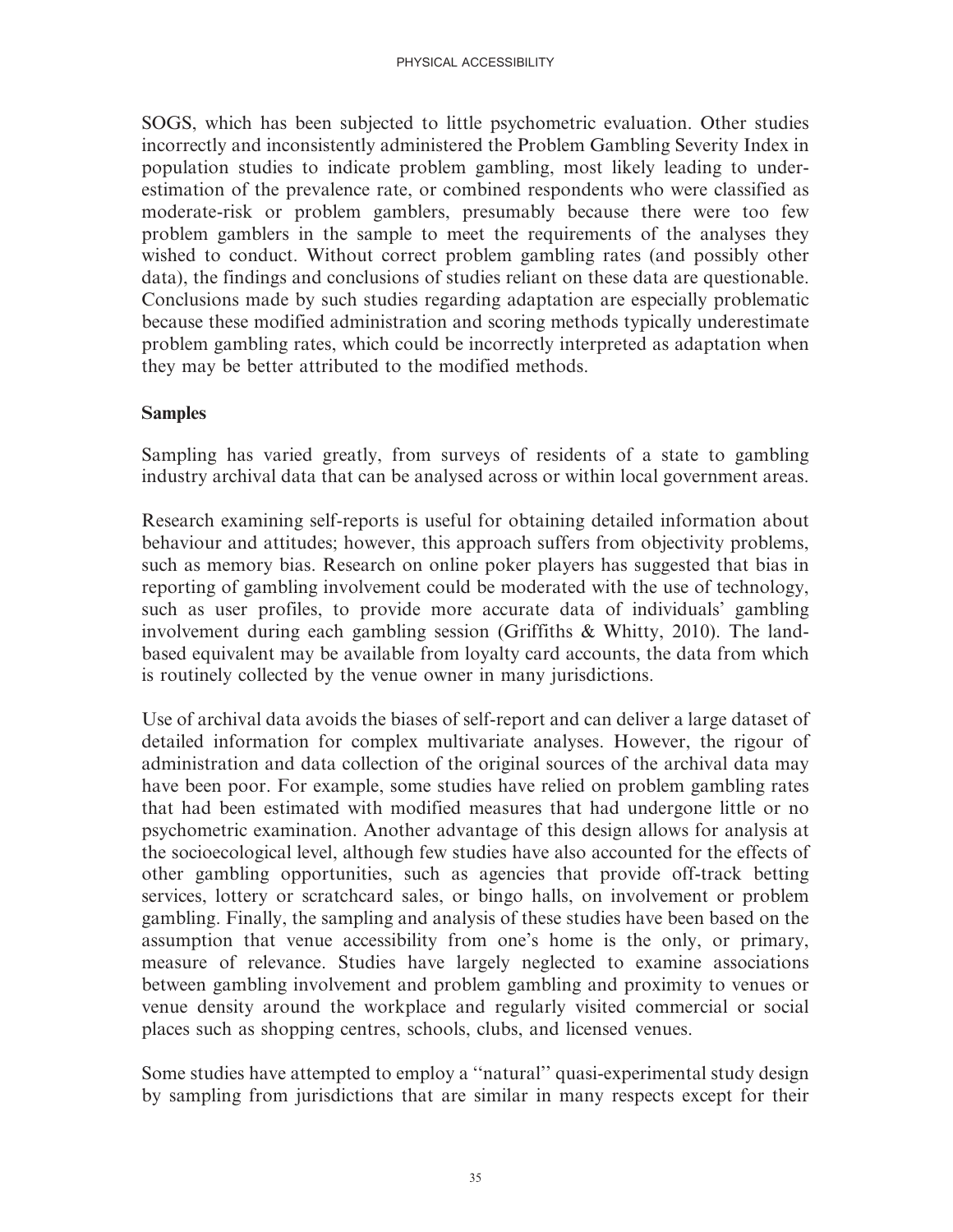SOGS, which has been subjected to little psychometric evaluation. Other studies incorrectly and inconsistently administered the Problem Gambling Severity Index in population studies to indicate problem gambling, most likely leading to underestimation of the prevalence rate, or combined respondents who were classified as moderate-risk or problem gamblers, presumably because there were too few problem gamblers in the sample to meet the requirements of the analyses they wished to conduct. Without correct problem gambling rates (and possibly other data), the findings and conclusions of studies reliant on these data are questionable. Conclusions made by such studies regarding adaptation are especially problematic because these modified administration and scoring methods typically underestimate problem gambling rates, which could be incorrectly interpreted as adaptation when they may be better attributed to the modified methods.

## Samples

Sampling has varied greatly, from surveys of residents of a state to gambling industry archival data that can be analysed across or within local government areas.

Research examining self-reports is useful for obtaining detailed information about behaviour and attitudes; however, this approach suffers from objectivity problems, such as memory bias. Research on online poker players has suggested that bias in reporting of gambling involvement could be moderated with the use of technology, such as user profiles, to provide more accurate data of individuals' gambling involvement during each gambling session (Griffiths & Whitty, 2010). The land-based equivalent may be available from loyalty card accounts, the data from which is routinely collected by the venue owner in many jurisdictions.

Use of archival data avoids the biases of self-report and can deliver a large dataset of detailed information for complex multivariate analyses. However, the rigour of administration and data collection of the original sources of the archival data may have been poor. For example, some studies have relied on problem gambling rates that had been estimated with modified measures that had undergone little or no psychometric examination. Another advantage of this design allows for analysis at the socioecological level, although few studies have also accounted for the effects of other gambling opportunities, such as agencies that provide off-track betting services, lottery or scratchcard sales, or bingo halls, on involvement or problem gambling. Finally, the sampling and analysis of these studies have been based on the assumption that venue accessibility from one's home is the only, or primary, measure of relevance. Studies have largely neglected to examine associations between gambling involvement and problem gambling and proximity to venues or venue density around the workplace and regularly visited commercial or social places such as shopping centres, schools, clubs, and licensed venues.

Some studies have attempted to employ a "natural" quasi-experimental study design by sampling from jurisdictions that are similar in many respects except for their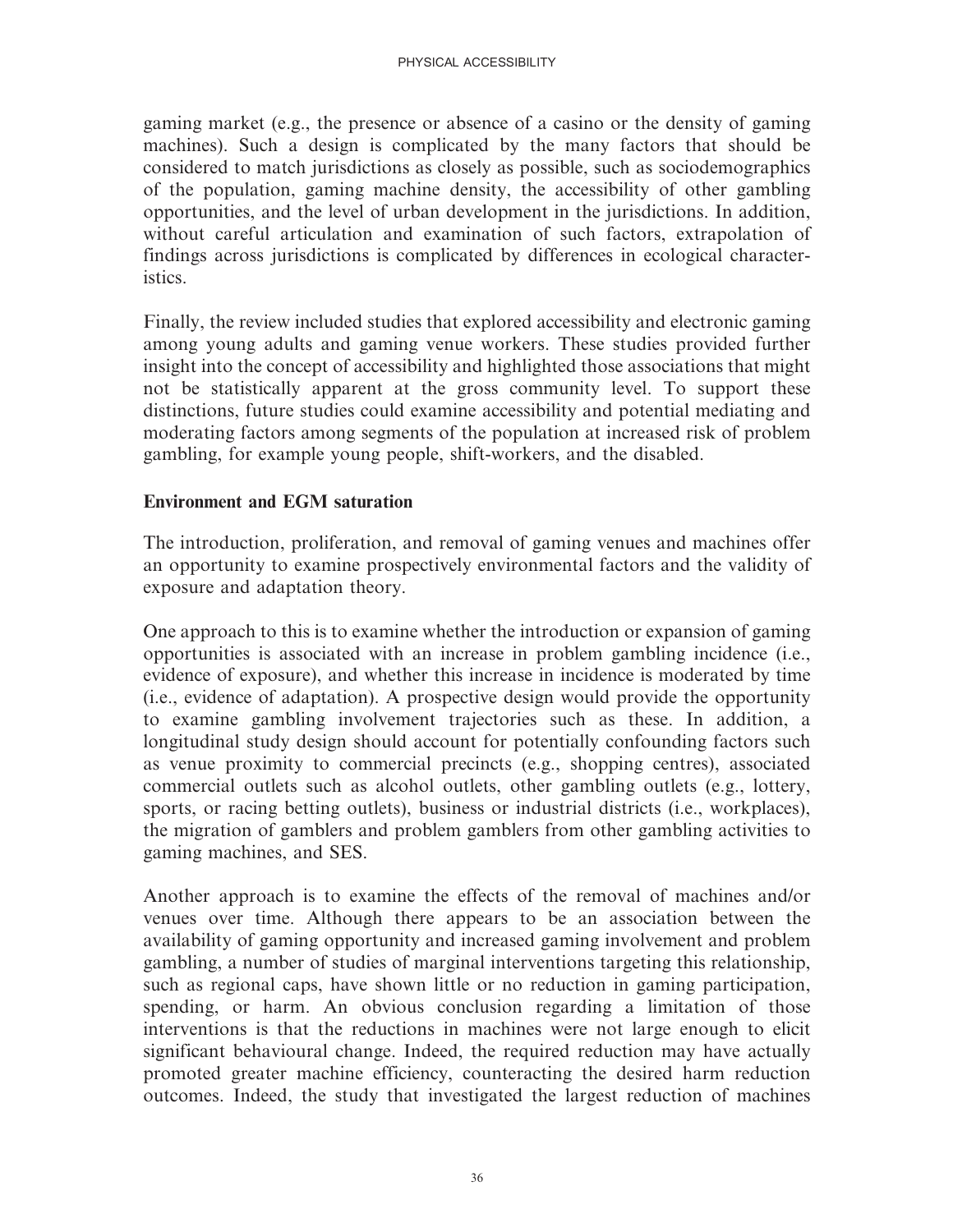gaming market (e.g., the presence or absence of a casino or the density of gaming machines). Such a design is complicated by the many factors that should be considered to match jurisdictions as closely as possible, such as sociodemographics of the population, gaming machine density, the accessibility of other gambling opportunities, and the level of urban development in the jurisdictions. In addition, without careful articulation and examination of such factors, extrapolation of findings across jurisdictions is complicated by differences in ecological characteristics.

Finally, the review included studies that explored accessibility and electronic gaming among young adults and gaming venue workers. These studies provided further insight into the concept of accessibility and highlighted those associations that might not be statistically apparent at the gross community level. To support these distinctions, future studies could examine accessibility and potential mediating and moderating factors among segments of the population at increased risk of problem gambling, for example young people, shift-workers, and the disabled.

**Environment and EGM saturation**

The introduction, proliferation, and removal of gaming venues and machines offer an opportunity to examine prospectively environmental factors and the validity of exposure and adaptation theory.

One approach to this is to examine whether the introduction or expansion of gaming opportunities is associated with an increase in problem gambling incidence (i.e., evidence of exposure), and whether this increase in incidence is moderated by time (i.e., evidence of adaptation). A prospective design would provide the opportunity to examine gambling involvement trajectories such as these. In addition, a longitudinal study design should account for potentially confounding factors such as venue proximity to commercial precincts (e.g., shopping centres), associated commercial outlets such as alcohol outlets, other gambling outlets (e.g., lottery, sports, or racing betting outlets), business or industrial districts (i.e., workplaces), the migration of gamblers and problem gamblers from other gambling activities to gaming machines, and SES.

Another approach is to examine the effects of the removal of machines and/or venues over time. Although there appears to be an association between the availability of gaming opportunity and increased gaming involvement and problem gambling, a number of studies of marginal interventions targeting this relationship, such as regional caps, have shown little or no reduction in gaming participation, spending, or harm. An obvious conclusion regarding a limitation of those interventions is that the reductions in machines were not large enough to elicit significant behavioural change. Indeed, the required reduction may have actually promoted greater machine efficiency, counteracting the desired harm reduction outcomes. Indeed, the study that investigated the largest reduction of machines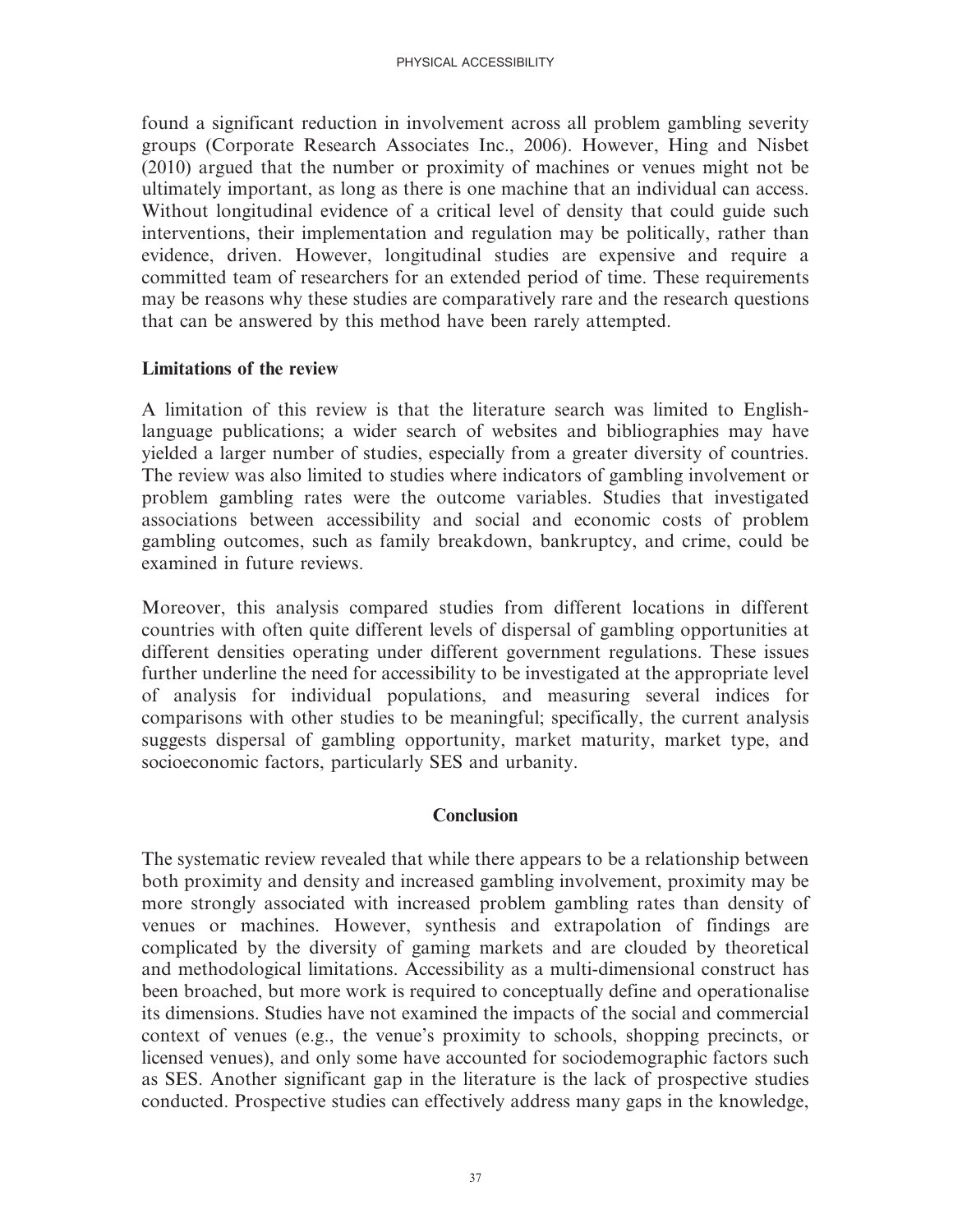found a significant reduction in involvement across all problem gambling severity groups (Corporate Research Associates Inc., 2006). However, Hing and Nisbet (2010) argued that the number or proximity of machines or venues might not be ultimately important, as long as there is one machine that an individual can access. Without longitudinal evidence of a critical level of density that could guide such interventions, their implementation and regulation may be politically, rather than evidence, driven. However, longitudinal studies are expensive and require a committed team of researchers for an extended period of time. These requirements may be reasons why these studies are comparatively rare and the research questions that can be answered by this method have been rarely attempted.

### Limitations of the review

A limitation of this review is that the literature search was limited to English-language publications; a wider search of websites and bibliographies may have yielded a larger number of studies, especially from a greater diversity of countries. The review was also limited to studies where indicators of gambling involvement or problem gambling rates were the outcome variables. Studies that investigated associations between accessibility and social and economic costs of problem gambling outcomes, such as family breakdown, bankruptcy, and crime, could be examined in future reviews.

Moreover, this analysis compared studies from different locations in different countries with often quite different levels of dispersal of gambling opportunities at different densities operating under different government regulations. These issues further underline the need for accessibility to be investigated at the appropriate level of analysis for individual populations, and measuring several indices for comparisons with other studies to be meaningful; specifically, the current analysis suggests dispersal of gambling opportunity, market maturity, market type, and socioeconomic factors, particularly SES and urbanity.

## Conclusion

The systematic review revealed that while there appears to be a relationship between both proximity and density and increased gambling involvement, proximity may be more strongly associated with increased problem gambling rates than density of venues or machines. However, synthesis and extrapolation of findings are complicated by the diversity of gaming markets and are clouded by theoretical and methodological limitations. Accessibility as a multi-dimensional construct has been broached, but more work is required to conceptually define and operationalise its dimensions. Studies have not examined the impacts of the social and commercial context of venues (e.g., the venue's proximity to schools, shopping precincts, or licensed venues), and only some have accounted for sociodemographic factors such as SES. Another significant gap in the literature is the lack of prospective studies conducted. Prospective studies can effectively address many gaps in the knowledge,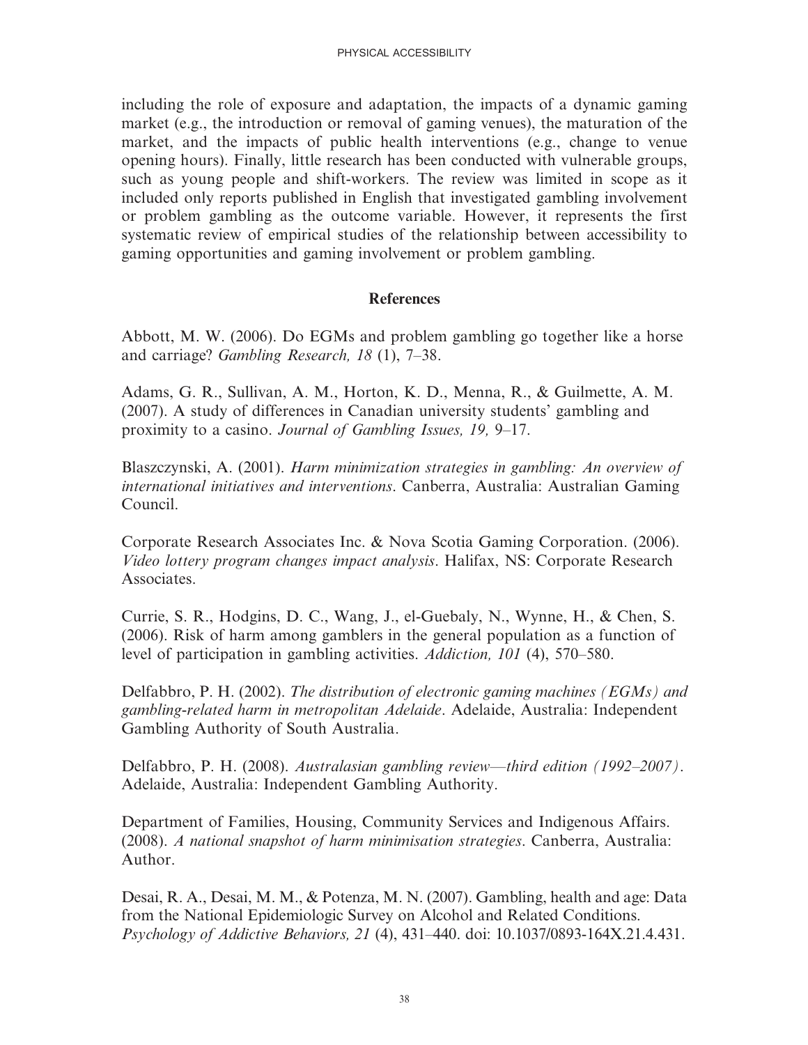including the role of exposure and adaptation, the impacts of a dynamic gaming market (e.g., the introduction or removal of gaming venues), the maturation of the market, and the impacts of public health interventions (e.g., change to venue opening hours). Finally, little research has been conducted with vulnerable groups, such as young people and shift-workers. The review was limited in scope as it included only reports published in English that investigated gambling involvement or problem gambling as the outcome variable. However, it represents the first systematic review of empirical studies of the relationship between accessibility to gaming opportunities and gaming involvement or problem gambling.

## References

Abbott, M. W. (2006). Do EGMs and problem gambling go together like a horse and carriage? *Gambling Research, 18* (1), 7–38.

Adams, G. R., Sullivan, A. M., Horton, K. D., Menna, R., & Guilmette, A. M. (2007). A study of differences in Canadian university students' gambling and proximity to a casino. *Journal of Gambling Issues, 19,* 9–17.

Blaszczynski, A. (2001). *Harm minimization strategies in gambling: An overview of international initiatives and interventions*. Canberra, Australia: Australian Gaming Council.

Corporate Research Associates Inc. & Nova Scotia Gaming Corporation. (2006). *Video lottery program changes impact analysis*. Halifax, NS: Corporate Research Associates.

Currie, S. R., Hodgins, D. C., Wang, J., el-Guebaly, N., Wynne, H., & Chen, S. (2006). Risk of harm among gamblers in the general population as a function of level of participation in gambling activities. *Addiction, 101* (4), 570–580.

Delfabbro, P. H. (2002). *The distribution of electronic gaming machines (EGMs) and gambling-related harm in metropolitan Adelaide*. Adelaide, Australia: Independent Gambling Authority of South Australia.

Delfabbro, P. H. (2008). *Australasian gambling review—third edition (1992–2007)*. Adelaide, Australia: Independent Gambling Authority.

Department of Families, Housing, Community Services and Indigenous Affairs. (2008). *A national snapshot of harm minimisation strategies*. Canberra, Australia: Author.

Desai, R. A., Desai, M. M., & Potenza, M. N. (2007). Gambling, health and age: Data from the National Epidemiologic Survey on Alcohol and Related Conditions. *Psychology of Addictive Behaviors, 21* (4), 431–440. doi: 10.1037/0893-164X.21.4.431.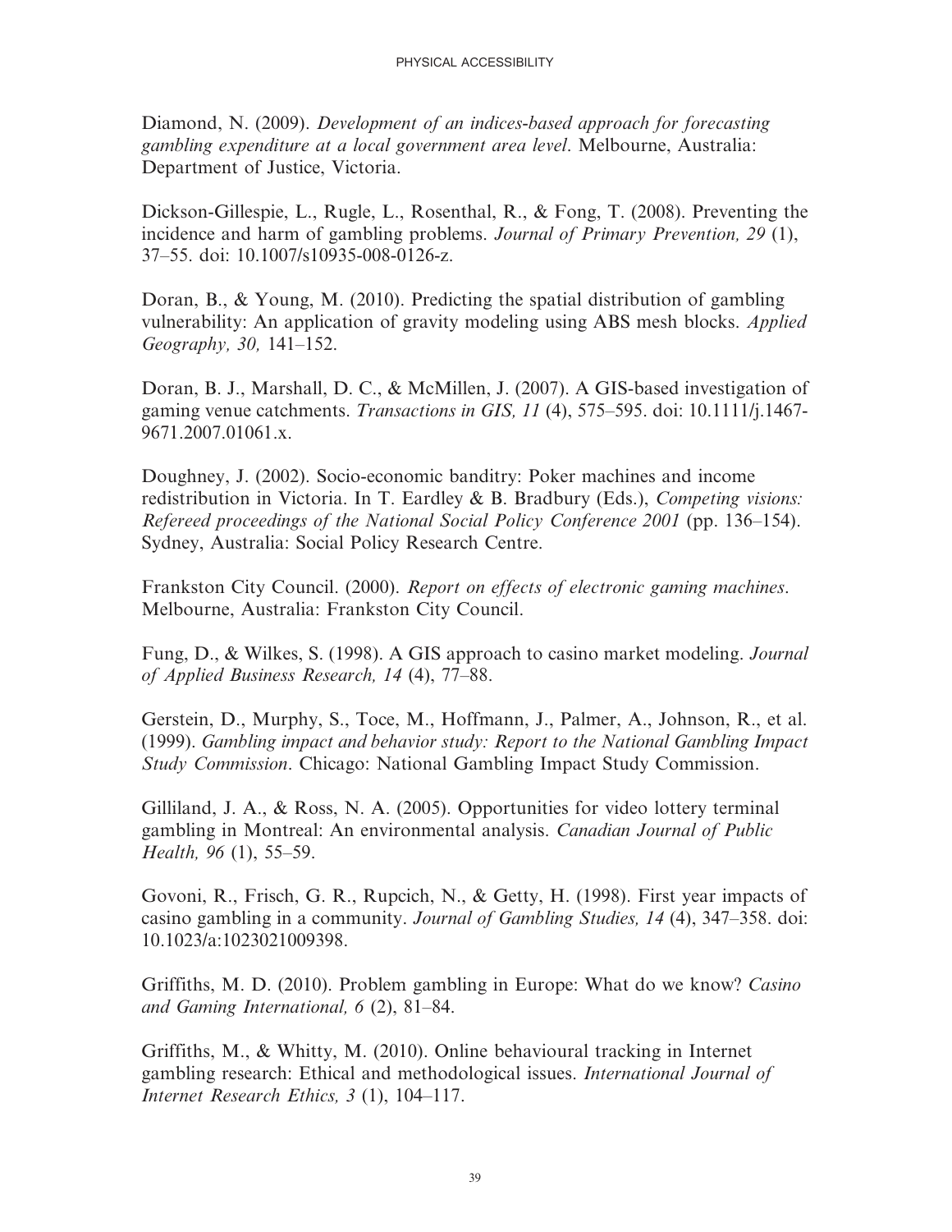Diamond, N. (2009). *Development of an indices-based approach for forecasting gambling expenditure at a local government area level*. Melbourne, Australia: Department of Justice, Victoria.

Dickson-Gillespie, L., Rugle, L., Rosenthal, R., & Fong, T. (2008). Preventing the incidence and harm of gambling problems. *Journal of Primary Prevention, 29* (1), 37–55. doi: 10.1007/s10935-008-0126-z.

Doran, B., & Young, M. (2010). Predicting the spatial distribution of gambling vulnerability: An application of gravity modeling using ABS mesh blocks. *Applied Geography, 30,* 141–152.

Doran, B. J., Marshall, D. C., & McMillen, J. (2007). A GIS-based investigation of gaming venue catchments. *Transactions in GIS, 11* (4), 575–595. doi: 10.1111/j.1467-9671.2007.01061.x.

Doughney, J. (2002). Socio-economic banditry: Poker machines and income redistribution in Victoria. In T. Eardley & B. Bradbury (Eds.), *Competing visions: Refereed proceedings of the National Social Policy Conference 2001* (pp. 136–154). Sydney, Australia: Social Policy Research Centre.

Frankston City Council. (2000). *Report on effects of electronic gaming machines*. Melbourne, Australia: Frankston City Council.

Fung, D., & Wilkes, S. (1998). A GIS approach to casino market modeling. *Journal of Applied Business Research, 14* (4), 77–88.

Gerstein, D., Murphy, S., Toce, M., Hoffmann, J., Palmer, A., Johnson, R., et al. (1999). *Gambling impact and behavior study: Report to the National Gambling Impact Study Commission*. Chicago: National Gambling Impact Study Commission.

Gilliland, J. A., & Ross, N. A. (2005). Opportunities for video lottery terminal gambling in Montreal: An environmental analysis. *Canadian Journal of Public Health, 96* (1), 55–59.

Govoni, R., Frisch, G. R., Rupcich, N., & Getty, H. (1998). First year impacts of casino gambling in a community. *Journal of Gambling Studies, 14* (4), 347–358. doi: 10.1023/a:1023021009398.

Griffiths, M. D. (2010). Problem gambling in Europe: What do we know? *Casino and Gaming International, 6* (2), 81–84.

Griffiths, M., & Whitty, M. (2010). Online behavioural tracking in Internet gambling research: Ethical and methodological issues. *International Journal of Internet Research Ethics, 3* (1), 104–117.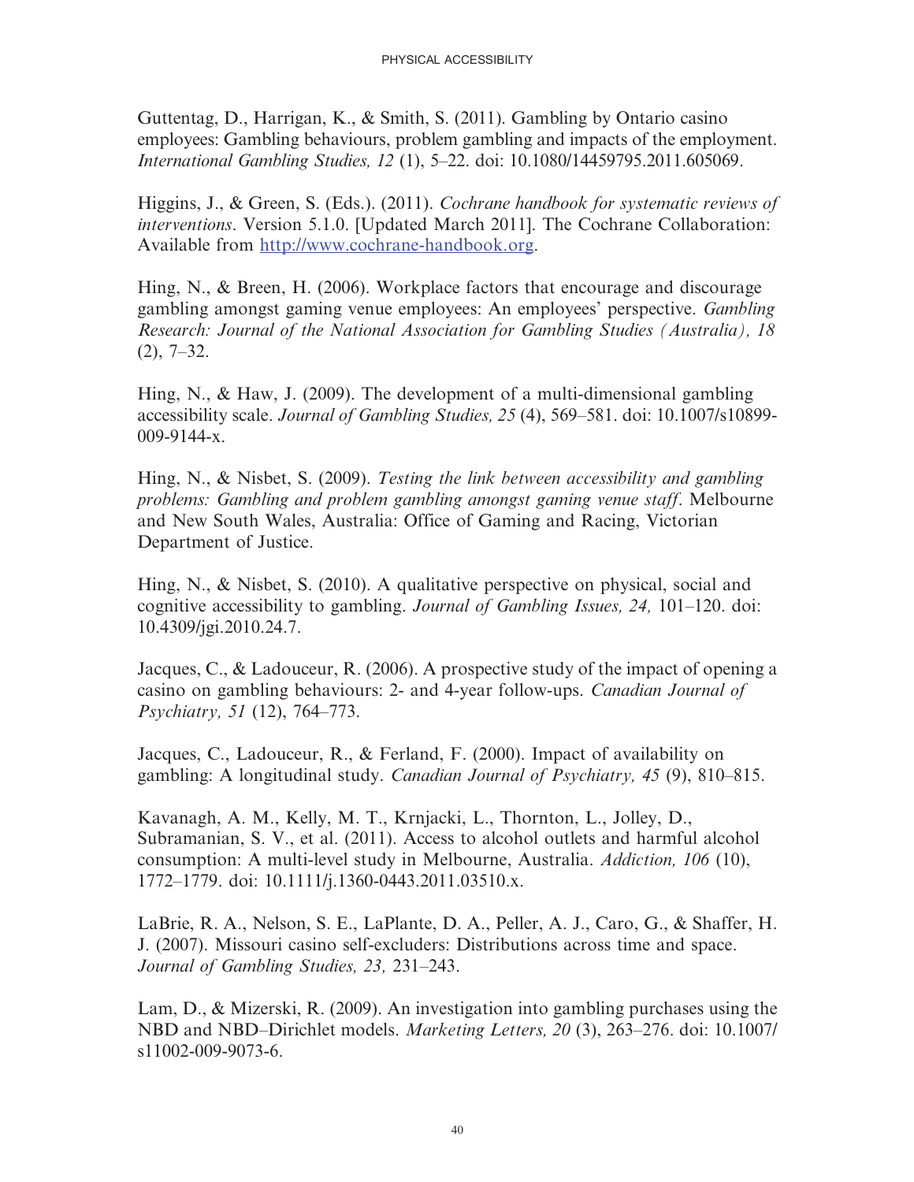Guttentag, D., Harrigan, K., & Smith, S. (2011). Gambling by Ontario casino employees: Gambling behaviours, problem gambling and impacts of the employment. *International Gambling Studies, 12* (1), 5–22. doi: 10.1080/14459795.2011.605069.

Higgins, J., & Green, S. (Eds.). (2011). *Cochrane handbook for systematic reviews of interventions*. Version 5.1.0. [Updated March 2011]. The Cochrane Collaboration: Available from [http://www.cochrane-handbook.org](http://www.cochrane-handbook.org).

Hing, N., & Breen, H. (2006). Workplace factors that encourage and discourage gambling amongst gaming venue employees: An employees' perspective. *Gambling Research: Journal of the National Association for Gambling Studies (Australia), 18* (2), 7–32.

Hing, N., & Haw, J. (2009). The development of a multi-dimensional gambling accessibility scale. *Journal of Gambling Studies, 25* (4), 569–581. doi: 10.1007/s10899-009-9144-x.

Hing, N., & Nisbet, S. (2009). *Testing the link between accessibility and gambling problems: Gambling and problem gambling amongst gaming venue staff*. Melbourne and New South Wales, Australia: Office of Gaming and Racing, Victorian Department of Justice.

Hing, N., & Nisbet, S. (2010). A qualitative perspective on physical, social and cognitive accessibility to gambling. *Journal of Gambling Issues, 24,* 101–120. doi: 10.4309/jgi.2010.24.7.

Jacques, C., & Ladouceur, R. (2006). A prospective study of the impact of opening a casino on gambling behaviours: 2- and 4-year follow-ups. *Canadian Journal of Psychiatry, 51* (12), 764–773.

Jacques, C., Ladouceur, R., & Ferland, F. (2000). Impact of availability on gambling: A longitudinal study. *Canadian Journal of Psychiatry, 45* (9), 810–815.

Kavanagh, A. M., Kelly, M. T., Krnjacki, L., Thornton, L., Jolley, D., Subramanian, S. V., et al. (2011). Access to alcohol outlets and harmful alcohol consumption: A multi-level study in Melbourne, Australia. *Addiction, 106* (10), 1772–1779. doi: 10.1111/j.1360-0443.2011.03510.x.

LaBrie, R. A., Nelson, S. E., LaPlante, D. A., Peller, A. J., Caro, G., & Shaffer, H. J. (2007). Missouri casino self-excluders: Distributions across time and space. *Journal of Gambling Studies, 23,* 231–243.

Lam, D., & Mizerski, R. (2009). An investigation into gambling purchases using the NBD and NBD–Dirichlet models. *Marketing Letters, 20* (3), 263–276. doi: 10.1007/s11002-009-9073-6.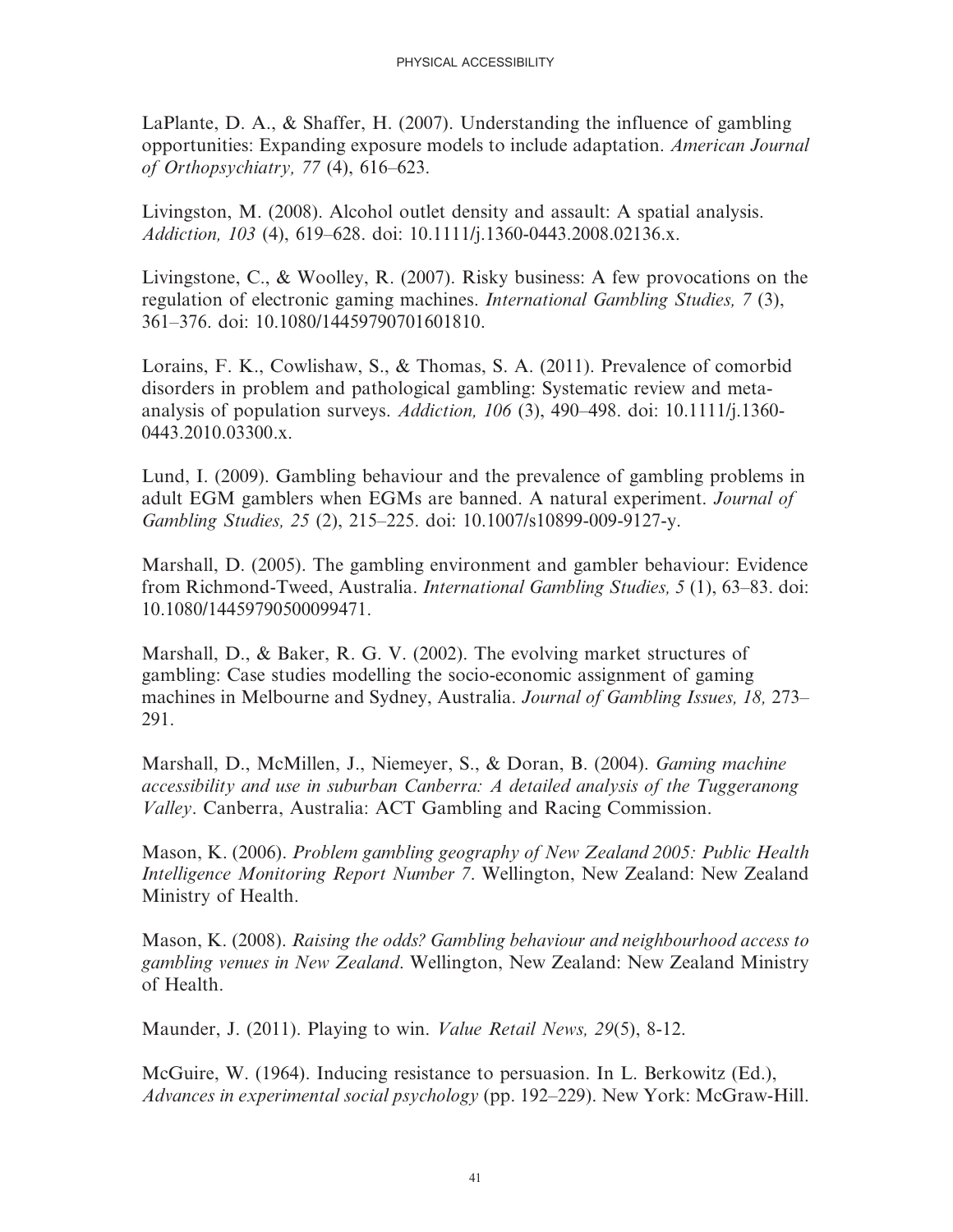LaPlante, D. A., & Shaffer, H. (2007). Understanding the influence of gambling opportunities: Expanding exposure models to include adaptation. *American Journal of Orthopsychiatry, 77* (4), 616–623.

Livingston, M. (2008). Alcohol outlet density and assault: A spatial analysis. *Addiction, 103* (4), 619–628. doi: 10.1111/j.1360-0443.2008.02136.x.

Livingstone, C., & Woolley, R. (2007). Risky business: A few provocations on the regulation of electronic gaming machines. *International Gambling Studies, 7* (3), 361–376. doi: 10.1080/14459790701601810.

Lorains, F. K., Cowlishaw, S., & Thomas, S. A. (2011). Prevalence of comorbid disorders in problem and pathological gambling: Systematic review and meta-analysis of population surveys. *Addiction, 106* (3), 490–498. doi: 10.1111/j.1360-0443.2010.03300.x.

Lund, I. (2009). Gambling behaviour and the prevalence of gambling problems in adult EGM gamblers when EGMs are banned. A natural experiment. *Journal of Gambling Studies, 25* (2), 215–225. doi: 10.1007/s10899-009-9127-y.

Marshall, D. (2005). The gambling environment and gambler behaviour: Evidence from Richmond-Tweed, Australia. *International Gambling Studies, 5* (1), 63–83. doi: 10.1080/14459790500099471.

Marshall, D., & Baker, R. G. V. (2002). The evolving market structures of gambling: Case studies modelling the socio-economic assignment of gaming machines in Melbourne and Sydney, Australia. *Journal of Gambling Issues, 18,* 273–291.

Marshall, D., McMillen, J., Niemeyer, S., & Doran, B. (2004). *Gaming machine accessibility and use in suburban Canberra: A detailed analysis of the Tuggeranong Valley*. Canberra, Australia: ACT Gambling and Racing Commission.

Mason, K. (2006). *Problem gambling geography of New Zealand 2005: Public Health Intelligence Monitoring Report Number 7*. Wellington, New Zealand: New Zealand Ministry of Health.

Mason, K. (2008). *Raising the odds? Gambling behaviour and neighbourhood access to gambling venues in New Zealand*. Wellington, New Zealand: New Zealand Ministry of Health.

Maunder, J. (2011). Playing to win. *Value Retail News, 29*(5), 8-12.

McGuire, W. (1964). Inducing resistance to persuasion. In L. Berkowitz (Ed.), *Advances in experimental social psychology* (pp. 192–229). New York: McGraw-Hill.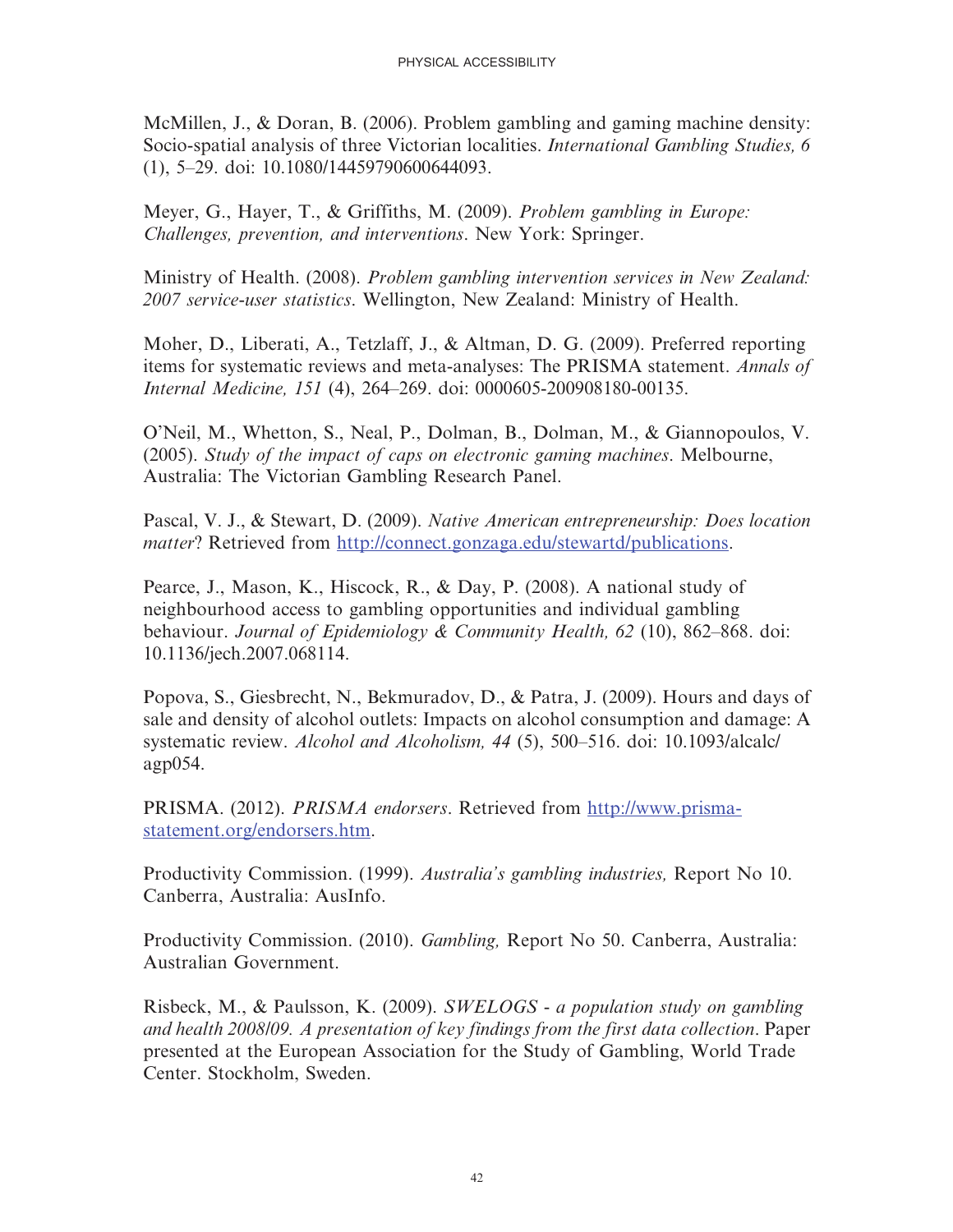McMillen, J., & Doran, B. (2006). Problem gambling and gaming machine density: Socio-spatial analysis of three Victorian localities. *International Gambling Studies, 6* (1), 5–29. doi: 10.1080/14459790600644093.

Meyer, G., Hayer, T., & Griffiths, M. (2009). *Problem gambling in Europe: Challenges, prevention, and interventions*. New York: Springer.

Ministry of Health. (2008). *Problem gambling intervention services in New Zealand: 2007 service-user statistics*. Wellington, New Zealand: Ministry of Health.

Moher, D., Liberati, A., Tetzlaff, J., & Altman, D. G. (2009). Preferred reporting items for systematic reviews and meta-analyses: The PRISMA statement. *Annals of Internal Medicine, 151* (4), 264–269. doi: 0000605-200908180-00135.

O'Neil, M., Whetton, S., Neal, P., Dolman, B., Dolman, M., & Giannopoulos, V. (2005). *Study of the impact of caps on electronic gaming machines*. Melbourne, Australia: The Victorian Gambling Research Panel.

Pascal, V. J., & Stewart, D. (2009). *Native American entrepreneurship: Does location matter*? Retrieved from http://connect.gonzaga.edu/stewartd/publications.

Pearce, J., Mason, K., Hiscock, R., & Day, P. (2008). A national study of neighbourhood access to gambling opportunities and individual gambling behaviour. *Journal of Epidemiology & Community Health, 62* (10), 862–868. doi: 10.1136/jech.2007.068114.

Popova, S., Giesbrecht, N., Bekmuradov, D., & Patra, J. (2009). Hours and days of sale and density of alcohol outlets: Impacts on alcohol consumption and damage: A systematic review. *Alcohol and Alcoholism, 44* (5), 500–516. doi: 10.1093/alcalc/agp054.

PRISMA. (2012). *PRISMA endorsers*. Retrieved from http://www.prisma-statement.org/endorsers.htm.

Productivity Commission. (1999). *Australia's gambling industries,* Report No 10. Canberra, Australia: AusInfo.

Productivity Commission. (2010). *Gambling,* Report No 50. Canberra, Australia: Australian Government.

Risbeck, M., & Paulsson, K. (2009). *SWELOGS - a population study on gambling and health 2008/09. A presentation of key findings from the first data collection*. Paper presented at the European Association for the Study of Gambling, World Trade Center. Stockholm, Sweden.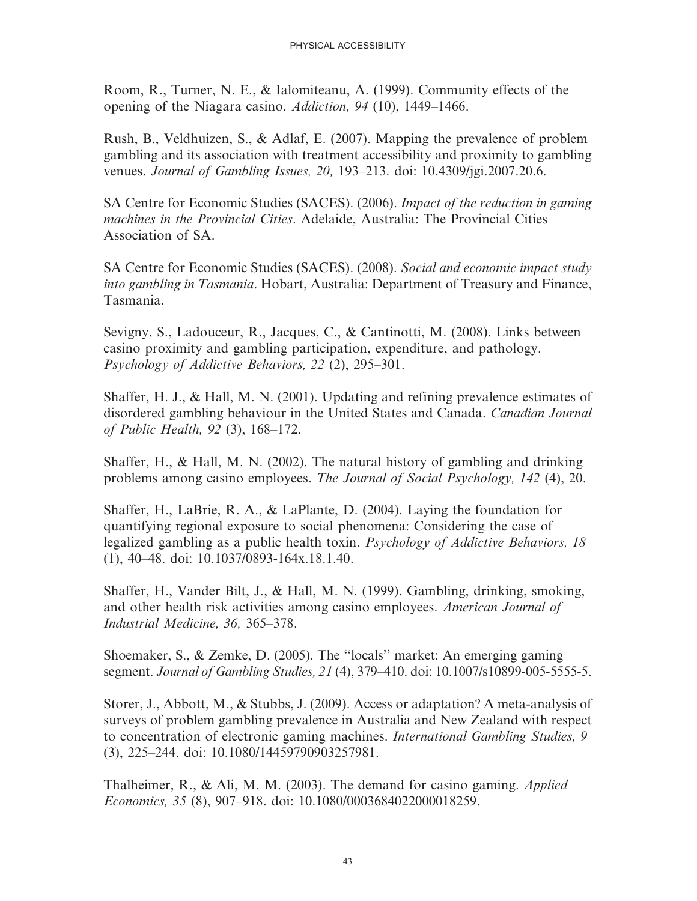Room, R., Turner, N. E., & Ialomiteanu, A. (1999). Community effects of the opening of the Niagara casino. *Addiction, 94* (10), 1449–1466.

Rush, B., Veldhuizen, S., & Adlaf, E. (2007). Mapping the prevalence of problem gambling and its association with treatment accessibility and proximity to gambling venues. *Journal of Gambling Issues, 20,* 193–213. doi: 10.4309/jgi.2007.20.6.

SA Centre for Economic Studies (SACES). (2006). *Impact of the reduction in gaming machines in the Provincial Cities*. Adelaide, Australia: The Provincial Cities Association of SA.

SA Centre for Economic Studies (SACES). (2008). *Social and economic impact study into gambling in Tasmania*. Hobart, Australia: Department of Treasury and Finance, Tasmania.

Sevigny, S., Ladouceur, R., Jacques, C., & Cantinotti, M. (2008). Links between casino proximity and gambling participation, expenditure, and pathology. *Psychology of Addictive Behaviors, 22* (2), 295–301.

Shaffer, H. J., & Hall, M. N. (2001). Updating and refining prevalence estimates of disordered gambling behaviour in the United States and Canada. *Canadian Journal of Public Health, 92* (3), 168–172.

Shaffer, H., & Hall, M. N. (2002). The natural history of gambling and drinking problems among casino employees. *The Journal of Social Psychology, 142* (4), 20.

Shaffer, H., LaBrie, R. A., & LaPlante, D. (2004). Laying the foundation for quantifying regional exposure to social phenomena: Considering the case of legalized gambling as a public health toxin. *Psychology of Addictive Behaviors, 18* (1), 40–48. doi: 10.1037/0893-164x.18.1.40.

Shaffer, H., Vander Bilt, J., & Hall, M. N. (1999). Gambling, drinking, smoking, and other health risk activities among casino employees. *American Journal of Industrial Medicine, 36,* 365–378.

Shoemaker, S., & Zemke, D. (2005). The "locals" market: An emerging gaming segment. *Journal of Gambling Studies, 21* (4), 379–410. doi: 10.1007/s10899-005-5555-5.

Storer, J., Abbott, M., & Stubbs, J. (2009). Access or adaptation? A meta-analysis of surveys of problem gambling prevalence in Australia and New Zealand with respect to concentration of electronic gaming machines. *International Gambling Studies, 9* (3), 225–244. doi: 10.1080/14459790903257981.

Thalheimer, R., & Ali, M. M. (2003). The demand for casino gaming. *Applied Economics, 35* (8), 907–918. doi: 10.1080/0003684022000018259.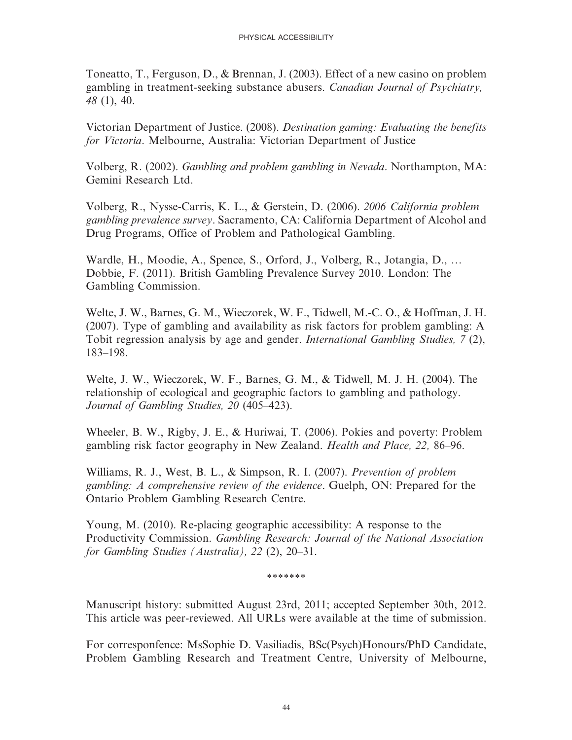Toneatto, T., Ferguson, D., & Brennan, J. (2003). Effect of a new casino on problem gambling in treatment-seeking substance abusers. *Canadian Journal of Psychiatry, 48* (1), 40.

Victorian Department of Justice. (2008). *Destination gaming: Evaluating the benefits for Victoria*. Melbourne, Australia: Victorian Department of Justice

Volberg, R. (2002). *Gambling and problem gambling in Nevada*. Northampton, MA: Gemini Research Ltd.

Volberg, R., Nysse-Carris, K. L., & Gerstein, D. (2006). *2006 California problem gambling prevalence survey*. Sacramento, CA: California Department of Alcohol and Drug Programs, Office of Problem and Pathological Gambling.

Wardle, H., Moodie, A., Spence, S., Orford, J., Volberg, R., Jotangia, D., … Dobbie, F. (2011). British Gambling Prevalence Survey 2010. London: The Gambling Commission.

Welte, J. W., Barnes, G. M., Wieczorek, W. F., Tidwell, M.-C. O., & Hoffman, J. H. (2007). Type of gambling and availability as risk factors for problem gambling: A Tobit regression analysis by age and gender. *International Gambling Studies, 7* (2), 183–198.

Welte, J. W., Wieczorek, W. F., Barnes, G. M., & Tidwell, M. J. H. (2004). The relationship of ecological and geographic factors to gambling and pathology. *Journal of Gambling Studies, 20* (405–423).

Wheeler, B. W., Rigby, J. E., & Huriwai, T. (2006). Pokies and poverty: Problem gambling risk factor geography in New Zealand. *Health and Place, 22,* 86–96.

Williams, R. J., West, B. L., & Simpson, R. I. (2007). *Prevention of problem gambling: A comprehensive review of the evidence*. Guelph, ON: Prepared for the Ontario Problem Gambling Research Centre.

Young, M. (2010). Re-placing geographic accessibility: A response to the Productivity Commission. *Gambling Research: Journal of the National Association for Gambling Studies (Australia), 22* (2), 20–31.

*******

Manuscript history: submitted August 23rd, 2011; accepted September 30th, 2012. This article was peer-reviewed. All URLs were available at the time of submission.

For corresponfence: MsSophie D. Vasiliadis, BSc(Psych)Honours/PhD Candidate, Problem Gambling Research and Treatment Centre, University of Melbourne,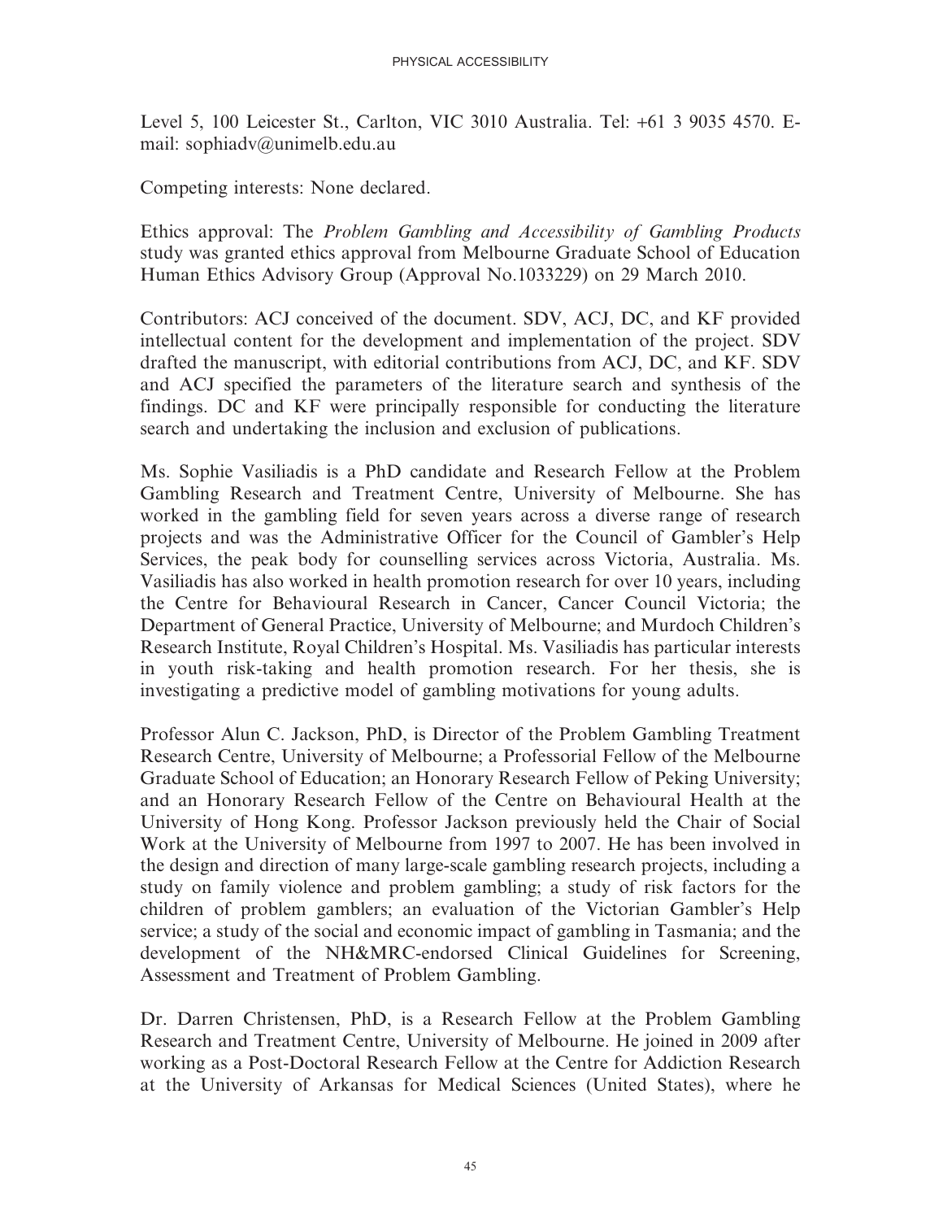Level 5, 100 Leicester St., Carlton, VIC 3010 Australia. Tel: +61 3 9035 4570. E-mail: sophiadv@unimelb.edu.au

Competing interests: None declared.

Ethics approval: The *Problem Gambling and Accessibility of Gambling Products* study was granted ethics approval from Melbourne Graduate School of Education Human Ethics Advisory Group (Approval No.1033229) on 29 March 2010.

Contributors: ACJ conceived of the document. SDV, ACJ, DC, and KF provided intellectual content for the development and implementation of the project. SDV drafted the manuscript, with editorial contributions from ACJ, DC, and KF. SDV and ACJ specified the parameters of the literature search and synthesis of the findings. DC and KF were principally responsible for conducting the literature search and undertaking the inclusion and exclusion of publications.

Ms. Sophie Vasiliadis is a PhD candidate and Research Fellow at the Problem Gambling Research and Treatment Centre, University of Melbourne. She has worked in the gambling field for seven years across a diverse range of research projects and was the Administrative Officer for the Council of Gambler's Help Services, the peak body for counselling services across Victoria, Australia. Ms. Vasiliadis has also worked in health promotion research for over 10 years, including the Centre for Behavioural Research in Cancer, Cancer Council Victoria; the Department of General Practice, University of Melbourne; and Murdoch Children's Research Institute, Royal Children's Hospital. Ms. Vasiliadis has particular interests in youth risk-taking and health promotion research. For her thesis, she is investigating a predictive model of gambling motivations for young adults.

Professor Alun C. Jackson, PhD, is Director of the Problem Gambling Treatment Research Centre, University of Melbourne; a Professorial Fellow of the Melbourne Graduate School of Education; an Honorary Research Fellow of Peking University; and an Honorary Research Fellow of the Centre on Behavioural Health at the University of Hong Kong. Professor Jackson previously held the Chair of Social Work at the University of Melbourne from 1997 to 2007. He has been involved in the design and direction of many large-scale gambling research projects, including a study on family violence and problem gambling; a study of risk factors for the children of problem gamblers; an evaluation of the Victorian Gambler's Help service; a study of the social and economic impact of gambling in Tasmania; and the development of the NH&MRC-endorsed Clinical Guidelines for Screening, Assessment and Treatment of Problem Gambling.

Dr. Darren Christensen, PhD, is a Research Fellow at the Problem Gambling Research and Treatment Centre, University of Melbourne. He joined in 2009 after working as a Post-Doctoral Research Fellow at the Centre for Addiction Research at the University of Arkansas for Medical Sciences (United States), where he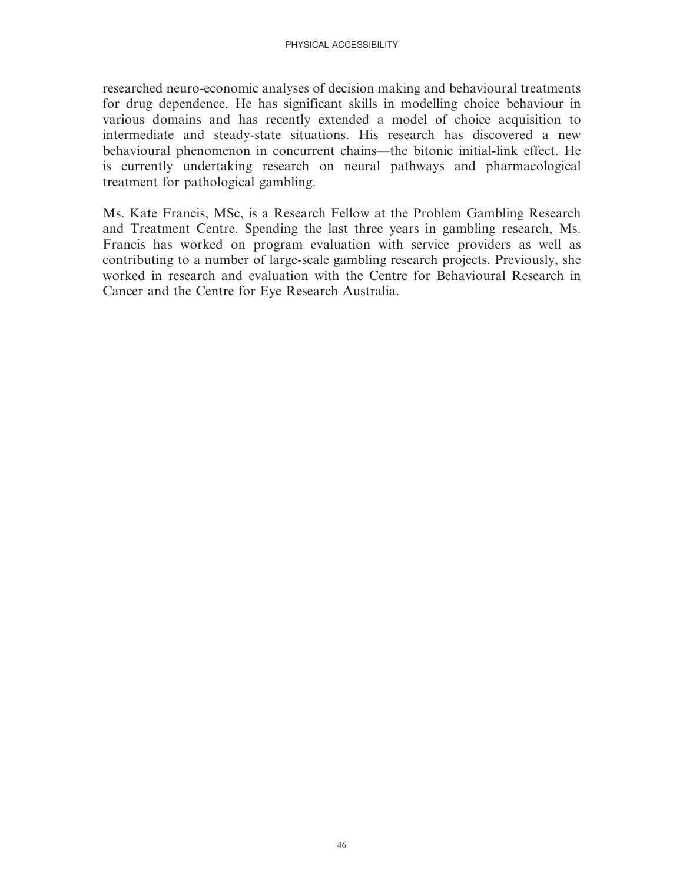researched neuro-economic analyses of decision making and behavioural treatments for drug dependence. He has significant skills in modelling choice behaviour in various domains and has recently extended a model of choice acquisition to intermediate and steady-state situations. His research has discovered a new behavioural phenomenon in concurrent chains—the bitonic initial-link effect. He is currently undertaking research on neural pathways and pharmacological treatment for pathological gambling.

Ms. Kate Francis, MSc, is a Research Fellow at the Problem Gambling Research and Treatment Centre. Spending the last three years in gambling research, Ms. Francis has worked on program evaluation with service providers as well as contributing to a number of large-scale gambling research projects. Previously, she worked in research and evaluation with the Centre for Behavioural Research in Cancer and the Centre for Eye Research Australia.